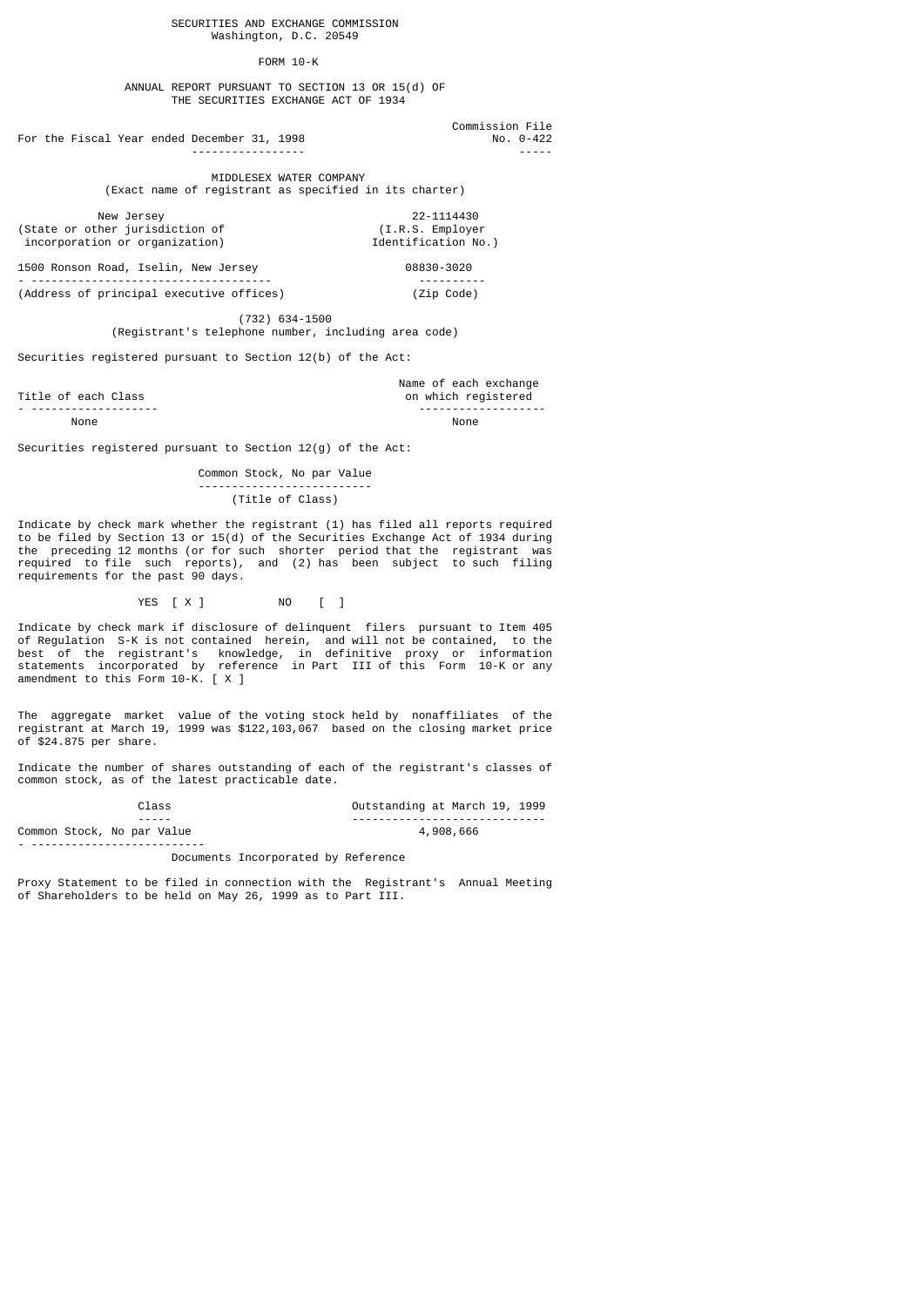SECURITIES AND EXCHANGE COMMISSION
Washington, D.C. 20549

FORM 10-K

ANNUAL REPORT PURSUANT TO SECTION 13 OR 15(d) OF
THE SECURITIES EXCHANGE ACT OF 1934

For the Fiscal Year ended December 31, 1998 — Commission File No. 0-422

MIDDLESEX WATER COMPANY
(Exact name of registrant as specified in its charter)

| | |
|---|---|
| New Jersey | 22-1114430 |
| (State or other jurisdiction of incorporation or organization) | (I.R.S. Employer Identification No.) |
| 1500 Ronson Road, Iselin, New Jersey | 08830-3020 |
| (Address of principal executive offices) | (Zip Code) |

(732) 634-1500
(Registrant's telephone number, including area code)

Securities registered pursuant to Section 12(b) of the Act:

| Title of each Class | Name of each exchange on which registered |
|---|---|
| None | None |

Securities registered pursuant to Section 12(g) of the Act:

Common Stock, No par Value
(Title of Class)

Indicate by check mark whether the registrant (1) has filed all reports required to be filed by Section 13 or 15(d) of the Securities Exchange Act of 1934 during the preceding 12 months (or for such shorter period that the registrant was required to file such reports), and (2) has been subject to such filing requirements for the past 90 days.

YES [ X ]          NO [ ]

Indicate by check mark if disclosure of delinquent filers pursuant to Item 405 of Regulation S-K is not contained herein, and will not be contained, to the best of the registrant's knowledge, in definitive proxy or information statements incorporated by reference in Part III of this Form 10-K or any amendment to this Form 10-K. [ X ]

The aggregate market value of the voting stock held by nonaffiliates of the registrant at March 19, 1999 was $122,103,067 based on the closing market price of $24.875 per share.

Indicate the number of shares outstanding of each of the registrant's classes of common stock, as of the latest practicable date.

| Class | Outstanding at March 19, 1999 |
|---|---|
| Common Stock, No par Value | 4,908,666 |

Documents Incorporated by Reference

Proxy Statement to be filed in connection with the Registrant's Annual Meeting of Shareholders to be held on May 26, 1999 as to Part III.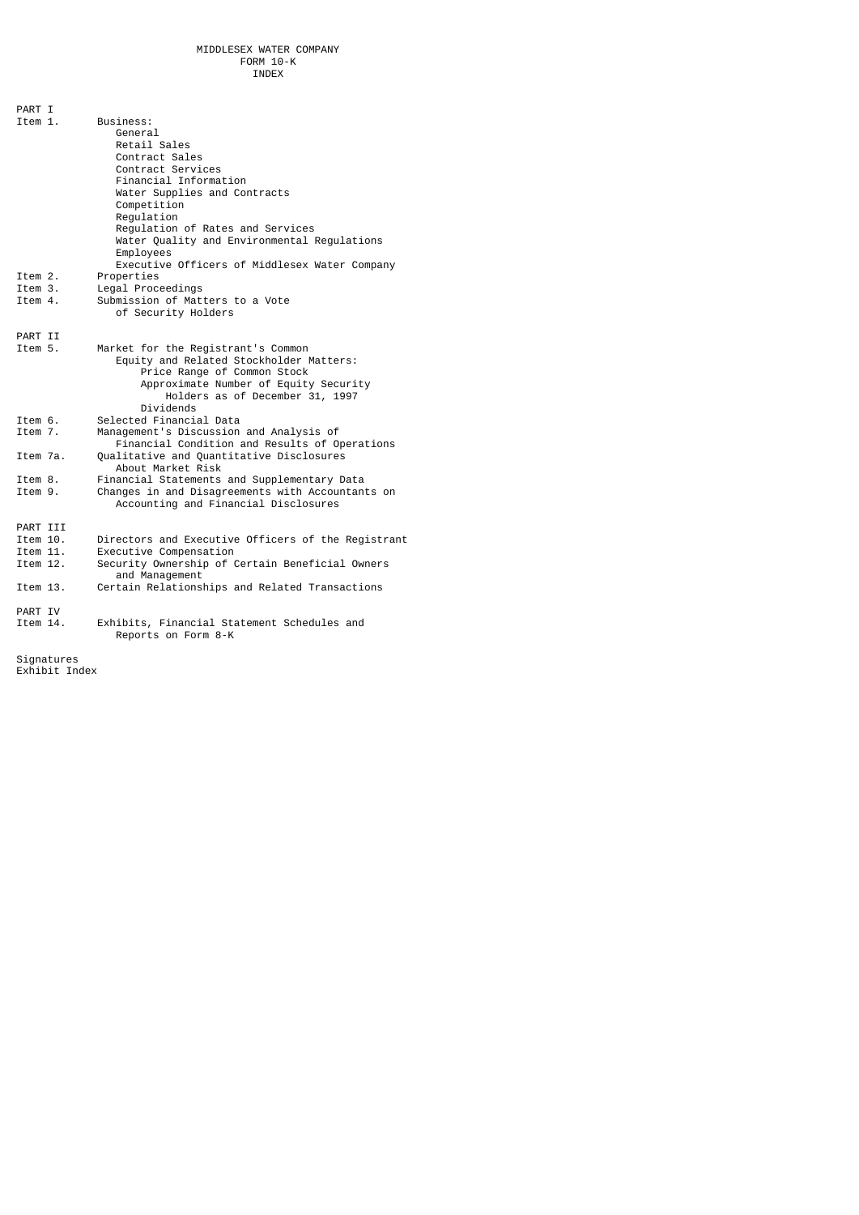MIDDLESEX WATER COMPANY
FORM 10-K
INDEX

**PART I**

- Item 1. Business:
  - General
  - Retail Sales
  - Contract Sales
  - Contract Services
  - Financial Information
  - Water Supplies and Contracts
  - Competition
  - Regulation
  - Regulation of Rates and Services
  - Water Quality and Environmental Regulations
  - Employees
  - Executive Officers of Middlesex Water Company
- Item 2. Properties
- Item 3. Legal Proceedings
- Item 4. Submission of Matters to a Vote of Security Holders

**PART II**

- Item 5. Market for the Registrant's Common Equity and Related Stockholder Matters:
  - Price Range of Common Stock
  - Approximate Number of Equity Security Holders as of December 31, 1997
  - Dividends
- Item 6. Selected Financial Data
- Item 7. Management's Discussion and Analysis of Financial Condition and Results of Operations
- Item 7a. Qualitative and Quantitative Disclosures About Market Risk
- Item 8. Financial Statements and Supplementary Data
- Item 9. Changes in and Disagreements with Accountants on Accounting and Financial Disclosures

**PART III**

- Item 10. Directors and Executive Officers of the Registrant
- Item 11. Executive Compensation
- Item 12. Security Ownership of Certain Beneficial Owners and Management
- Item 13. Certain Relationships and Related Transactions

**PART IV**

- Item 14. Exhibits, Financial Statement Schedules and Reports on Form 8-K

Signatures

Exhibit Index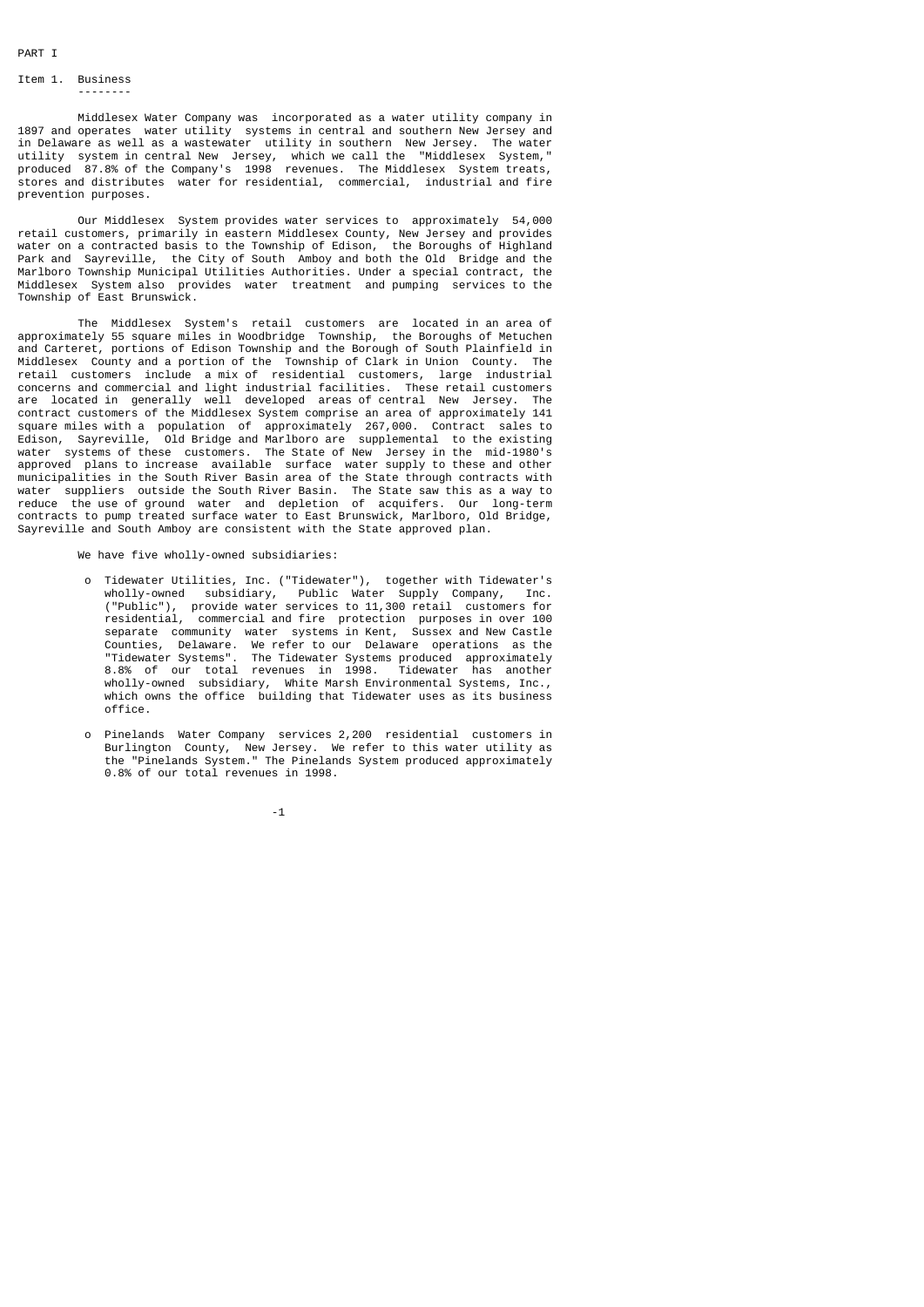PART I

## Item 1. Business

Middlesex Water Company was incorporated as a water utility company in 1897 and operates water utility systems in central and southern New Jersey and in Delaware as well as a wastewater utility in southern New Jersey. The water utility system in central New Jersey, which we call the "Middlesex System," produced 87.8% of the Company's 1998 revenues. The Middlesex System treats, stores and distributes water for residential, commercial, industrial and fire prevention purposes.

Our Middlesex System provides water services to approximately 54,000 retail customers, primarily in eastern Middlesex County, New Jersey and provides water on a contracted basis to the Township of Edison, the Boroughs of Highland Park and Sayreville, the City of South Amboy and both the Old Bridge and the Marlboro Township Municipal Utilities Authorities. Under a special contract, the Middlesex System also provides water treatment and pumping services to the Township of East Brunswick.

The Middlesex System's retail customers are located in an area of approximately 55 square miles in Woodbridge Township, the Boroughs of Metuchen and Carteret, portions of Edison Township and the Borough of South Plainfield in Middlesex County and a portion of the Township of Clark in Union County. The retail customers include a mix of residential customers, large industrial concerns and commercial and light industrial facilities. These retail customers are located in generally well developed areas of central New Jersey. The contract customers of the Middlesex System comprise an area of approximately 141 square miles with a population of approximately 267,000. Contract sales to Edison, Sayreville, Old Bridge and Marlboro are supplemental to the existing water systems of these customers. The State of New Jersey in the mid-1980's approved plans to increase available surface water supply to these and other municipalities in the South River Basin area of the State through contracts with water suppliers outside the South River Basin. The State saw this as a way to reduce the use of ground water and depletion of acquifers. Our long-term contracts to pump treated surface water to East Brunswick, Marlboro, Old Bridge, Sayreville and South Amboy are consistent with the State approved plan.

We have five wholly-owned subsidiaries:

- Tidewater Utilities, Inc. ("Tidewater"), together with Tidewater's wholly-owned subsidiary, Public Water Supply Company, Inc. ("Public"), provide water services to 11,300 retail customers for residential, commercial and fire protection purposes in over 100 separate community water systems in Kent, Sussex and New Castle Counties, Delaware. We refer to our Delaware operations as the "Tidewater Systems". The Tidewater Systems produced approximately 8.8% of our total revenues in 1998. Tidewater has another wholly-owned subsidiary, White Marsh Environmental Systems, Inc., which owns the office building that Tidewater uses as its business office.

- Pinelands Water Company services 2,200 residential customers in Burlington County, New Jersey. We refer to this water utility as the "Pinelands System." The Pinelands System produced approximately 0.8% of our total revenues in 1998.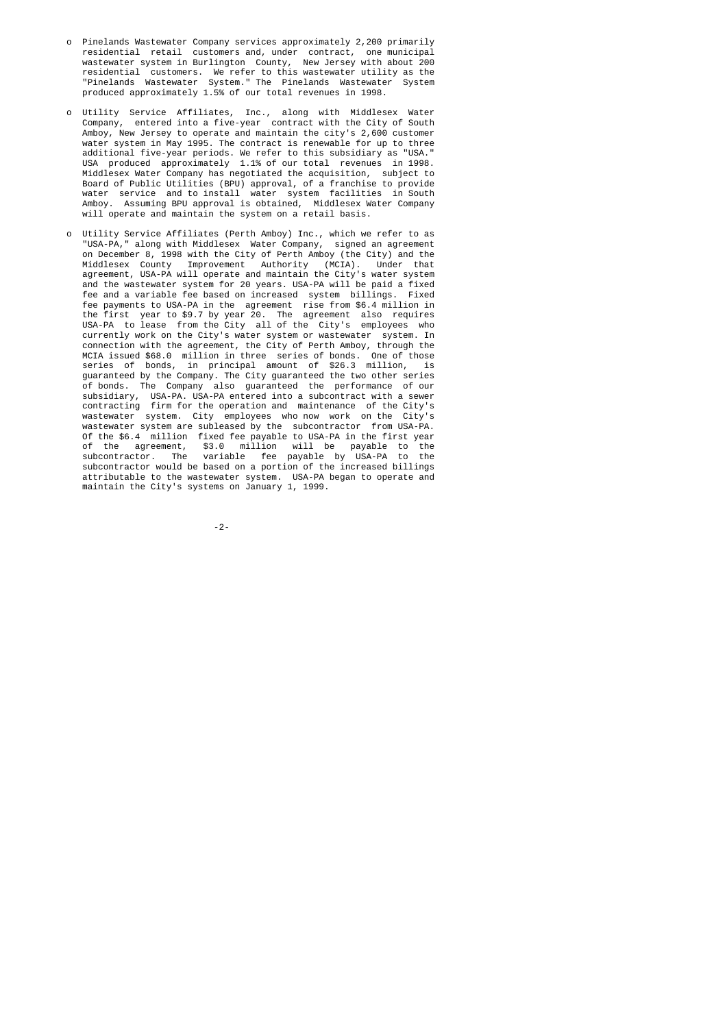- Pinelands Wastewater Company services approximately 2,200 primarily residential retail customers and, under contract, one municipal wastewater system in Burlington County, New Jersey with about 200 residential customers. We refer to this wastewater utility as the "Pinelands Wastewater System." The Pinelands Wastewater System produced approximately 1.5% of our total revenues in 1998.

- Utility Service Affiliates, Inc., along with Middlesex Water Company, entered into a five-year contract with the City of South Amboy, New Jersey to operate and maintain the city's 2,600 customer water system in May 1995. The contract is renewable for up to three additional five-year periods. We refer to this subsidiary as "USA." USA produced approximately 1.1% of our total revenues in 1998. Middlesex Water Company has negotiated the acquisition, subject to Board of Public Utilities (BPU) approval, of a franchise to provide water service and to install water system facilities in South Amboy. Assuming BPU approval is obtained, Middlesex Water Company will operate and maintain the system on a retail basis.

- Utility Service Affiliates (Perth Amboy) Inc., which we refer to as "USA-PA," along with Middlesex Water Company, signed an agreement on December 8, 1998 with the City of Perth Amboy (the City) and the Middlesex County Improvement Authority (MCIA). Under that agreement, USA-PA will operate and maintain the City's water system and the wastewater system for 20 years. USA-PA will be paid a fixed fee and a variable fee based on increased system billings. Fixed fee payments to USA-PA in the agreement rise from $6.4 million in the first year to $9.7 by year 20. The agreement also requires USA-PA to lease from the City all of the City's employees who currently work on the City's water system or wastewater system. In connection with the agreement, the City of Perth Amboy, through the MCIA issued $68.0 million in three series of bonds. One of those series of bonds, in principal amount of $26.3 million, is guaranteed by the Company. The City guaranteed the two other series of bonds. The Company also guaranteed the performance of our subsidiary, USA-PA. USA-PA entered into a subcontract with a sewer contracting firm for the operation and maintenance of the City's wastewater system. City employees who now work on the City's wastewater system are subleased by the subcontractor from USA-PA. Of the $6.4 million fixed fee payable to USA-PA in the first year of the agreement, $3.0 million will be payable to the subcontractor. The variable fee payable by USA-PA to the subcontractor would be based on a portion of the increased billings attributable to the wastewater system. USA-PA began to operate and maintain the City's systems on January 1, 1999.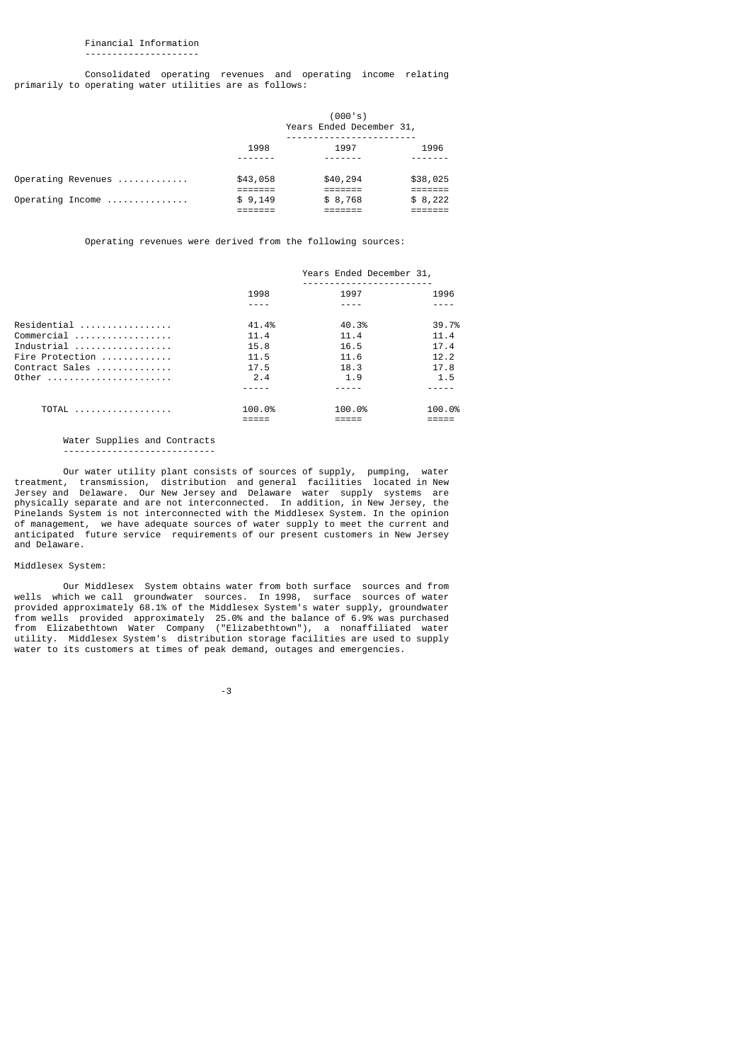## Financial Information

Consolidated operating revenues and operating income relating primarily to operating water utilities are as follows:

| | (000's) Years Ended December 31, | | |
|---|---|---|---|
| | 1998 | 1997 | 1996 |
| Operating Revenues | $43,058 | $40,294 | $38,025 |
| Operating Income | $ 9,149 | $ 8,768 | $ 8,222 |

Operating revenues were derived from the following sources:

| | Years Ended December 31, | | |
|---|---|---|---|
| | 1998 | 1997 | 1996 |
| Residential | 41.4% | 40.3% | 39.7% |
| Commercial | 11.4 | 11.4 | 11.4 |
| Industrial | 15.8 | 16.5 | 17.4 |
| Fire Protection | 11.5 | 11.6 | 12.2 |
| Contract Sales | 17.5 | 18.3 | 17.8 |
| Other | 2.4 | 1.9 | 1.5 |
| TOTAL | 100.0% | 100.0% | 100.0% |

## Water Supplies and Contracts

Our water utility plant consists of sources of supply, pumping, water treatment, transmission, distribution and general facilities located in New Jersey and Delaware. Our New Jersey and Delaware water supply systems are physically separate and are not interconnected. In addition, in New Jersey, the Pinelands System is not interconnected with the Middlesex System. In the opinion of management, we have adequate sources of water supply to meet the current and anticipated future service requirements of our present customers in New Jersey and Delaware.

Middlesex System:

Our Middlesex System obtains water from both surface sources and from wells which we call groundwater sources. In 1998, surface sources of water provided approximately 68.1% of the Middlesex System's water supply, groundwater from wells provided approximately 25.0% and the balance of 6.9% was purchased from Elizabethtown Water Company ("Elizabethtown"), a nonaffiliated water utility. Middlesex System's distribution storage facilities are used to supply water to its customers at times of peak demand, outages and emergencies.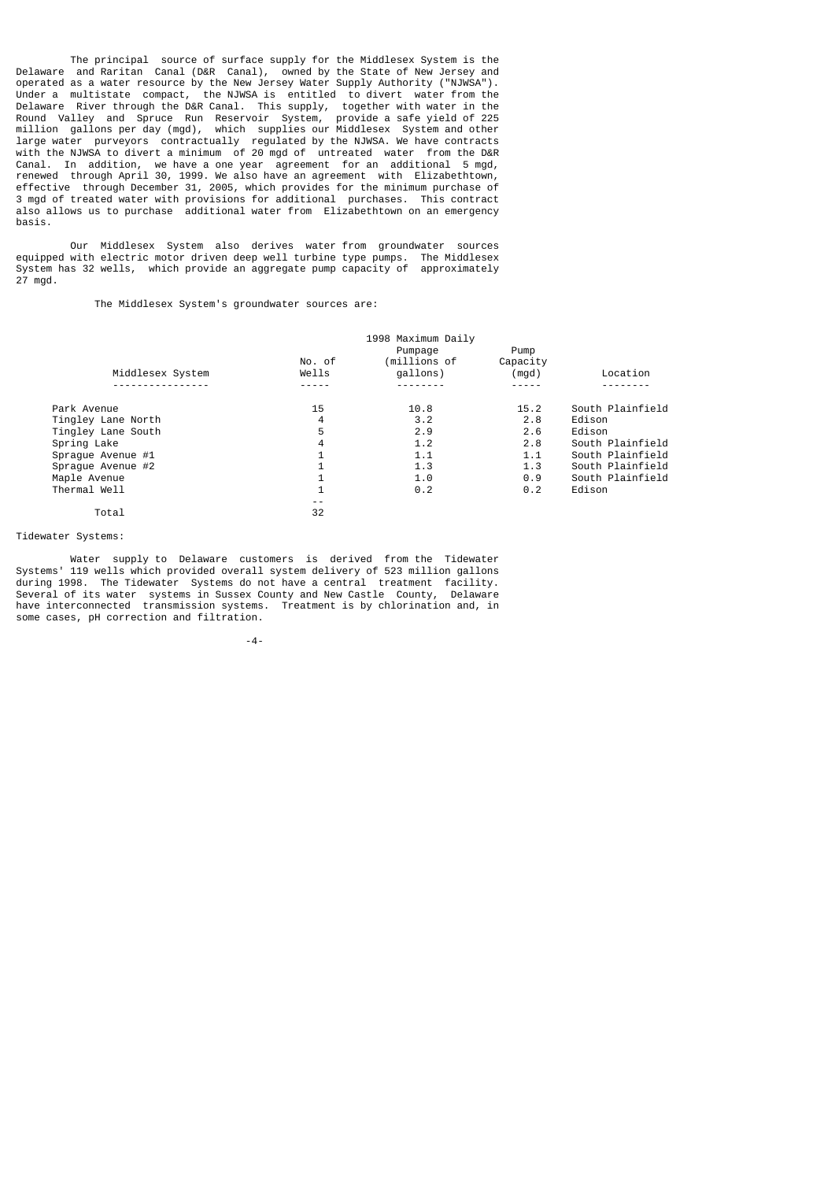The principal source of surface supply for the Middlesex System is the Delaware and Raritan Canal (D&R Canal), owned by the State of New Jersey and operated as a water resource by the New Jersey Water Supply Authority ("NJWSA"). Under a multistate compact, the NJWSA is entitled to divert water from the Delaware River through the D&R Canal. This supply, together with water in the Round Valley and Spruce Run Reservoir System, provide a safe yield of 225 million gallons per day (mgd), which supplies our Middlesex System and other large water purveyors contractually regulated by the NJWSA. We have contracts with the NJWSA to divert a minimum of 20 mgd of untreated water from the D&R Canal. In addition, we have a one year agreement for an additional 5 mgd, renewed through April 30, 1999. We also have an agreement with Elizabethtown, effective through December 31, 2005, which provides for the minimum purchase of 3 mgd of treated water with provisions for additional purchases. This contract also allows us to purchase additional water from Elizabethtown on an emergency basis.

Our Middlesex System also derives water from groundwater sources equipped with electric motor driven deep well turbine type pumps. The Middlesex System has 32 wells, which provide an aggregate pump capacity of approximately 27 mgd.

The Middlesex System's groundwater sources are:

| Middlesex System | No. of Wells | 1998 Maximum Daily Pumpage (millions of gallons) | Pump Capacity (mgd) | Location |
|---|---|---|---|---|
| Park Avenue | 15 | 10.8 | 15.2 | South Plainfield |
| Tingley Lane North | 4 | 3.2 | 2.8 | Edison |
| Tingley Lane South | 5 | 2.9 | 2.6 | Edison |
| Spring Lake | 4 | 1.2 | 2.8 | South Plainfield |
| Sprague Avenue #1 | 1 | 1.1 | 1.1 | South Plainfield |
| Sprague Avenue #2 | 1 | 1.3 | 1.3 | South Plainfield |
| Maple Avenue | 1 | 1.0 | 0.9 | South Plainfield |
| Thermal Well | 1 | 0.2 | 0.2 | Edison |
| Total | 32 | | | |

Tidewater Systems:

Water supply to Delaware customers is derived from the Tidewater Systems' 119 wells which provided overall system delivery of 523 million gallons during 1998. The Tidewater Systems do not have a central treatment facility. Several of its water systems in Sussex County and New Castle County, Delaware have interconnected transmission systems. Treatment is by chlorination and, in some cases, pH correction and filtration.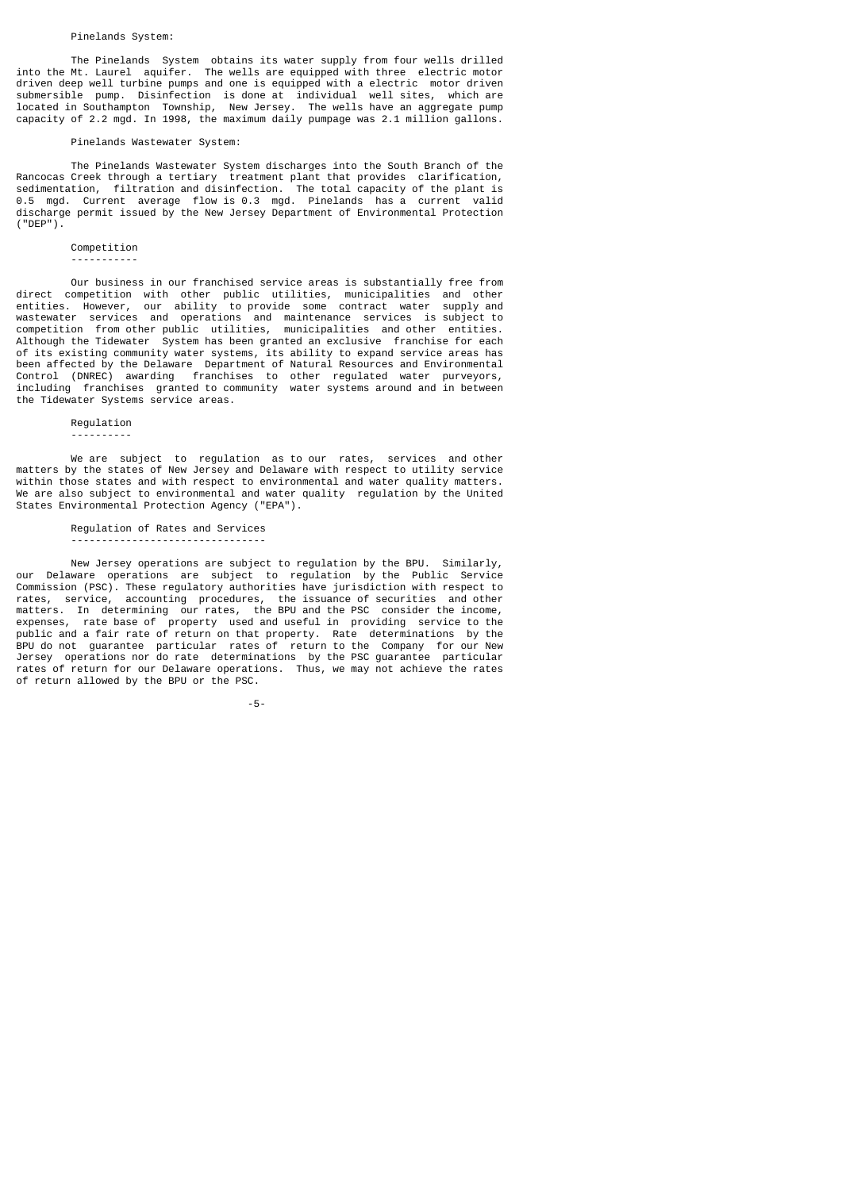Pinelands System:

The Pinelands System obtains its water supply from four wells drilled into the Mt. Laurel aquifer. The wells are equipped with three electric motor driven deep well turbine pumps and one is equipped with a electric motor driven submersible pump. Disinfection is done at individual well sites, which are located in Southampton Township, New Jersey. The wells have an aggregate pump capacity of 2.2 mgd. In 1998, the maximum daily pumpage was 2.1 million gallons.

Pinelands Wastewater System:

The Pinelands Wastewater System discharges into the South Branch of the Rancocas Creek through a tertiary treatment plant that provides clarification, sedimentation, filtration and disinfection. The total capacity of the plant is 0.5 mgd. Current average flow is 0.3 mgd. Pinelands has a current valid discharge permit issued by the New Jersey Department of Environmental Protection ("DEP").

## Competition

Our business in our franchised service areas is substantially free from direct competition with other public utilities, municipalities and other entities. However, our ability to provide some contract water supply and wastewater services and operations and maintenance services is subject to competition from other public utilities, municipalities and other entities. Although the Tidewater System has been granted an exclusive franchise for each of its existing community water systems, its ability to expand service areas has been affected by the Delaware Department of Natural Resources and Environmental Control (DNREC) awarding franchises to other regulated water purveyors, including franchises granted to community water systems around and in between the Tidewater Systems service areas.

## Regulation

We are subject to regulation as to our rates, services and other matters by the states of New Jersey and Delaware with respect to utility service within those states and with respect to environmental and water quality matters. We are also subject to environmental and water quality regulation by the United States Environmental Protection Agency ("EPA").

### Regulation of Rates and Services

New Jersey operations are subject to regulation by the BPU. Similarly, our Delaware operations are subject to regulation by the Public Service Commission (PSC). These regulatory authorities have jurisdiction with respect to rates, service, accounting procedures, the issuance of securities and other matters. In determining our rates, the BPU and the PSC consider the income, expenses, rate base of property used and useful in providing service to the public and a fair rate of return on that property. Rate determinations by the BPU do not guarantee particular rates of return to the Company for our New Jersey operations nor do rate determinations by the PSC guarantee particular rates of return for our Delaware operations. Thus, we may not achieve the rates of return allowed by the BPU or the PSC.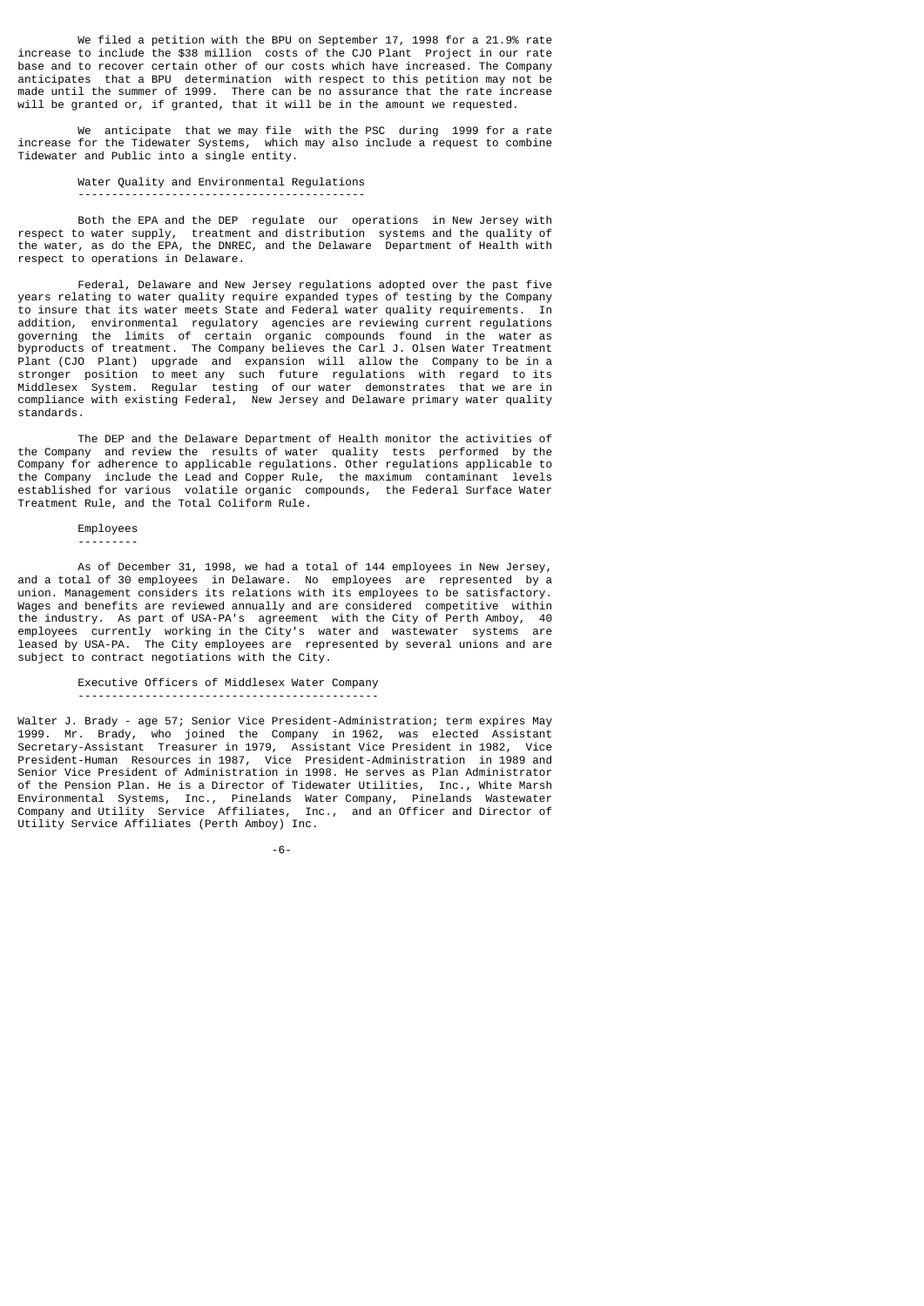We filed a petition with the BPU on September 17, 1998 for a 21.9% rate increase to include the $38 million costs of the CJO Plant Project in our rate base and to recover certain other of our costs which have increased. The Company anticipates that a BPU determination with respect to this petition may not be made until the summer of 1999. There can be no assurance that the rate increase will be granted or, if granted, that it will be in the amount we requested.

We anticipate that we may file with the PSC during 1999 for a rate increase for the Tidewater Systems, which may also include a request to combine Tidewater and Public into a single entity.

### Water Quality and Environmental Regulations

Both the EPA and the DEP regulate our operations in New Jersey with respect to water supply, treatment and distribution systems and the quality of the water, as do the EPA, the DNREC, and the Delaware Department of Health with respect to operations in Delaware.

Federal, Delaware and New Jersey regulations adopted over the past five years relating to water quality require expanded types of testing by the Company to insure that its water meets State and Federal water quality requirements. In addition, environmental regulatory agencies are reviewing current regulations governing the limits of certain organic compounds found in the water as byproducts of treatment. The Company believes the Carl J. Olsen Water Treatment Plant (CJO Plant) upgrade and expansion will allow the Company to be in a stronger position to meet any such future regulations with regard to its Middlesex System. Regular testing of our water demonstrates that we are in compliance with existing Federal, New Jersey and Delaware primary water quality standards.

The DEP and the Delaware Department of Health monitor the activities of the Company and review the results of water quality tests performed by the Company for adherence to applicable regulations. Other regulations applicable to the Company include the Lead and Copper Rule, the maximum contaminant levels established for various volatile organic compounds, the Federal Surface Water Treatment Rule, and the Total Coliform Rule.

### Employees

As of December 31, 1998, we had a total of 144 employees in New Jersey, and a total of 30 employees in Delaware. No employees are represented by a union. Management considers its relations with its employees to be satisfactory. Wages and benefits are reviewed annually and are considered competitive within the industry. As part of USA-PA's agreement with the City of Perth Amboy, 40 employees currently working in the City's water and wastewater systems are leased by USA-PA. The City employees are represented by several unions and are subject to contract negotiations with the City.

### Executive Officers of Middlesex Water Company

Walter J. Brady - age 57; Senior Vice President-Administration; term expires May 1999. Mr. Brady, who joined the Company in 1962, was elected Assistant Secretary-Assistant Treasurer in 1979, Assistant Vice President in 1982, Vice President-Human Resources in 1987, Vice President-Administration in 1989 and Senior Vice President of Administration in 1998. He serves as Plan Administrator of the Pension Plan. He is a Director of Tidewater Utilities, Inc., White Marsh Environmental Systems, Inc., Pinelands Water Company, Pinelands Wastewater Company and Utility Service Affiliates, Inc., and an Officer and Director of Utility Service Affiliates (Perth Amboy) Inc.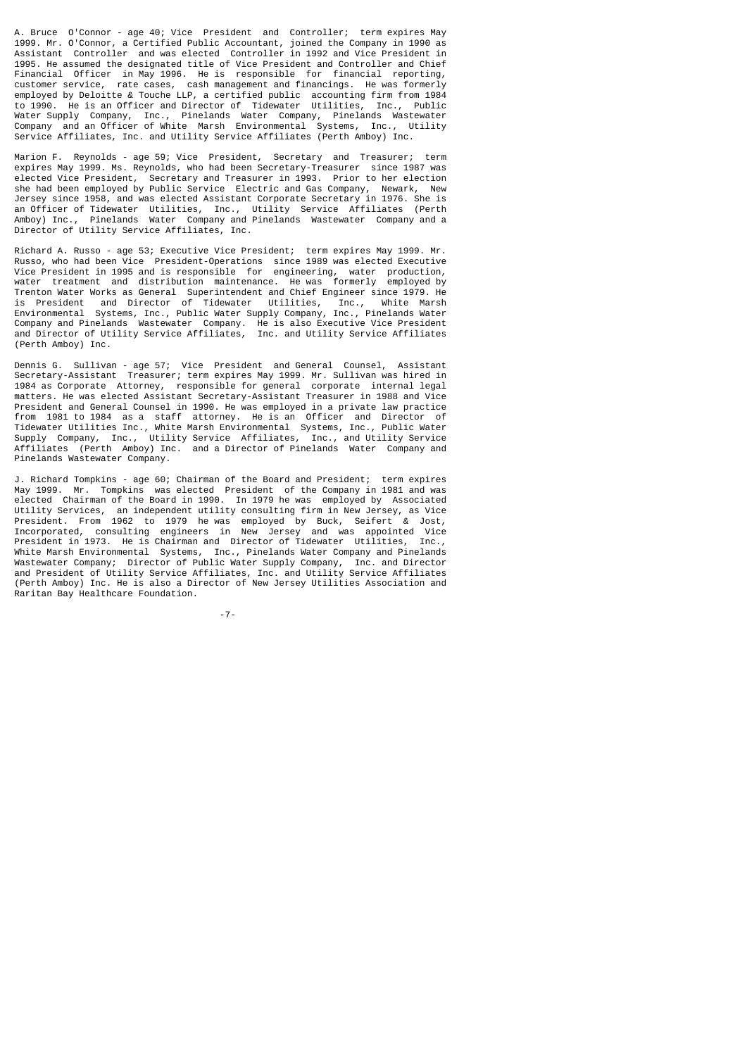A. Bruce O'Connor - age 40; Vice President and Controller; term expires May 1999. Mr. O'Connor, a Certified Public Accountant, joined the Company in 1990 as Assistant Controller and was elected Controller in 1992 and Vice President in 1995. He assumed the designated title of Vice President and Controller and Chief Financial Officer in May 1996. He is responsible for financial reporting, customer service, rate cases, cash management and financings. He was formerly employed by Deloitte & Touche LLP, a certified public accounting firm from 1984 to 1990. He is an Officer and Director of Tidewater Utilities, Inc., Public Water Supply Company, Inc., Pinelands Water Company, Pinelands Wastewater Company and an Officer of White Marsh Environmental Systems, Inc., Utility Service Affiliates, Inc. and Utility Service Affiliates (Perth Amboy) Inc.

Marion F. Reynolds - age 59; Vice President, Secretary and Treasurer; term expires May 1999. Ms. Reynolds, who had been Secretary-Treasurer since 1987 was elected Vice President, Secretary and Treasurer in 1993. Prior to her election she had been employed by Public Service Electric and Gas Company, Newark, New Jersey since 1958, and was elected Assistant Corporate Secretary in 1976. She is an Officer of Tidewater Utilities, Inc., Utility Service Affiliates (Perth Amboy) Inc., Pinelands Water Company and Pinelands Wastewater Company and a Director of Utility Service Affiliates, Inc.

Richard A. Russo - age 53; Executive Vice President; term expires May 1999. Mr. Russo, who had been Vice President-Operations since 1989 was elected Executive Vice President in 1995 and is responsible for engineering, water production, water treatment and distribution maintenance. He was formerly employed by Trenton Water Works as General Superintendent and Chief Engineer since 1979. He is President and Director of Tidewater Utilities, Inc., White Marsh Environmental Systems, Inc., Public Water Supply Company, Inc., Pinelands Water Company and Pinelands Wastewater Company. He is also Executive Vice President and Director of Utility Service Affiliates, Inc. and Utility Service Affiliates (Perth Amboy) Inc.

Dennis G. Sullivan - age 57; Vice President and General Counsel, Assistant Secretary-Assistant Treasurer; term expires May 1999. Mr. Sullivan was hired in 1984 as Corporate Attorney, responsible for general corporate internal legal matters. He was elected Assistant Secretary-Assistant Treasurer in 1988 and Vice President and General Counsel in 1990. He was employed in a private law practice from 1981 to 1984 as a staff attorney. He is an Officer and Director of Tidewater Utilities Inc., White Marsh Environmental Systems, Inc., Public Water Supply Company, Inc., Utility Service Affiliates, Inc., and Utility Service Affiliates (Perth Amboy) Inc. and a Director of Pinelands Water Company and Pinelands Wastewater Company.

J. Richard Tompkins - age 60; Chairman of the Board and President; term expires May 1999. Mr. Tompkins was elected President of the Company in 1981 and was elected Chairman of the Board in 1990. In 1979 he was employed by Associated Utility Services, an independent utility consulting firm in New Jersey, as Vice President. From 1962 to 1979 he was employed by Buck, Seifert & Jost, Incorporated, consulting engineers in New Jersey and was appointed Vice President in 1973. He is Chairman and Director of Tidewater Utilities, Inc., White Marsh Environmental Systems, Inc., Pinelands Water Company and Pinelands Wastewater Company; Director of Public Water Supply Company, Inc. and Director and President of Utility Service Affiliates, Inc. and Utility Service Affiliates (Perth Amboy) Inc. He is also a Director of New Jersey Utilities Association and Raritan Bay Healthcare Foundation.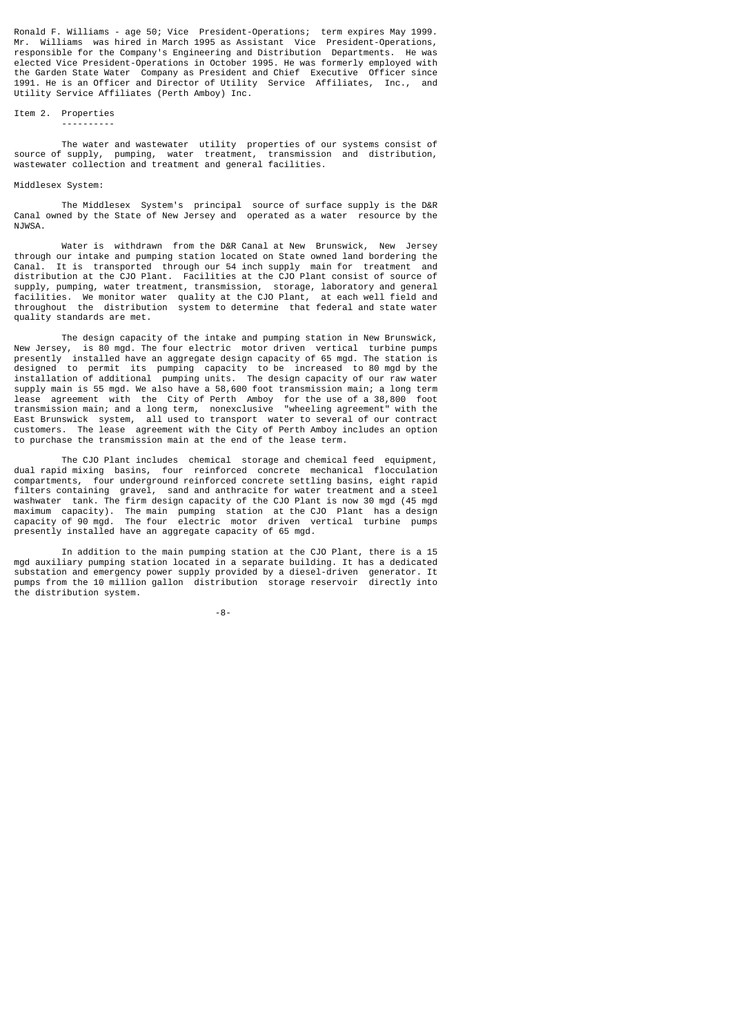Ronald F. Williams - age 50; Vice President-Operations; term expires May 1999. Mr. Williams was hired in March 1995 as Assistant Vice President-Operations, responsible for the Company's Engineering and Distribution Departments. He was elected Vice President-Operations in October 1995. He was formerly employed with the Garden State Water Company as President and Chief Executive Officer since 1991. He is an Officer and Director of Utility Service Affiliates, Inc., and Utility Service Affiliates (Perth Amboy) Inc.

## Item 2. Properties

The water and wastewater utility properties of our systems consist of source of supply, pumping, water treatment, transmission and distribution, wastewater collection and treatment and general facilities.

Middlesex System:

The Middlesex System's principal source of surface supply is the D&R Canal owned by the State of New Jersey and operated as a water resource by the NJWSA.

Water is withdrawn from the D&R Canal at New Brunswick, New Jersey through our intake and pumping station located on State owned land bordering the Canal. It is transported through our 54 inch supply main for treatment and distribution at the CJO Plant. Facilities at the CJO Plant consist of source of supply, pumping, water treatment, transmission, storage, laboratory and general facilities. We monitor water quality at the CJO Plant, at each well field and throughout the distribution system to determine that federal and state water quality standards are met.

The design capacity of the intake and pumping station in New Brunswick, New Jersey, is 80 mgd. The four electric motor driven vertical turbine pumps presently installed have an aggregate design capacity of 65 mgd. The station is designed to permit its pumping capacity to be increased to 80 mgd by the installation of additional pumping units. The design capacity of our raw water supply main is 55 mgd. We also have a 58,600 foot transmission main; a long term lease agreement with the City of Perth Amboy for the use of a 38,800 foot transmission main; and a long term, nonexclusive "wheeling agreement" with the East Brunswick system, all used to transport water to several of our contract customers. The lease agreement with the City of Perth Amboy includes an option to purchase the transmission main at the end of the lease term.

The CJO Plant includes chemical storage and chemical feed equipment, dual rapid mixing basins, four reinforced concrete mechanical flocculation compartments, four underground reinforced concrete settling basins, eight rapid filters containing gravel, sand and anthracite for water treatment and a steel washwater tank. The firm design capacity of the CJO Plant is now 30 mgd (45 mgd maximum capacity). The main pumping station at the CJO Plant has a design capacity of 90 mgd. The four electric motor driven vertical turbine pumps presently installed have an aggregate capacity of 65 mgd.

In addition to the main pumping station at the CJO Plant, there is a 15 mgd auxiliary pumping station located in a separate building. It has a dedicated substation and emergency power supply provided by a diesel-driven generator. It pumps from the 10 million gallon distribution storage reservoir directly into the distribution system.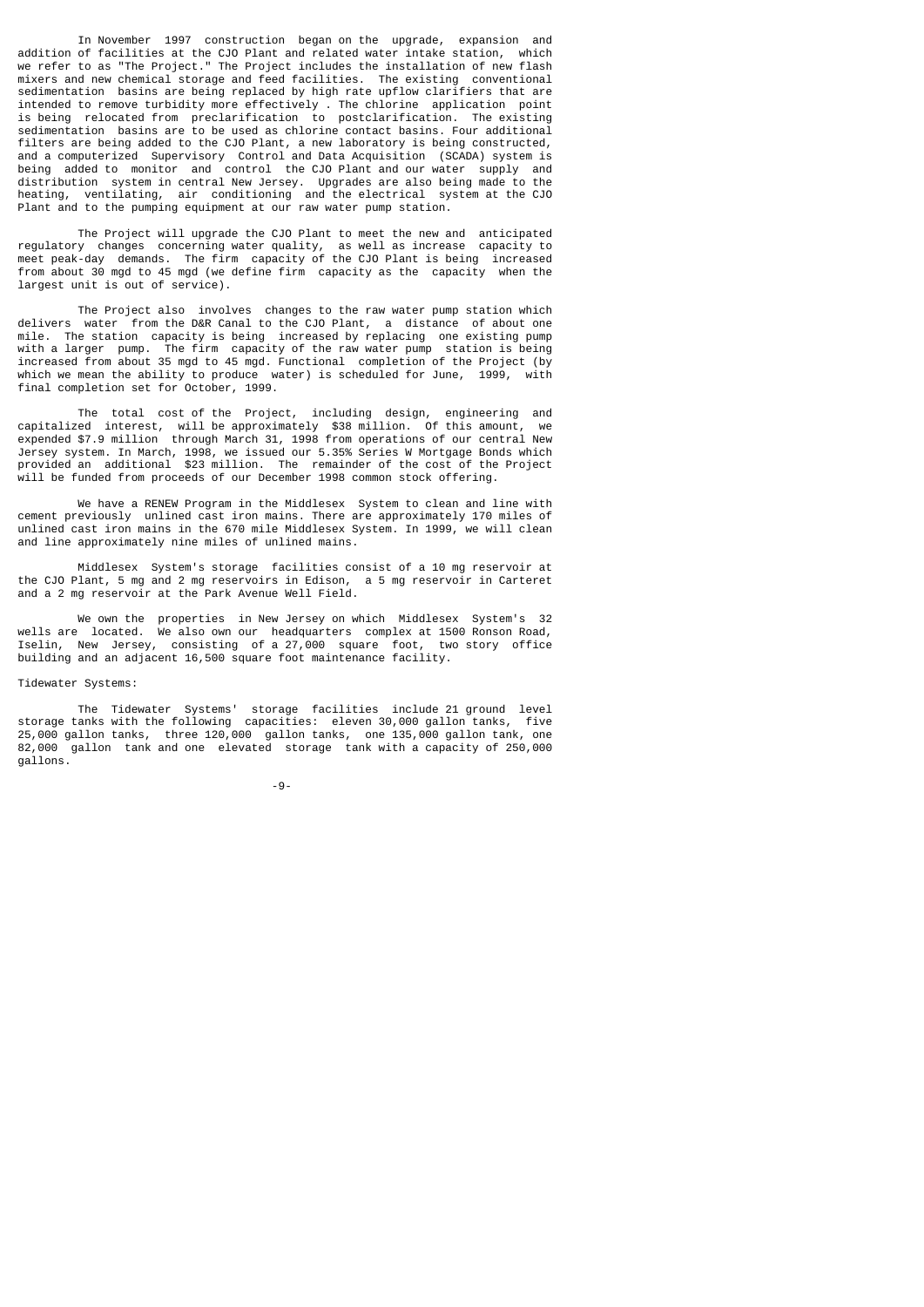In November 1997 construction began on the upgrade, expansion and addition of facilities at the CJO Plant and related water intake station, which we refer to as "The Project." The Project includes the installation of new flash mixers and new chemical storage and feed facilities. The existing conventional sedimentation basins are being replaced by high rate upflow clarifiers that are intended to remove turbidity more effectively . The chlorine application point is being relocated from preclarification to postclarification. The existing sedimentation basins are to be used as chlorine contact basins. Four additional filters are being added to the CJO Plant, a new laboratory is being constructed, and a computerized Supervisory Control and Data Acquisition (SCADA) system is being added to monitor and control the CJO Plant and our water supply and distribution system in central New Jersey. Upgrades are also being made to the heating, ventilating, air conditioning and the electrical system at the CJO Plant and to the pumping equipment at our raw water pump station.

The Project will upgrade the CJO Plant to meet the new and anticipated regulatory changes concerning water quality, as well as increase capacity to meet peak-day demands. The firm capacity of the CJO Plant is being increased from about 30 mgd to 45 mgd (we define firm capacity as the capacity when the largest unit is out of service).

The Project also involves changes to the raw water pump station which delivers water from the D&R Canal to the CJO Plant, a distance of about one mile. The station capacity is being increased by replacing one existing pump with a larger pump. The firm capacity of the raw water pump station is being increased from about 35 mgd to 45 mgd. Functional completion of the Project (by which we mean the ability to produce water) is scheduled for June, 1999, with final completion set for October, 1999.

The total cost of the Project, including design, engineering and capitalized interest, will be approximately $38 million. Of this amount, we expended $7.9 million through March 31, 1998 from operations of our central New Jersey system. In March, 1998, we issued our 5.35% Series W Mortgage Bonds which provided an additional $23 million. The remainder of the cost of the Project will be funded from proceeds of our December 1998 common stock offering.

We have a RENEW Program in the Middlesex System to clean and line with cement previously unlined cast iron mains. There are approximately 170 miles of unlined cast iron mains in the 670 mile Middlesex System. In 1999, we will clean and line approximately nine miles of unlined mains.

Middlesex System's storage facilities consist of a 10 mg reservoir at the CJO Plant, 5 mg and 2 mg reservoirs in Edison, a 5 mg reservoir in Carteret and a 2 mg reservoir at the Park Avenue Well Field.

We own the properties in New Jersey on which Middlesex System's 32 wells are located. We also own our headquarters complex at 1500 Ronson Road, Iselin, New Jersey, consisting of a 27,000 square foot, two story office building and an adjacent 16,500 square foot maintenance facility.

Tidewater Systems:

The Tidewater Systems' storage facilities include 21 ground level storage tanks with the following capacities: eleven 30,000 gallon tanks, five 25,000 gallon tanks, three 120,000 gallon tanks, one 135,000 gallon tank, one 82,000 gallon tank and one elevated storage tank with a capacity of 250,000 gallons.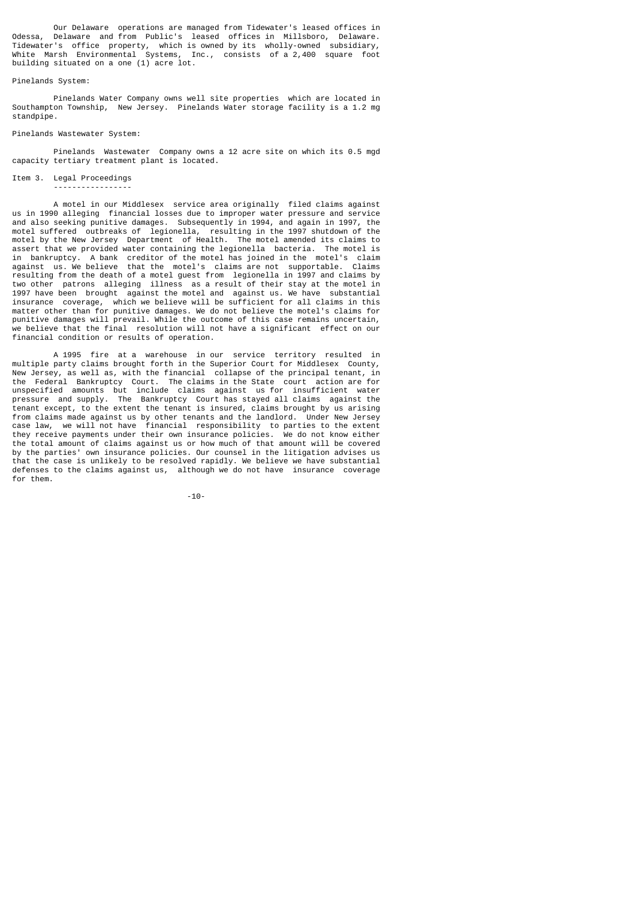Our Delaware operations are managed from Tidewater's leased offices in Odessa, Delaware and from Public's leased offices in Millsboro, Delaware. Tidewater's office property, which is owned by its wholly-owned subsidiary, White Marsh Environmental Systems, Inc., consists of a 2,400 square foot building situated on a one (1) acre lot.

Pinelands System:

Pinelands Water Company owns well site properties which are located in Southampton Township, New Jersey. Pinelands Water storage facility is a 1.2 mg standpipe.

Pinelands Wastewater System:

Pinelands Wastewater Company owns a 12 acre site on which its 0.5 mgd capacity tertiary treatment plant is located.

## Item 3. Legal Proceedings

A motel in our Middlesex service area originally filed claims against us in 1990 alleging financial losses due to improper water pressure and service and also seeking punitive damages. Subsequently in 1994, and again in 1997, the motel suffered outbreaks of legionella, resulting in the 1997 shutdown of the motel by the New Jersey Department of Health. The motel amended its claims to assert that we provided water containing the legionella bacteria. The motel is in bankruptcy. A bank creditor of the motel has joined in the motel's claim against us. We believe that the motel's claims are not supportable. Claims resulting from the death of a motel guest from legionella in 1997 and claims by two other patrons alleging illness as a result of their stay at the motel in 1997 have been brought against the motel and against us. We have substantial insurance coverage, which we believe will be sufficient for all claims in this matter other than for punitive damages. We do not believe the motel's claims for punitive damages will prevail. While the outcome of this case remains uncertain, we believe that the final resolution will not have a significant effect on our financial condition or results of operation.

A 1995 fire at a warehouse in our service territory resulted in multiple party claims brought forth in the Superior Court for Middlesex County, New Jersey, as well as, with the financial collapse of the principal tenant, in the Federal Bankruptcy Court. The claims in the State court action are for unspecified amounts but include claims against us for insufficient water pressure and supply. The Bankruptcy Court has stayed all claims against the tenant except, to the extent the tenant is insured, claims brought by us arising from claims made against us by other tenants and the landlord. Under New Jersey case law, we will not have financial responsibility to parties to the extent they receive payments under their own insurance policies. We do not know either the total amount of claims against us or how much of that amount will be covered by the parties' own insurance policies. Our counsel in the litigation advises us that the case is unlikely to be resolved rapidly. We believe we have substantial defenses to the claims against us, although we do not have insurance coverage for them.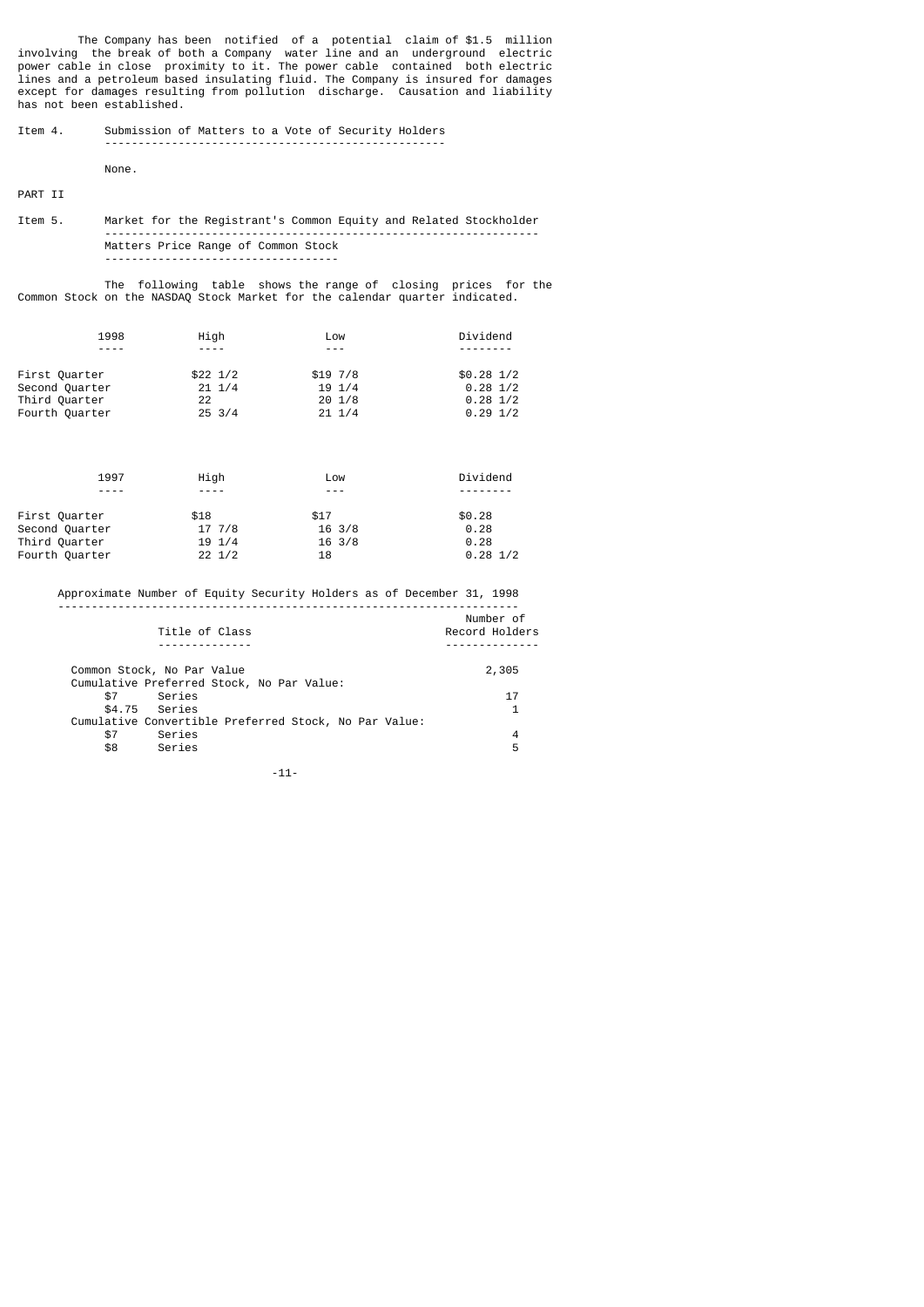The Company has been notified of a potential claim of $1.5 million involving the break of both a Company water line and an underground electric power cable in close proximity to it. The power cable contained both electric lines and a petroleum based insulating fluid. The Company is insured for damages except for damages resulting from pollution discharge. Causation and liability has not been established.

Item 4. Submission of Matters to a Vote of Security Holders

None.

PART II

Item 5. Market for the Registrant's Common Equity and Related Stockholder Matters Price Range of Common Stock

The following table shows the range of closing prices for the Common Stock on the NASDAQ Stock Market for the calendar quarter indicated.

| 1998 | High | Low | Dividend |
|---|---|---|---|
| First Quarter | $22 1/2 | $19 7/8 | $0.28 1/2 |
| Second Quarter | 21 1/4 | 19 1/4 | 0.28 1/2 |
| Third Quarter | 22 | 20 1/8 | 0.28 1/2 |
| Fourth Quarter | 25 3/4 | 21 1/4 | 0.29 1/2 |

| 1997 | High | Low | Dividend |
|---|---|---|---|
| First Quarter | $18 | $17 | $0.28 |
| Second Quarter | 17 7/8 | 16 3/8 | 0.28 |
| Third Quarter | 19 1/4 | 16 3/8 | 0.28 |
| Fourth Quarter | 22 1/2 | 18 | 0.28 1/2 |

Approximate Number of Equity Security Holders as of December 31, 1998

| Title of Class | Number of Record Holders |
|---|---|
| Common Stock, No Par Value | 2,305 |
| Cumulative Preferred Stock, No Par Value: | |
| $7 Series | 17 |
| $4.75 Series | 1 |
| Cumulative Convertible Preferred Stock, No Par Value: | |
| $7 Series | 4 |
| $8 Series | 5 |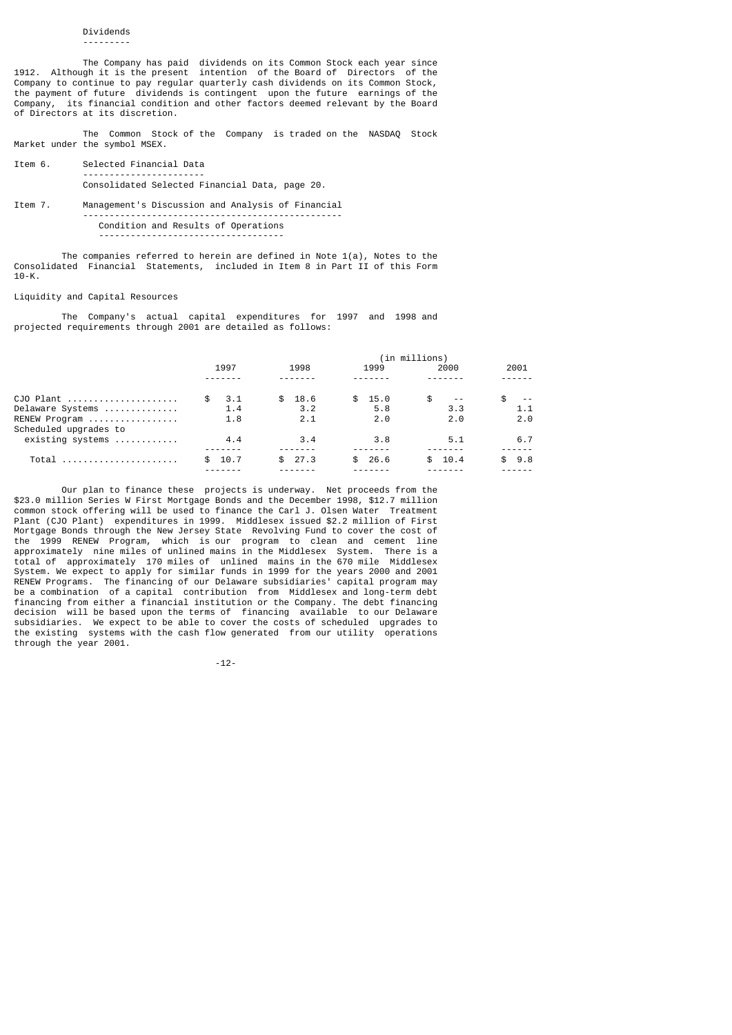### Dividends

The Company has paid dividends on its Common Stock each year since 1912. Although it is the present intention of the Board of Directors of the Company to continue to pay regular quarterly cash dividends on its Common Stock, the payment of future dividends is contingent upon the future earnings of the Company, its financial condition and other factors deemed relevant by the Board of Directors at its discretion.

The Common Stock of the Company is traded on the NASDAQ Stock Market under the symbol MSEX.

## Item 6. Selected Financial Data

Consolidated Selected Financial Data, page 20.

## Item 7. Management's Discussion and Analysis of Financial Condition and Results of Operations

The companies referred to herein are defined in Note 1(a), Notes to the Consolidated Financial Statements, included in Item 8 in Part II of this Form 10-K.

### Liquidity and Capital Resources

The Company's actual capital expenditures for 1997 and 1998 and projected requirements through 2001 are detailed as follows:

| | (in millions) | | | | |
|---|---|---|---|---|---|
| | 1997 | 1998 | 1999 | 2000 | 2001 |
| CJO Plant | $ 3.1 | $ 18.6 | $ 15.0 | $ -- | $ -- |
| Delaware Systems | 1.4 | 3.2 | 5.8 | 3.3 | 1.1 |
| RENEW Program | 1.8 | 2.1 | 2.0 | 2.0 | 2.0 |
| Scheduled upgrades to existing systems | 4.4 | 3.4 | 3.8 | 5.1 | 6.7 |
| Total | $ 10.7 | $ 27.3 | $ 26.6 | $ 10.4 | $ 9.8 |

Our plan to finance these projects is underway. Net proceeds from the $23.0 million Series W First Mortgage Bonds and the December 1998, $12.7 million common stock offering will be used to finance the Carl J. Olsen Water Treatment Plant (CJO Plant) expenditures in 1999. Middlesex issued $2.2 million of First Mortgage Bonds through the New Jersey State Revolving Fund to cover the cost of the 1999 RENEW Program, which is our program to clean and cement line approximately nine miles of unlined mains in the Middlesex System. There is a total of approximately 170 miles of unlined mains in the 670 mile Middlesex System. We expect to apply for similar funds in 1999 for the years 2000 and 2001 RENEW Programs. The financing of our Delaware subsidiaries' capital program may be a combination of a capital contribution from Middlesex and long-term debt financing from either a financial institution or the Company. The debt financing decision will be based upon the terms of financing available to our Delaware subsidiaries. We expect to be able to cover the costs of scheduled upgrades to the existing systems with the cash flow generated from our utility operations through the year 2001.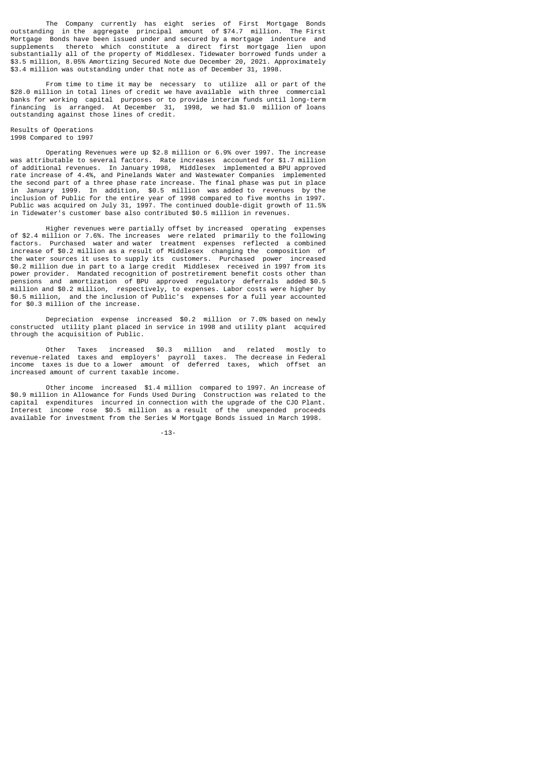The Company currently has eight series of First Mortgage Bonds outstanding in the aggregate principal amount of $74.7 million. The First Mortgage Bonds have been issued under and secured by a mortgage indenture and supplements thereto which constitute a direct first mortgage lien upon substantially all of the property of Middlesex. Tidewater borrowed funds under a $3.5 million, 8.05% Amortizing Secured Note due December 20, 2021. Approximately $3.4 million was outstanding under that note as of December 31, 1998.

From time to time it may be necessary to utilize all or part of the $28.0 million in total lines of credit we have available with three commercial banks for working capital purposes or to provide interim funds until long-term financing is arranged. At December 31, 1998, we had $1.0 million of loans outstanding against those lines of credit.

## Results of Operations

### 1998 Compared to 1997

Operating Revenues were up $2.8 million or 6.9% over 1997. The increase was attributable to several factors. Rate increases accounted for $1.7 million of additional revenues. In January 1998, Middlesex implemented a BPU approved rate increase of 4.4%, and Pinelands Water and Wastewater Companies implemented the second part of a three phase rate increase. The final phase was put in place in January 1999. In addition, $0.5 million was added to revenues by the inclusion of Public for the entire year of 1998 compared to five months in 1997. Public was acquired on July 31, 1997. The continued double-digit growth of 11.5% in Tidewater's customer base also contributed $0.5 million in revenues.

Higher revenues were partially offset by increased operating expenses of $2.4 million or 7.6%. The increases were related primarily to the following factors. Purchased water and water treatment expenses reflected a combined increase of $0.2 million as a result of Middlesex changing the composition of the water sources it uses to supply its customers. Purchased power increased $0.2 million due in part to a large credit Middlesex received in 1997 from its power provider. Mandated recognition of postretirement benefit costs other than pensions and amortization of BPU approved regulatory deferrals added $0.5 million and $0.2 million, respectively, to expenses. Labor costs were higher by $0.5 million, and the inclusion of Public's expenses for a full year accounted for $0.3 million of the increase.

Depreciation expense increased $0.2 million or 7.0% based on newly constructed utility plant placed in service in 1998 and utility plant acquired through the acquisition of Public.

Other Taxes increased $0.3 million and related mostly to revenue-related taxes and employers' payroll taxes. The decrease in Federal income taxes is due to a lower amount of deferred taxes, which offset an increased amount of current taxable income.

Other income increased $1.4 million compared to 1997. An increase of $0.9 million in Allowance for Funds Used During Construction was related to the capital expenditures incurred in connection with the upgrade of the CJO Plant. Interest income rose $0.5 million as a result of the unexpended proceeds available for investment from the Series W Mortgage Bonds issued in March 1998.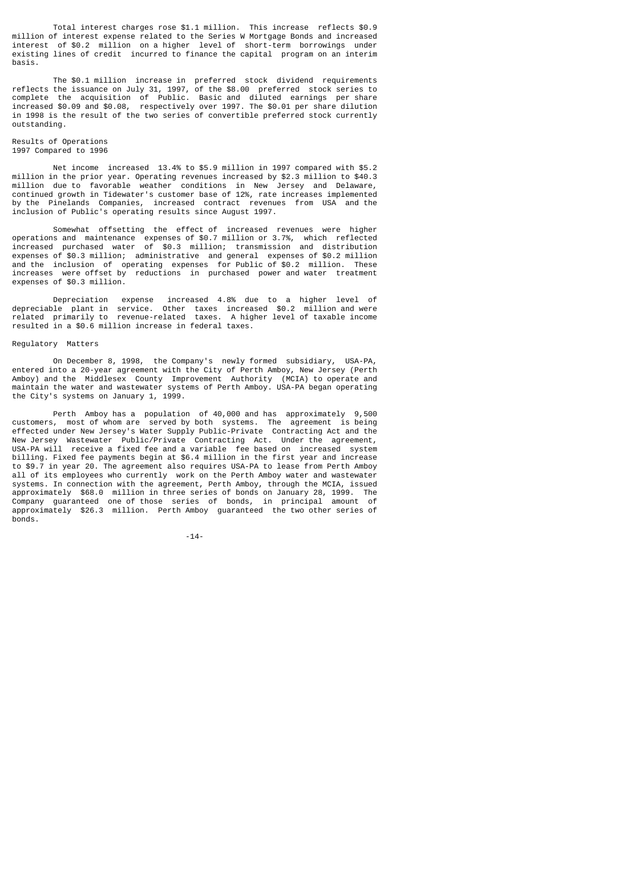Total interest charges rose $1.1 million. This increase reflects $0.9 million of interest expense related to the Series W Mortgage Bonds and increased interest of $0.2 million on a higher level of short-term borrowings under existing lines of credit incurred to finance the capital program on an interim basis.

The $0.1 million increase in preferred stock dividend requirements reflects the issuance on July 31, 1997, of the $8.00 preferred stock series to complete the acquisition of Public. Basic and diluted earnings per share increased $0.09 and $0.08, respectively over 1997. The $0.01 per share dilution in 1998 is the result of the two series of convertible preferred stock currently outstanding.

Results of Operations
1997 Compared to 1996

Net income increased 13.4% to $5.9 million in 1997 compared with $5.2 million in the prior year. Operating revenues increased by $2.3 million to $40.3 million due to favorable weather conditions in New Jersey and Delaware, continued growth in Tidewater's customer base of 12%, rate increases implemented by the Pinelands Companies, increased contract revenues from USA and the inclusion of Public's operating results since August 1997.

Somewhat offsetting the effect of increased revenues were higher operations and maintenance expenses of $0.7 million or 3.7%, which reflected increased purchased water of $0.3 million; transmission and distribution expenses of $0.3 million; administrative and general expenses of $0.2 million and the inclusion of operating expenses for Public of $0.2 million. These increases were offset by reductions in purchased power and water treatment expenses of $0.3 million.

Depreciation expense increased 4.8% due to a higher level of depreciable plant in service. Other taxes increased $0.2 million and were related primarily to revenue-related taxes. A higher level of taxable income resulted in a $0.6 million increase in federal taxes.

Regulatory Matters

On December 8, 1998, the Company's newly formed subsidiary, USA-PA, entered into a 20-year agreement with the City of Perth Amboy, New Jersey (Perth Amboy) and the Middlesex County Improvement Authority (MCIA) to operate and maintain the water and wastewater systems of Perth Amboy. USA-PA began operating the City's systems on January 1, 1999.

Perth Amboy has a population of 40,000 and has approximately 9,500 customers, most of whom are served by both systems. The agreement is being effected under New Jersey's Water Supply Public-Private Contracting Act and the New Jersey Wastewater Public/Private Contracting Act. Under the agreement, USA-PA will receive a fixed fee and a variable fee based on increased system billing. Fixed fee payments begin at $6.4 million in the first year and increase to $9.7 in year 20. The agreement also requires USA-PA to lease from Perth Amboy all of its employees who currently work on the Perth Amboy water and wastewater systems. In connection with the agreement, Perth Amboy, through the MCIA, issued approximately $68.0 million in three series of bonds on January 28, 1999. The Company guaranteed one of those series of bonds, in principal amount of approximately $26.3 million. Perth Amboy guaranteed the two other series of bonds.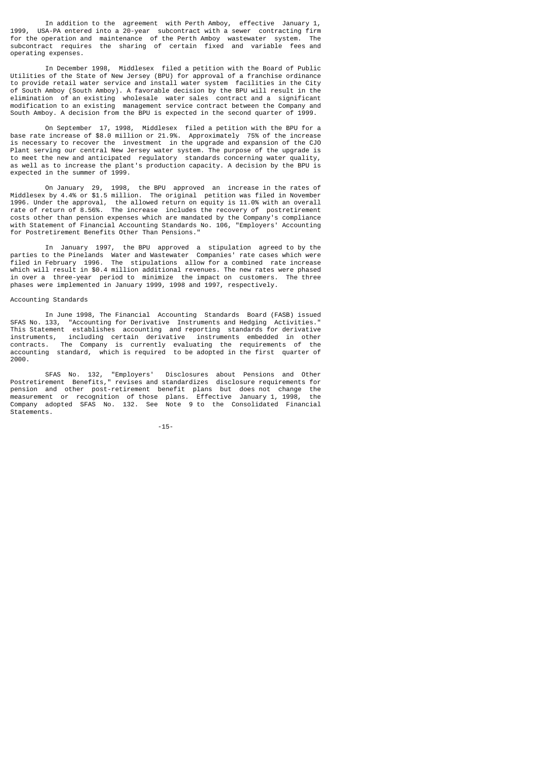In addition to the agreement with Perth Amboy, effective January 1, 1999, USA-PA entered into a 20-year subcontract with a sewer contracting firm for the operation and maintenance of the Perth Amboy wastewater system. The subcontract requires the sharing of certain fixed and variable fees and operating expenses.

In December 1998, Middlesex filed a petition with the Board of Public Utilities of the State of New Jersey (BPU) for approval of a franchise ordinance to provide retail water service and install water system facilities in the City of South Amboy (South Amboy). A favorable decision by the BPU will result in the elimination of an existing wholesale water sales contract and a significant modification to an existing management service contract between the Company and South Amboy. A decision from the BPU is expected in the second quarter of 1999.

On September 17, 1998, Middlesex filed a petition with the BPU for a base rate increase of $8.0 million or 21.9%. Approximately 75% of the increase is necessary to recover the investment in the upgrade and expansion of the CJO Plant serving our central New Jersey water system. The purpose of the upgrade is to meet the new and anticipated regulatory standards concerning water quality, as well as to increase the plant's production capacity. A decision by the BPU is expected in the summer of 1999.

On January 29, 1998, the BPU approved an increase in the rates of Middlesex by 4.4% or $1.5 million. The original petition was filed in November 1996. Under the approval, the allowed return on equity is 11.0% with an overall rate of return of 8.56%. The increase includes the recovery of postretirement costs other than pension expenses which are mandated by the Company's compliance with Statement of Financial Accounting Standards No. 106, "Employers' Accounting for Postretirement Benefits Other Than Pensions."

In January 1997, the BPU approved a stipulation agreed to by the parties to the Pinelands Water and Wastewater Companies' rate cases which were filed in February 1996. The stipulations allow for a combined rate increase which will result in $0.4 million additional revenues. The new rates were phased in over a three-year period to minimize the impact on customers. The three phases were implemented in January 1999, 1998 and 1997, respectively.

Accounting Standards

In June 1998, The Financial Accounting Standards Board (FASB) issued SFAS No. 133, "Accounting for Derivative Instruments and Hedging Activities." This Statement establishes accounting and reporting standards for derivative instruments, including certain derivative instruments embedded in other contracts. The Company is currently evaluating the requirements of the accounting standard, which is required to be adopted in the first quarter of 2000.

SFAS No. 132, "Employers' Disclosures about Pensions and Other Postretirement Benefits," revises and standardizes disclosure requirements for pension and other post-retirement benefit plans but does not change the measurement or recognition of those plans. Effective January 1, 1998, the Company adopted SFAS No. 132. See Note 9 to the Consolidated Financial Statements.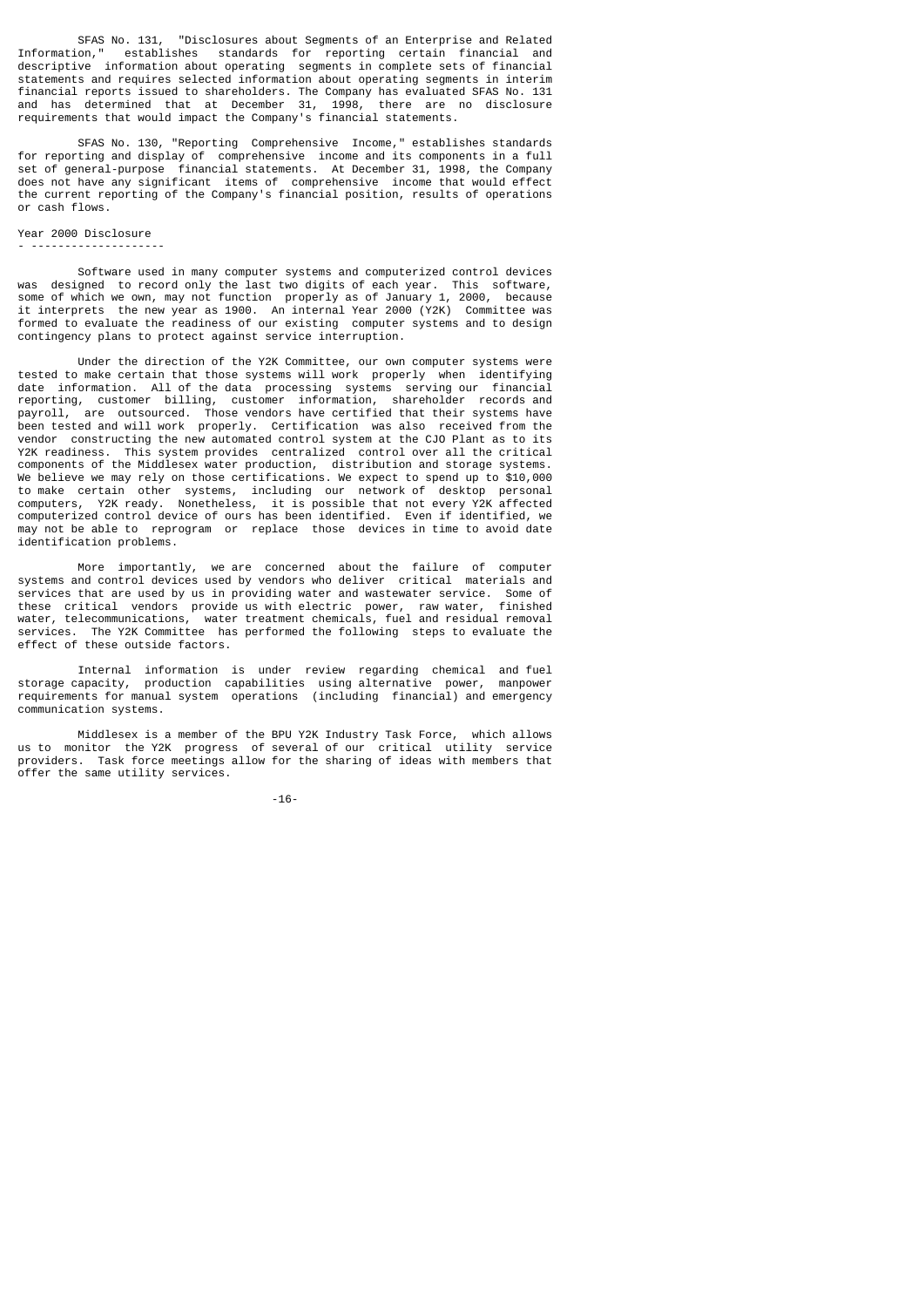SFAS No. 131, "Disclosures about Segments of an Enterprise and Related Information," establishes standards for reporting certain financial and descriptive information about operating segments in complete sets of financial statements and requires selected information about operating segments in interim financial reports issued to shareholders. The Company has evaluated SFAS No. 131 and has determined that at December 31, 1998, there are no disclosure requirements that would impact the Company's financial statements.

SFAS No. 130, "Reporting Comprehensive Income," establishes standards for reporting and display of comprehensive income and its components in a full set of general-purpose financial statements. At December 31, 1998, the Company does not have any significant items of comprehensive income that would effect the current reporting of the Company's financial position, results of operations or cash flows.

## Year 2000 Disclosure

Software used in many computer systems and computerized control devices was designed to record only the last two digits of each year. This software, some of which we own, may not function properly as of January 1, 2000, because it interprets the new year as 1900. An internal Year 2000 (Y2K) Committee was formed to evaluate the readiness of our existing computer systems and to design contingency plans to protect against service interruption.

Under the direction of the Y2K Committee, our own computer systems were tested to make certain that those systems will work properly when identifying date information. All of the data processing systems serving our financial reporting, customer billing, customer information, shareholder records and payroll, are outsourced. Those vendors have certified that their systems have been tested and will work properly. Certification was also received from the vendor constructing the new automated control system at the CJO Plant as to its Y2K readiness. This system provides centralized control over all the critical components of the Middlesex water production, distribution and storage systems. We believe we may rely on those certifications. We expect to spend up to $10,000 to make certain other systems, including our network of desktop personal computers, Y2K ready. Nonetheless, it is possible that not every Y2K affected computerized control device of ours has been identified. Even if identified, we may not be able to reprogram or replace those devices in time to avoid date identification problems.

More importantly, we are concerned about the failure of computer systems and control devices used by vendors who deliver critical materials and services that are used by us in providing water and wastewater service. Some of these critical vendors provide us with electric power, raw water, finished water, telecommunications, water treatment chemicals, fuel and residual removal services. The Y2K Committee has performed the following steps to evaluate the effect of these outside factors.

Internal information is under review regarding chemical and fuel storage capacity, production capabilities using alternative power, manpower requirements for manual system operations (including financial) and emergency communication systems.

Middlesex is a member of the BPU Y2K Industry Task Force, which allows us to monitor the Y2K progress of several of our critical utility service providers. Task force meetings allow for the sharing of ideas with members that offer the same utility services.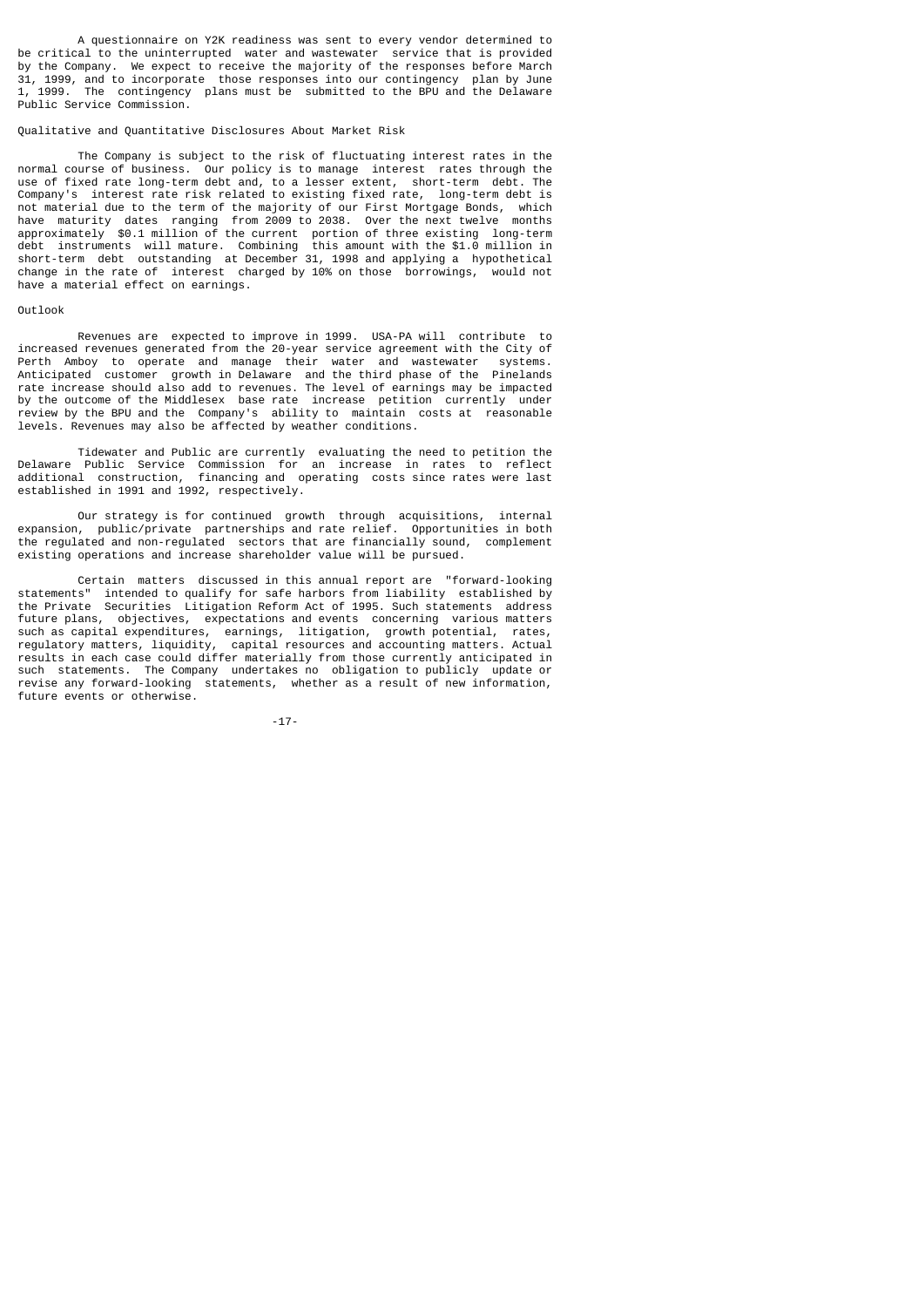A questionnaire on Y2K readiness was sent to every vendor determined to be critical to the uninterrupted water and wastewater service that is provided by the Company. We expect to receive the majority of the responses before March 31, 1999, and to incorporate those responses into our contingency plan by June 1, 1999. The contingency plans must be submitted to the BPU and the Delaware Public Service Commission.

## Qualitative and Quantitative Disclosures About Market Risk

The Company is subject to the risk of fluctuating interest rates in the normal course of business. Our policy is to manage interest rates through the use of fixed rate long-term debt and, to a lesser extent, short-term debt. The Company's interest rate risk related to existing fixed rate, long-term debt is not material due to the term of the majority of our First Mortgage Bonds, which have maturity dates ranging from 2009 to 2038. Over the next twelve months approximately $0.1 million of the current portion of three existing long-term debt instruments will mature. Combining this amount with the $1.0 million in short-term debt outstanding at December 31, 1998 and applying a hypothetical change in the rate of interest charged by 10% on those borrowings, would not have a material effect on earnings.

## Outlook

Revenues are expected to improve in 1999. USA-PA will contribute to increased revenues generated from the 20-year service agreement with the City of Perth Amboy to operate and manage their water and wastewater systems. Anticipated customer growth in Delaware and the third phase of the Pinelands rate increase should also add to revenues. The level of earnings may be impacted by the outcome of the Middlesex base rate increase petition currently under review by the BPU and the Company's ability to maintain costs at reasonable levels. Revenues may also be affected by weather conditions.

Tidewater and Public are currently evaluating the need to petition the Delaware Public Service Commission for an increase in rates to reflect additional construction, financing and operating costs since rates were last established in 1991 and 1992, respectively.

Our strategy is for continued growth through acquisitions, internal expansion, public/private partnerships and rate relief. Opportunities in both the regulated and non-regulated sectors that are financially sound, complement existing operations and increase shareholder value will be pursued.

Certain matters discussed in this annual report are "forward-looking statements" intended to qualify for safe harbors from liability established by the Private Securities Litigation Reform Act of 1995. Such statements address future plans, objectives, expectations and events concerning various matters such as capital expenditures, earnings, litigation, growth potential, rates, regulatory matters, liquidity, capital resources and accounting matters. Actual results in each case could differ materially from those currently anticipated in such statements. The Company undertakes no obligation to publicly update or revise any forward-looking statements, whether as a result of new information, future events or otherwise.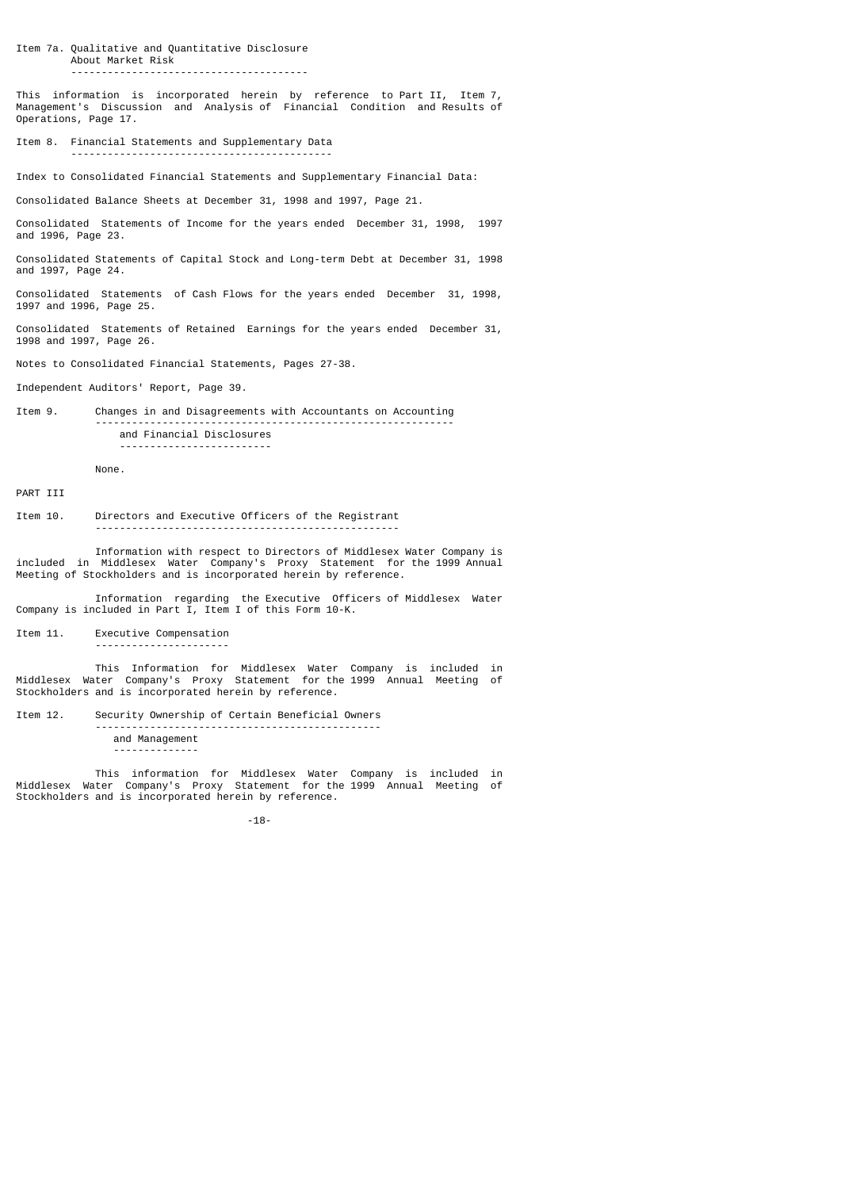## Item 7a. Qualitative and Quantitative Disclosure About Market Risk

This information is incorporated herein by reference to Part II, Item 7, Management's Discussion and Analysis of Financial Condition and Results of Operations, Page 17.

## Item 8. Financial Statements and Supplementary Data

Index to Consolidated Financial Statements and Supplementary Financial Data:

Consolidated Balance Sheets at December 31, 1998 and 1997, Page 21.

Consolidated Statements of Income for the years ended December 31, 1998, 1997 and 1996, Page 23.

Consolidated Statements of Capital Stock and Long-term Debt at December 31, 1998 and 1997, Page 24.

Consolidated Statements of Cash Flows for the years ended December 31, 1998, 1997 and 1996, Page 25.

Consolidated Statements of Retained Earnings for the years ended December 31, 1998 and 1997, Page 26.

Notes to Consolidated Financial Statements, Pages 27-38.

Independent Auditors' Report, Page 39.

## Item 9. Changes in and Disagreements with Accountants on Accounting and Financial Disclosures

None.

# PART III

## Item 10. Directors and Executive Officers of the Registrant

Information with respect to Directors of Middlesex Water Company is included in Middlesex Water Company's Proxy Statement for the 1999 Annual Meeting of Stockholders and is incorporated herein by reference.

Information regarding the Executive Officers of Middlesex Water Company is included in Part I, Item I of this Form 10-K.

## Item 11. Executive Compensation

This Information for Middlesex Water Company is included in Middlesex Water Company's Proxy Statement for the 1999 Annual Meeting of Stockholders and is incorporated herein by reference.

## Item 12. Security Ownership of Certain Beneficial Owners and Management

This information for Middlesex Water Company is included in Middlesex Water Company's Proxy Statement for the 1999 Annual Meeting of Stockholders and is incorporated herein by reference.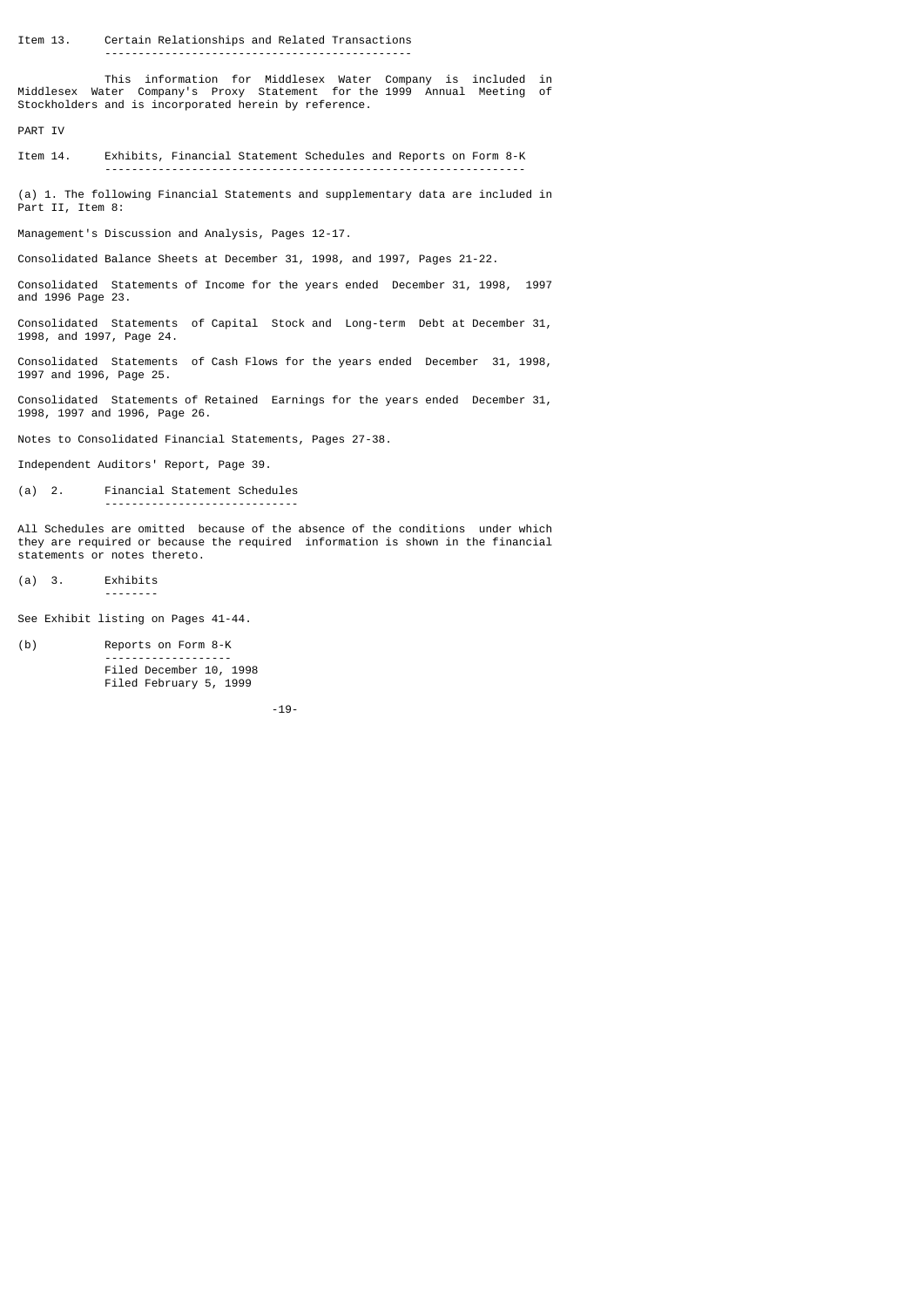### Item 13. Certain Relationships and Related Transactions

This information for Middlesex Water Company is included in Middlesex Water Company's Proxy Statement for the 1999 Annual Meeting of Stockholders and is incorporated herein by reference.

## PART IV

### Item 14. Exhibits, Financial Statement Schedules and Reports on Form 8-K

(a) 1. The following Financial Statements and supplementary data are included in Part II, Item 8:

Management's Discussion and Analysis, Pages 12-17.

Consolidated Balance Sheets at December 31, 1998, and 1997, Pages 21-22.

Consolidated Statements of Income for the years ended December 31, 1998, 1997 and 1996 Page 23.

Consolidated Statements of Capital Stock and Long-term Debt at December 31, 1998, and 1997, Page 24.

Consolidated Statements of Cash Flows for the years ended December 31, 1998, 1997 and 1996, Page 25.

Consolidated Statements of Retained Earnings for the years ended December 31, 1998, 1997 and 1996, Page 26.

Notes to Consolidated Financial Statements, Pages 27-38.

Independent Auditors' Report, Page 39.

(a) 2. Financial Statement Schedules

All Schedules are omitted because of the absence of the conditions under which they are required or because the required information is shown in the financial statements or notes thereto.

(a) 3. Exhibits

See Exhibit listing on Pages 41-44.

(b) Reports on Form 8-K

Filed December 10, 1998
Filed February 5, 1999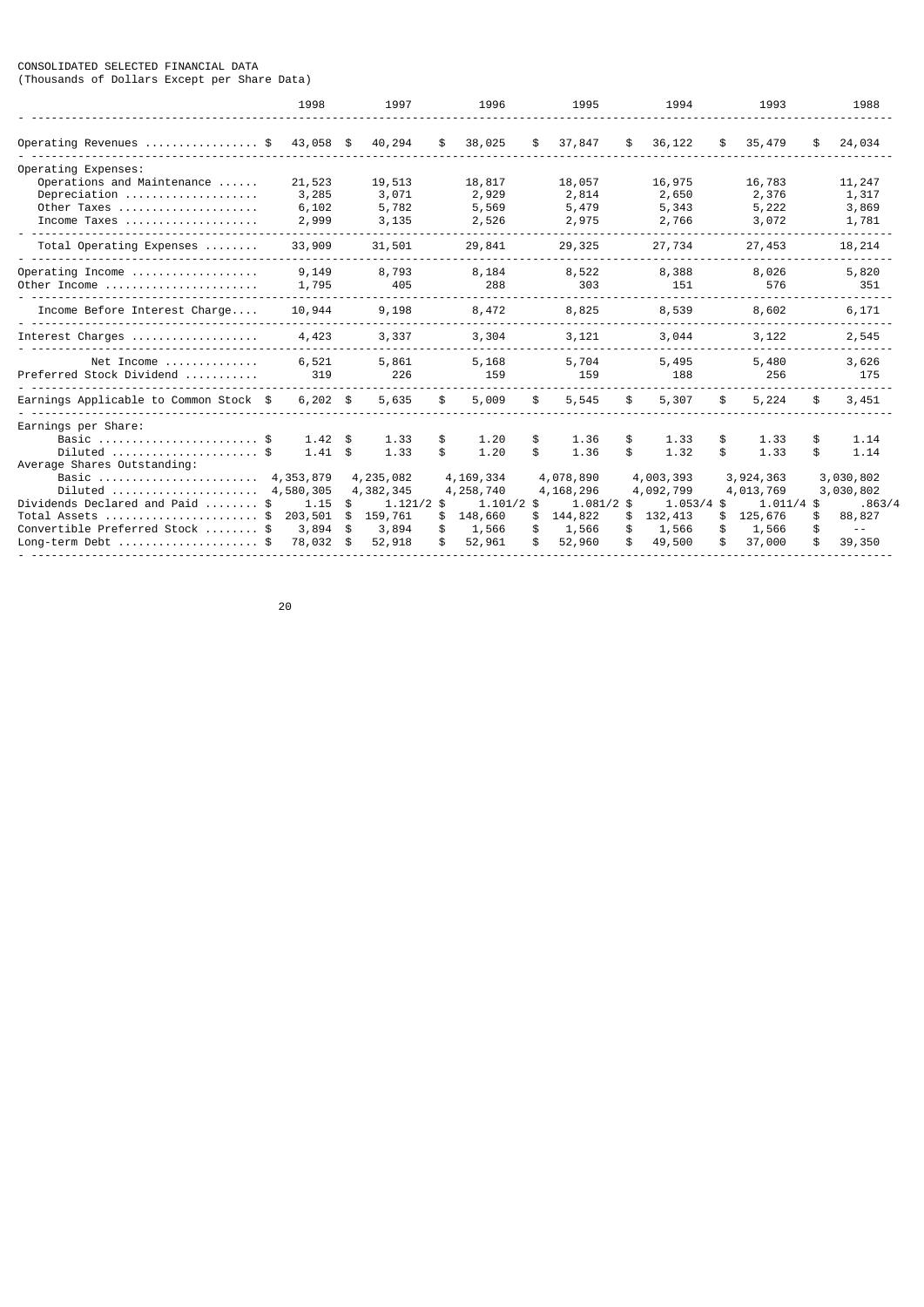CONSOLIDATED SELECTED FINANCIAL DATA
(Thousands of Dollars Except per Share Data)

| | 1998 | 1997 | 1996 | 1995 | 1994 | 1993 | 1988 |
|---|---|---|---|---|---|---|---|
| Operating Revenues .................. | $ 43,058 | $ 40,294 | $ 38,025 | $ 37,847 | $ 36,122 | $ 35,479 | $ 24,034 |
| Operating Expenses: | | | | | | | |
| Operations and Maintenance ...... | 21,523 | 19,513 | 18,817 | 18,057 | 16,975 | 16,783 | 11,247 |
| Depreciation .................... | 3,285 | 3,071 | 2,929 | 2,814 | 2,650 | 2,376 | 1,317 |
| Other Taxes ..................... | 6,102 | 5,782 | 5,569 | 5,479 | 5,343 | 5,222 | 3,869 |
| Income Taxes .................... | 2,999 | 3,135 | 2,526 | 2,975 | 2,766 | 3,072 | 1,781 |
| Total Operating Expenses ........ | 33,909 | 31,501 | 29,841 | 29,325 | 27,734 | 27,453 | 18,214 |
| Operating Income .................. | 9,149 | 8,793 | 8,184 | 8,522 | 8,388 | 8,026 | 5,820 |
| Other Income ...................... | 1,795 | 405 | 288 | 303 | 151 | 576 | 351 |
| Income Before Interest Charge.... | 10,944 | 9,198 | 8,472 | 8,825 | 8,539 | 8,602 | 6,171 |
| Interest Charges .................. | 4,423 | 3,337 | 3,304 | 3,121 | 3,044 | 3,122 | 2,545 |
| Net Income .............. | 6,521 | 5,861 | 5,168 | 5,704 | 5,495 | 5,480 | 3,626 |
| Preferred Stock Dividend ........... | 319 | 226 | 159 | 159 | 188 | 256 | 175 |
| Earnings Applicable to Common Stock | $ 6,202 | $ 5,635 | $ 5,009 | $ 5,545 | $ 5,307 | $ 5,224 | $ 3,451 |
| Earnings per Share: | | | | | | | |
| Basic ........................ | $ 1.42 | $ 1.33 | $ 1.20 | $ 1.36 | $ 1.33 | $ 1.33 | $ 1.14 |
| Diluted ...................... | $ 1.41 | $ 1.33 | $ 1.20 | $ 1.36 | $ 1.32 | $ 1.33 | $ 1.14 |
| Average Shares Outstanding: | | | | | | | |
| Basic ........................ | 4,353,879 | 4,235,082 | 4,169,334 | 4,078,890 | 4,003,393 | 3,924,363 | 3,030,802 |
| Diluted ...................... | 4,580,305 | 4,382,345 | 4,258,740 | 4,168,296 | 4,092,799 | 4,013,769 | 3,030,802 |
| Dividends Declared and Paid ........ | $ 1.15 | $ 1.121/2 | $ 1.101/2 | $ 1.081/2 | $ 1.053/4 | $ 1.011/4 | $ .863/4 |
| Total Assets ....................... | $ 203,501 | $ 159,761 | $ 148,660 | $ 144,822 | $ 132,413 | $ 125,676 | $ 88,827 |
| Convertible Preferred Stock ........ | $ 3,894 | $ 3,894 | $ 1,566 | $ 1,566 | $ 1,566 | $ 1,566 | $ -- |
| Long-term Debt ..................... | $ 78,032 | $ 52,918 | $ 52,961 | $ 52,960 | $ 49,500 | $ 37,000 | $ 39,350 |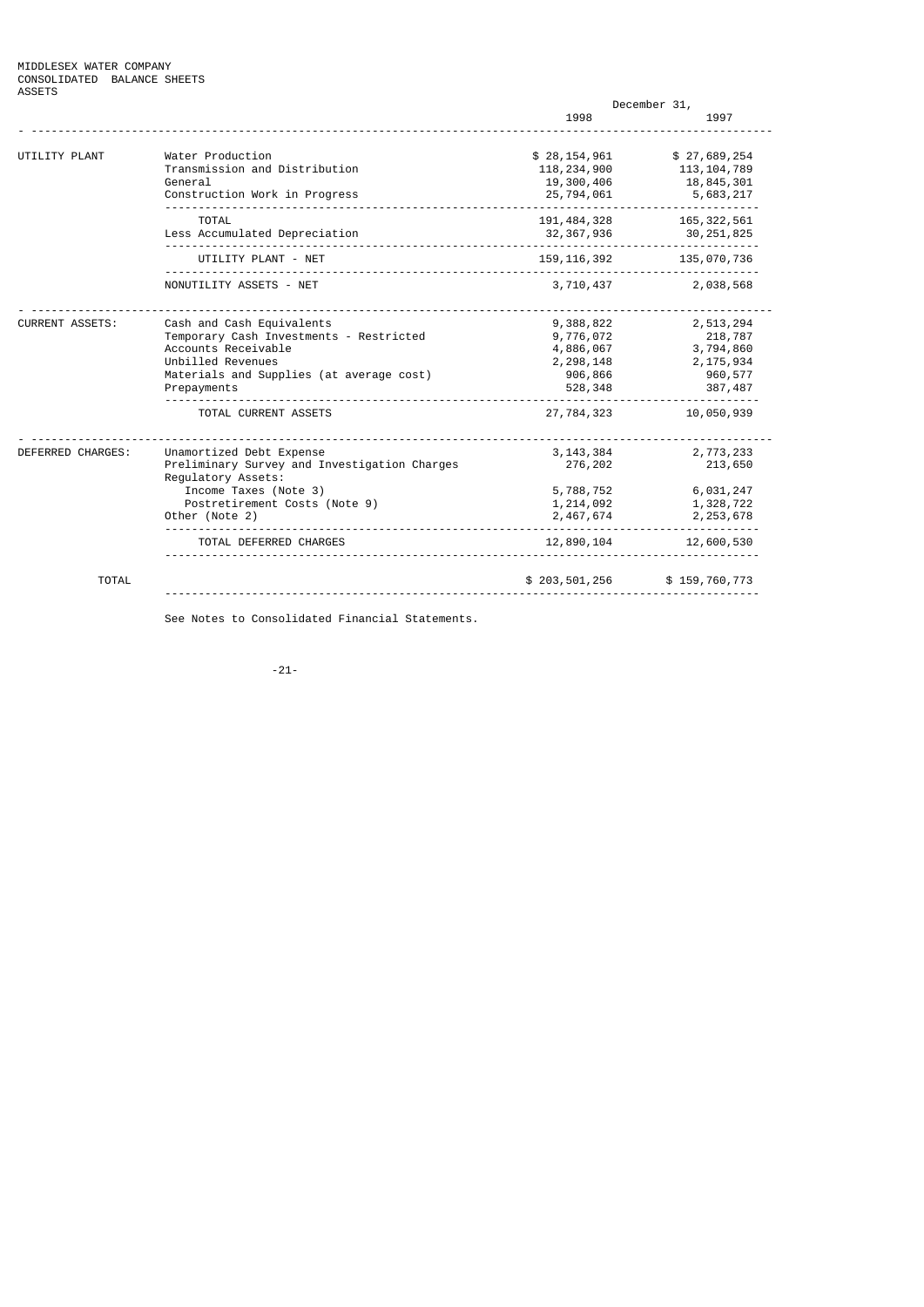MIDDLESEX WATER COMPANY
CONSOLIDATED BALANCE SHEETS
ASSETS

| | | December 31, 1998 | December 31, 1997 |
|---|---|---|---|
| UTILITY PLANT | Water Production | $ 28,154,961 | $ 27,689,254 |
| | Transmission and Distribution | 118,234,900 | 113,104,789 |
| | General | 19,300,406 | 18,845,301 |
| | Construction Work in Progress | 25,794,061 | 5,683,217 |
| | TOTAL | 191,484,328 | 165,322,561 |
| | Less Accumulated Depreciation | 32,367,936 | 30,251,825 |
| | UTILITY PLANT - NET | 159,116,392 | 135,070,736 |
| | NONUTILITY ASSETS - NET | 3,710,437 | 2,038,568 |
| CURRENT ASSETS: | Cash and Cash Equivalents | 9,388,822 | 2,513,294 |
| | Temporary Cash Investments - Restricted | 9,776,072 | 218,787 |
| | Accounts Receivable | 4,886,067 | 3,794,860 |
| | Unbilled Revenues | 2,298,148 | 2,175,934 |
| | Materials and Supplies (at average cost) | 906,866 | 960,577 |
| | Prepayments | 528,348 | 387,487 |
| | TOTAL CURRENT ASSETS | 27,784,323 | 10,050,939 |
| DEFERRED CHARGES: | Unamortized Debt Expense | 3,143,384 | 2,773,233 |
| | Preliminary Survey and Investigation Charges | 276,202 | 213,650 |
| | Regulatory Assets: | | |
| | Income Taxes (Note 3) | 5,788,752 | 6,031,247 |
| | Postretirement Costs (Note 9) | 1,214,092 | 1,328,722 |
| | Other (Note 2) | 2,467,674 | 2,253,678 |
| | TOTAL DEFERRED CHARGES | 12,890,104 | 12,600,530 |
| TOTAL | | $ 203,501,256 | $ 159,760,773 |

See Notes to Consolidated Financial Statements.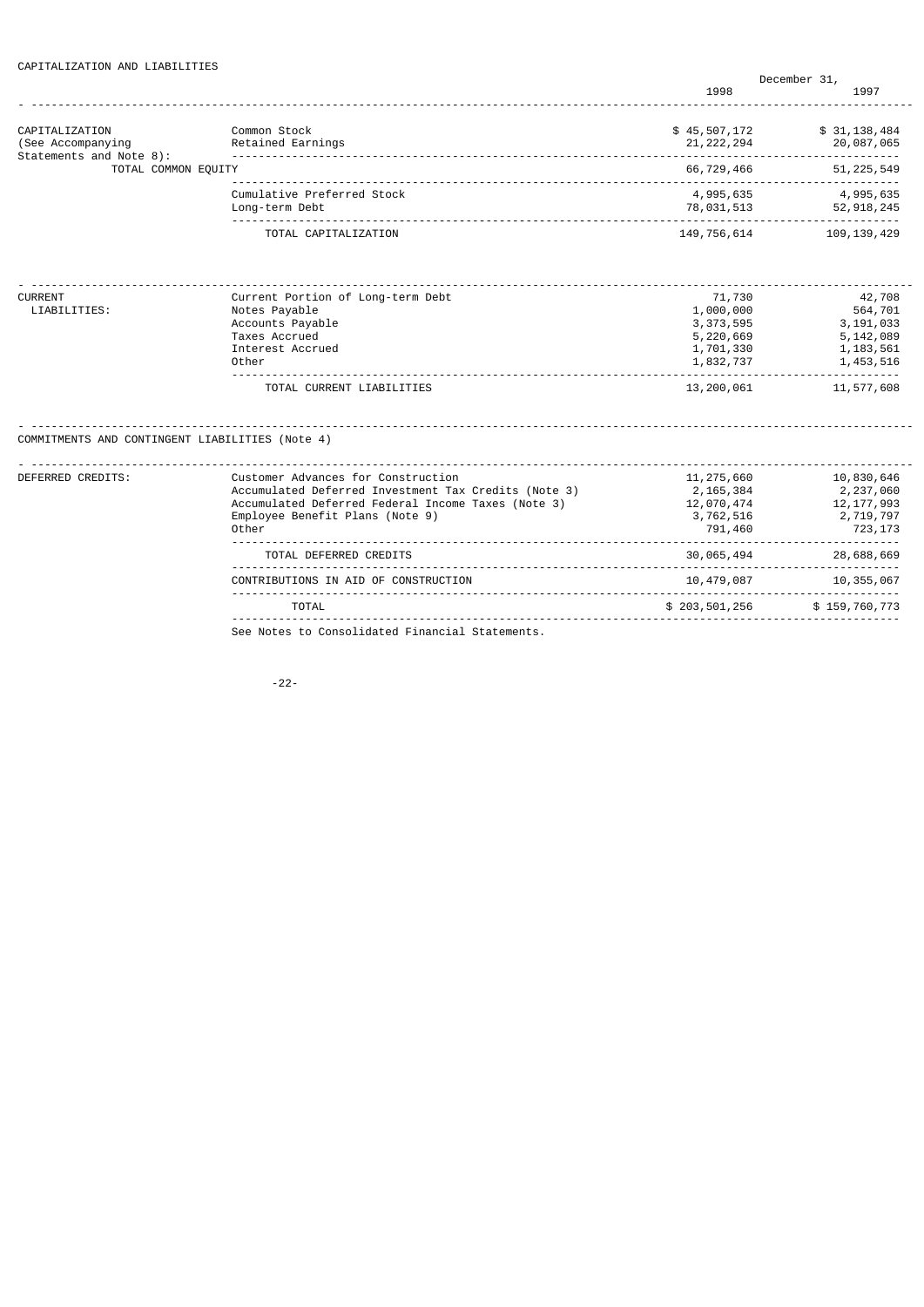CAPITALIZATION AND LIABILITIES

| | | December 31, 1998 | 1997 |
|---|---|---|---|
| CAPITALIZATION (See Accompanying Statements and Note 8): | Common Stock | $ 45,507,172 | $ 31,138,484 |
| | Retained Earnings | 21,222,294 | 20,087,065 |
| TOTAL COMMON EQUITY | | 66,729,466 | 51,225,549 |
| | Cumulative Preferred Stock | 4,995,635 | 4,995,635 |
| | Long-term Debt | 78,031,513 | 52,918,245 |
| | TOTAL CAPITALIZATION | 149,756,614 | 109,139,429 |
| CURRENT LIABILITIES: | Current Portion of Long-term Debt | 71,730 | 42,708 |
| | Notes Payable | 1,000,000 | 564,701 |
| | Accounts Payable | 3,373,595 | 3,191,033 |
| | Taxes Accrued | 5,220,669 | 5,142,089 |
| | Interest Accrued | 1,701,330 | 1,183,561 |
| | Other | 1,832,737 | 1,453,516 |
| | TOTAL CURRENT LIABILITIES | 13,200,061 | 11,577,608 |
| COMMITMENTS AND CONTINGENT LIABILITIES (Note 4) | | | |
| DEFERRED CREDITS: | Customer Advances for Construction | 11,275,660 | 10,830,646 |
| | Accumulated Deferred Investment Tax Credits (Note 3) | 2,165,384 | 2,237,060 |
| | Accumulated Deferred Federal Income Taxes (Note 3) | 12,070,474 | 12,177,993 |
| | Employee Benefit Plans (Note 9) | 3,762,516 | 2,719,797 |
| | Other | 791,460 | 723,173 |
| | TOTAL DEFERRED CREDITS | 30,065,494 | 28,688,669 |
| | CONTRIBUTIONS IN AID OF CONSTRUCTION | 10,479,087 | 10,355,067 |
| | TOTAL | $ 203,501,256 | $ 159,760,773 |

See Notes to Consolidated Financial Statements.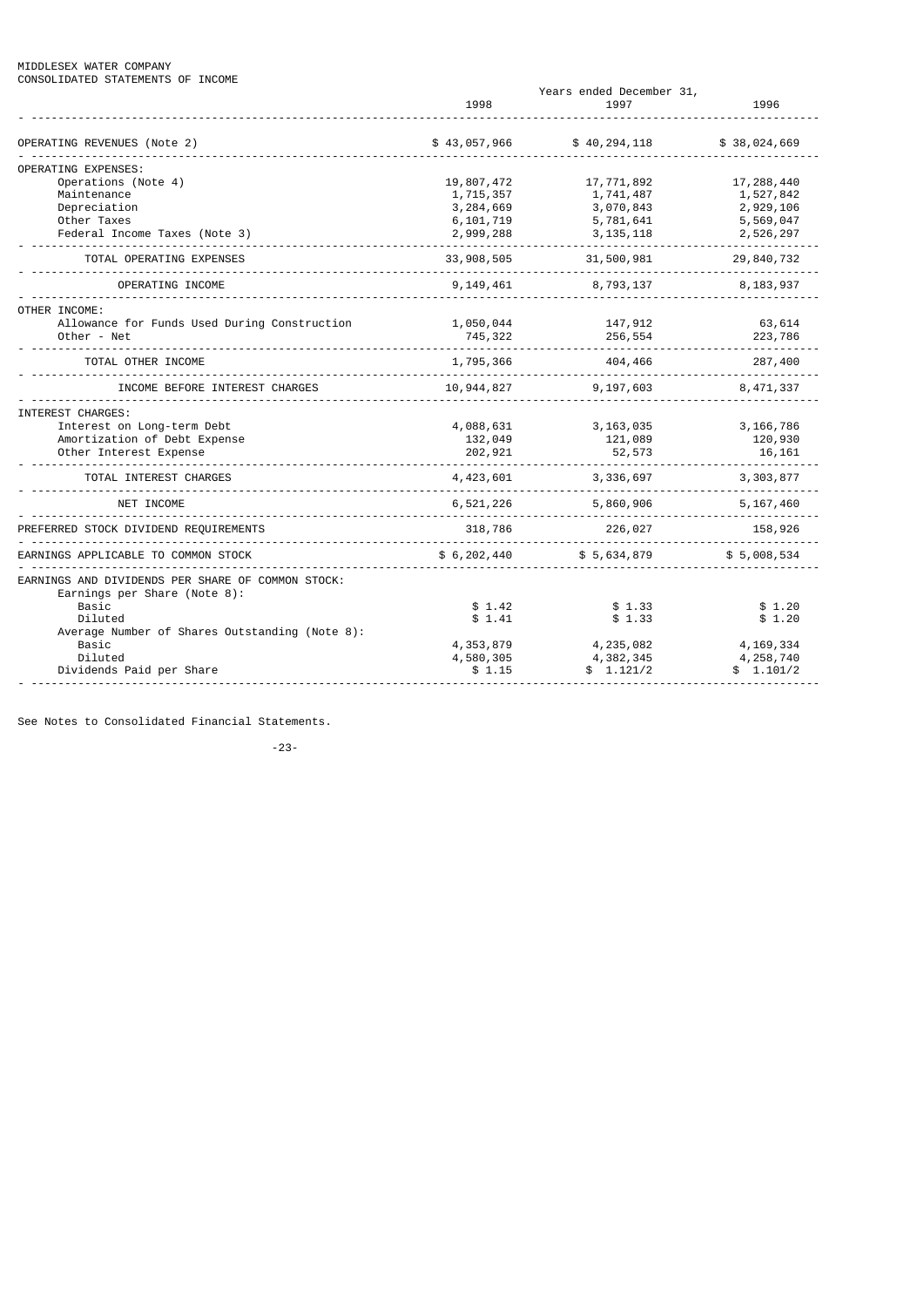MIDDLESEX WATER COMPANY
CONSOLIDATED STATEMENTS OF INCOME

| | Years ended December 31, | | |
|---|---|---|---|
| | 1998 | 1997 | 1996 |
| OPERATING REVENUES (Note 2) | $ 43,057,966 | $ 40,294,118 | $ 38,024,669 |
| OPERATING EXPENSES: | | | |
| Operations (Note 4) | 19,807,472 | 17,771,892 | 17,288,440 |
| Maintenance | 1,715,357 | 1,741,487 | 1,527,842 |
| Depreciation | 3,284,669 | 3,070,843 | 2,929,106 |
| Other Taxes | 6,101,719 | 5,781,641 | 5,569,047 |
| Federal Income Taxes (Note 3) | 2,999,288 | 3,135,118 | 2,526,297 |
| TOTAL OPERATING EXPENSES | 33,908,505 | 31,500,981 | 29,840,732 |
| OPERATING INCOME | 9,149,461 | 8,793,137 | 8,183,937 |
| OTHER INCOME: | | | |
| Allowance for Funds Used During Construction | 1,050,044 | 147,912 | 63,614 |
| Other - Net | 745,322 | 256,554 | 223,786 |
| TOTAL OTHER INCOME | 1,795,366 | 404,466 | 287,400 |
| INCOME BEFORE INTEREST CHARGES | 10,944,827 | 9,197,603 | 8,471,337 |
| INTEREST CHARGES: | | | |
| Interest on Long-term Debt | 4,088,631 | 3,163,035 | 3,166,786 |
| Amortization of Debt Expense | 132,049 | 121,089 | 120,930 |
| Other Interest Expense | 202,921 | 52,573 | 16,161 |
| TOTAL INTEREST CHARGES | 4,423,601 | 3,336,697 | 3,303,877 |
| NET INCOME | 6,521,226 | 5,860,906 | 5,167,460 |
| PREFERRED STOCK DIVIDEND REQUIREMENTS | 318,786 | 226,027 | 158,926 |
| EARNINGS APPLICABLE TO COMMON STOCK | $ 6,202,440 | $ 5,634,879 | $ 5,008,534 |
| EARNINGS AND DIVIDENDS PER SHARE OF COMMON STOCK: | | | |
| Earnings per Share (Note 8): | | | |
| Basic | $ 1.42 | $ 1.33 | $ 1.20 |
| Diluted | $ 1.41 | $ 1.33 | $ 1.20 |
| Average Number of Shares Outstanding (Note 8): | | | |
| Basic | 4,353,879 | 4,235,082 | 4,169,334 |
| Diluted | 4,580,305 | 4,382,345 | 4,258,740 |
| Dividends Paid per Share | $ 1.15 | $ 1.121/2 | $ 1.101/2 |

See Notes to Consolidated Financial Statements.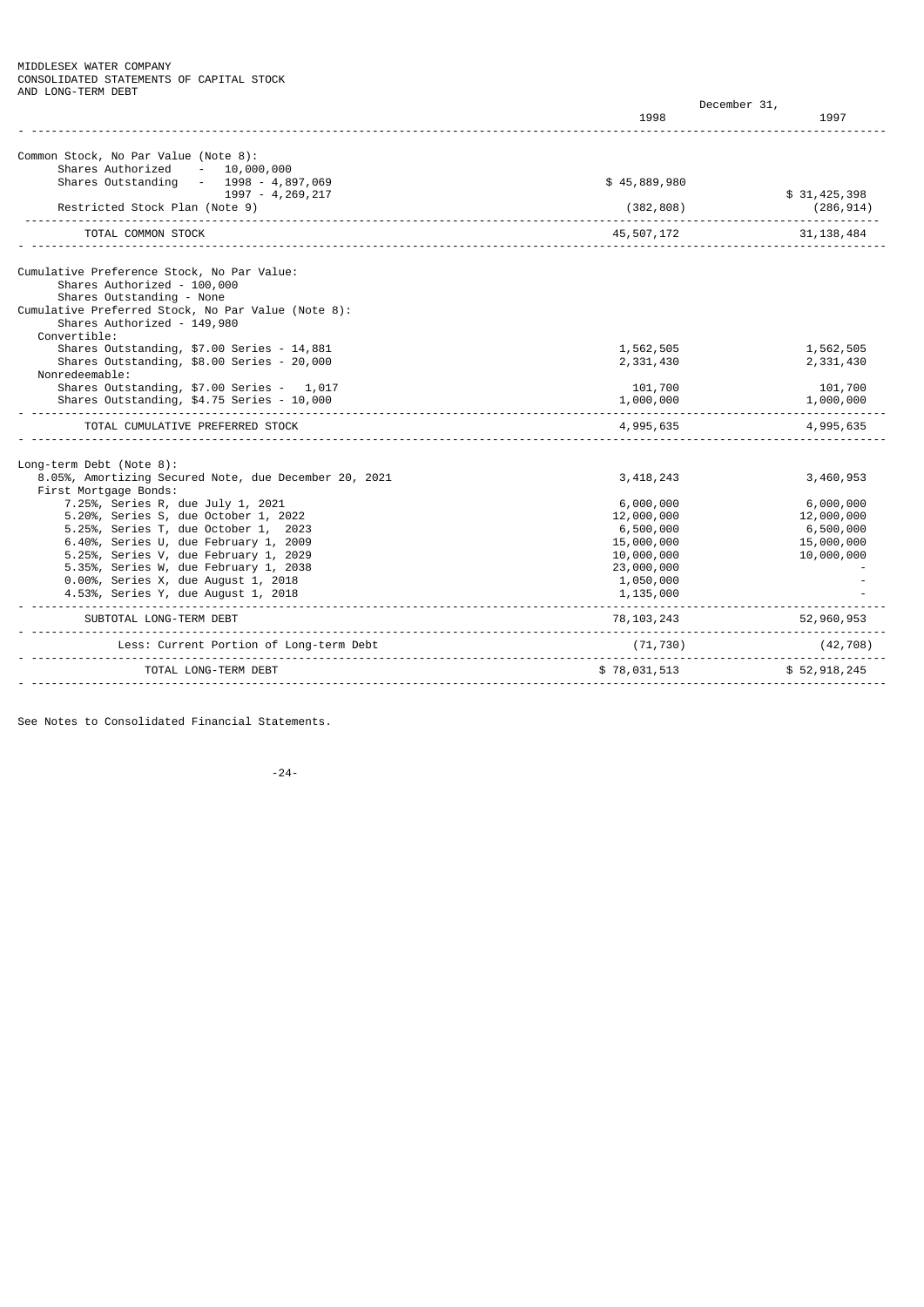MIDDLESEX WATER COMPANY
CONSOLIDATED STATEMENTS OF CAPITAL STOCK
AND LONG-TERM DEBT

| | December 31, 1998 | December 31, 1997 |
|---|---|---|
| Common Stock, No Par Value (Note 8): | | |
| Shares Authorized - 10,000,000 | | |
| Shares Outstanding - 1998 - 4,897,069 | $ 45,889,980 | |
| 1997 - 4,269,217 | | $ 31,425,398 |
| Restricted Stock Plan (Note 9) | (382,808) | (286,914) |
| TOTAL COMMON STOCK | 45,507,172 | 31,138,484 |
| Cumulative Preference Stock, No Par Value: | | |
| Shares Authorized - 100,000 | | |
| Shares Outstanding - None | | |
| Cumulative Preferred Stock, No Par Value (Note 8): | | |
| Shares Authorized - 149,980 | | |
| Convertible: | | |
| Shares Outstanding, $7.00 Series - 14,881 | 1,562,505 | 1,562,505 |
| Shares Outstanding, $8.00 Series - 20,000 | 2,331,430 | 2,331,430 |
| Nonredeemable: | | |
| Shares Outstanding, $7.00 Series - 1,017 | 101,700 | 101,700 |
| Shares Outstanding, $4.75 Series - 10,000 | 1,000,000 | 1,000,000 |
| TOTAL CUMULATIVE PREFERRED STOCK | 4,995,635 | 4,995,635 |
| Long-term Debt (Note 8): | | |
| 8.05%, Amortizing Secured Note, due December 20, 2021 | 3,418,243 | 3,460,953 |
| First Mortgage Bonds: | | |
| 7.25%, Series R, due July 1, 2021 | 6,000,000 | 6,000,000 |
| 5.20%, Series S, due October 1, 2022 | 12,000,000 | 12,000,000 |
| 5.25%, Series T, due October 1, 2023 | 6,500,000 | 6,500,000 |
| 6.40%, Series U, due February 1, 2009 | 15,000,000 | 15,000,000 |
| 5.25%, Series V, due February 1, 2029 | 10,000,000 | 10,000,000 |
| 5.35%, Series W, due February 1, 2038 | 23,000,000 | - |
| 0.00%, Series X, due August 1, 2018 | 1,050,000 | - |
| 4.53%, Series Y, due August 1, 2018 | 1,135,000 | - |
| SUBTOTAL LONG-TERM DEBT | 78,103,243 | 52,960,953 |
| Less: Current Portion of Long-term Debt | (71,730) | (42,708) |
| TOTAL LONG-TERM DEBT | $ 78,031,513 | $ 52,918,245 |

See Notes to Consolidated Financial Statements.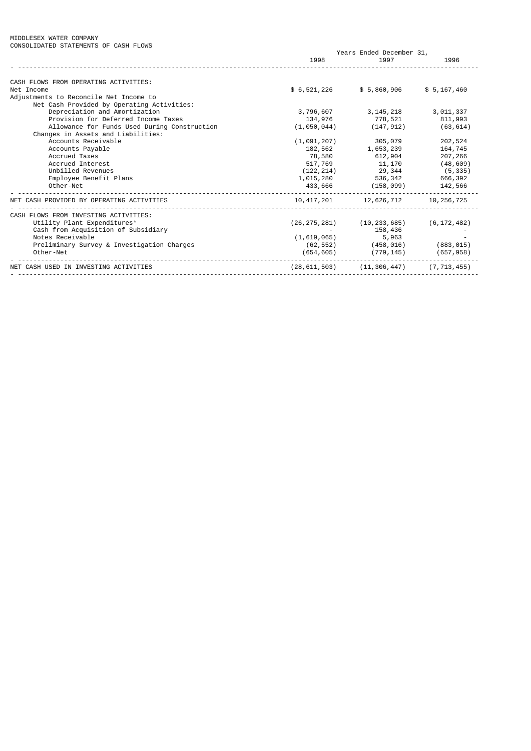MIDDLESEX WATER COMPANY
CONSOLIDATED STATEMENTS OF CASH FLOWS

| | Years Ended December 31, | | |
|---|---|---|---|
| | 1998 | 1997 | 1996 |
| CASH FLOWS FROM OPERATING ACTIVITIES: | | | |
| Net Income | $ 6,521,226 | $ 5,860,906 | $ 5,167,460 |
| Adjustments to Reconcile Net Income to | | | |
| Net Cash Provided by Operating Activities: | | | |
| Depreciation and Amortization | 3,796,607 | 3,145,218 | 3,011,337 |
| Provision for Deferred Income Taxes | 134,976 | 778,521 | 811,993 |
| Allowance for Funds Used During Construction | (1,050,044) | (147,912) | (63,614) |
| Changes in Assets and Liabilities: | | | |
| Accounts Receivable | (1,091,207) | 305,079 | 202,524 |
| Accounts Payable | 182,562 | 1,653,239 | 164,745 |
| Accrued Taxes | 78,580 | 612,904 | 207,266 |
| Accrued Interest | 517,769 | 11,170 | (48,609) |
| Unbilled Revenues | (122,214) | 29,344 | (5,335) |
| Employee Benefit Plans | 1,015,280 | 536,342 | 666,392 |
| Other-Net | 433,666 | (158,099) | 142,566 |
| NET CASH PROVIDED BY OPERATING ACTIVITIES | 10,417,201 | 12,626,712 | 10,256,725 |
| CASH FLOWS FROM INVESTING ACTIVITIES: | | | |
| Utility Plant Expenditures* | (26,275,281) | (10,233,685) | (6,172,482) |
| Cash from Acquisition of Subsidiary | - | 158,436 | - |
| Notes Receivable | (1,619,065) | 5,963 | - |
| Preliminary Survey & Investigation Charges | (62,552) | (458,016) | (883,015) |
| Other-Net | (654,605) | (779,145) | (657,958) |
| NET CASH USED IN INVESTING ACTIVITIES | (28,611,503) | (11,306,447) | (7,713,455) |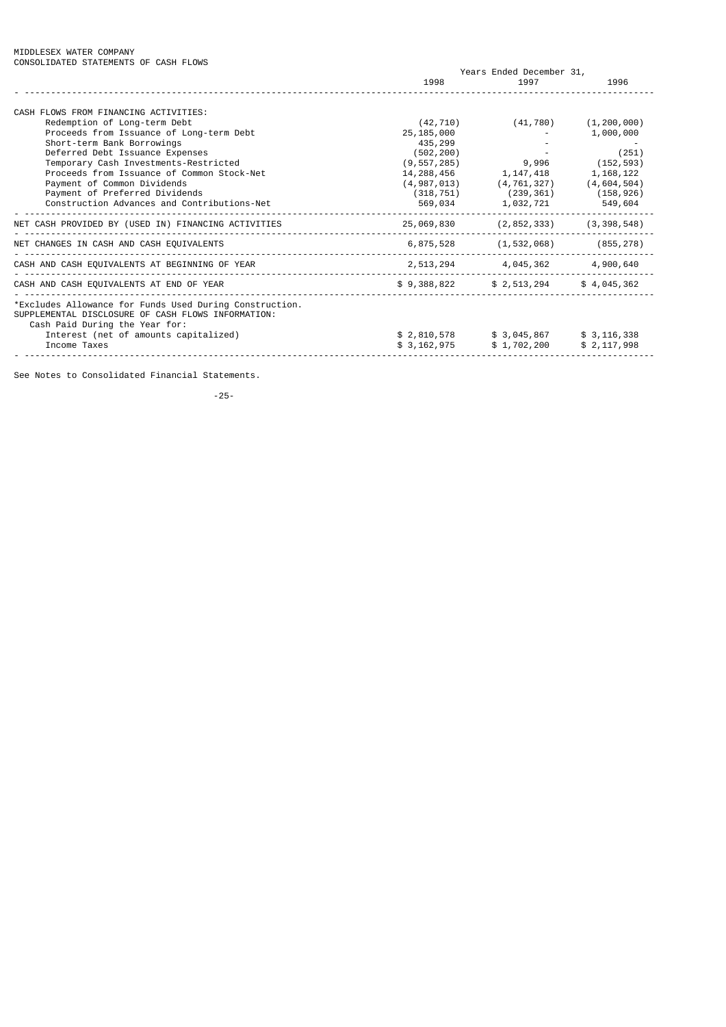MIDDLESEX WATER COMPANY
CONSOLIDATED STATEMENTS OF CASH FLOWS

| | Years Ended December 31, | | |
|---|---|---|---|
| | 1998 | 1997 | 1996 |
| CASH FLOWS FROM FINANCING ACTIVITIES: | | | |
| Redemption of Long-term Debt | (42,710) | (41,780) | (1,200,000) |
| Proceeds from Issuance of Long-term Debt | 25,185,000 | - | 1,000,000 |
| Short-term Bank Borrowings | 435,299 | - | - |
| Deferred Debt Issuance Expenses | (502,200) | - | (251) |
| Temporary Cash Investments-Restricted | (9,557,285) | 9,996 | (152,593) |
| Proceeds from Issuance of Common Stock-Net | 14,288,456 | 1,147,418 | 1,168,122 |
| Payment of Common Dividends | (4,987,013) | (4,761,327) | (4,604,504) |
| Payment of Preferred Dividends | (318,751) | (239,361) | (158,926) |
| Construction Advances and Contributions-Net | 569,034 | 1,032,721 | 549,604 |
| NET CASH PROVIDED BY (USED IN) FINANCING ACTIVITIES | 25,069,830 | (2,852,333) | (3,398,548) |
| NET CHANGES IN CASH AND CASH EQUIVALENTS | 6,875,528 | (1,532,068) | (855,278) |
| CASH AND CASH EQUIVALENTS AT BEGINNING OF YEAR | 2,513,294 | 4,045,362 | 4,900,640 |
| CASH AND CASH EQUIVALENTS AT END OF YEAR | $ 9,388,822 | $ 2,513,294 | $ 4,045,362 |
| *Excludes Allowance for Funds Used During Construction. | | | |
| SUPPLEMENTAL DISCLOSURE OF CASH FLOWS INFORMATION: | | | |
| Cash Paid During the Year for: | | | |
| Interest (net of amounts capitalized) | $ 2,810,578 | $ 3,045,867 | $ 3,116,338 |
| Income Taxes | $ 3,162,975 | $ 1,702,200 | $ 2,117,998 |

See Notes to Consolidated Financial Statements.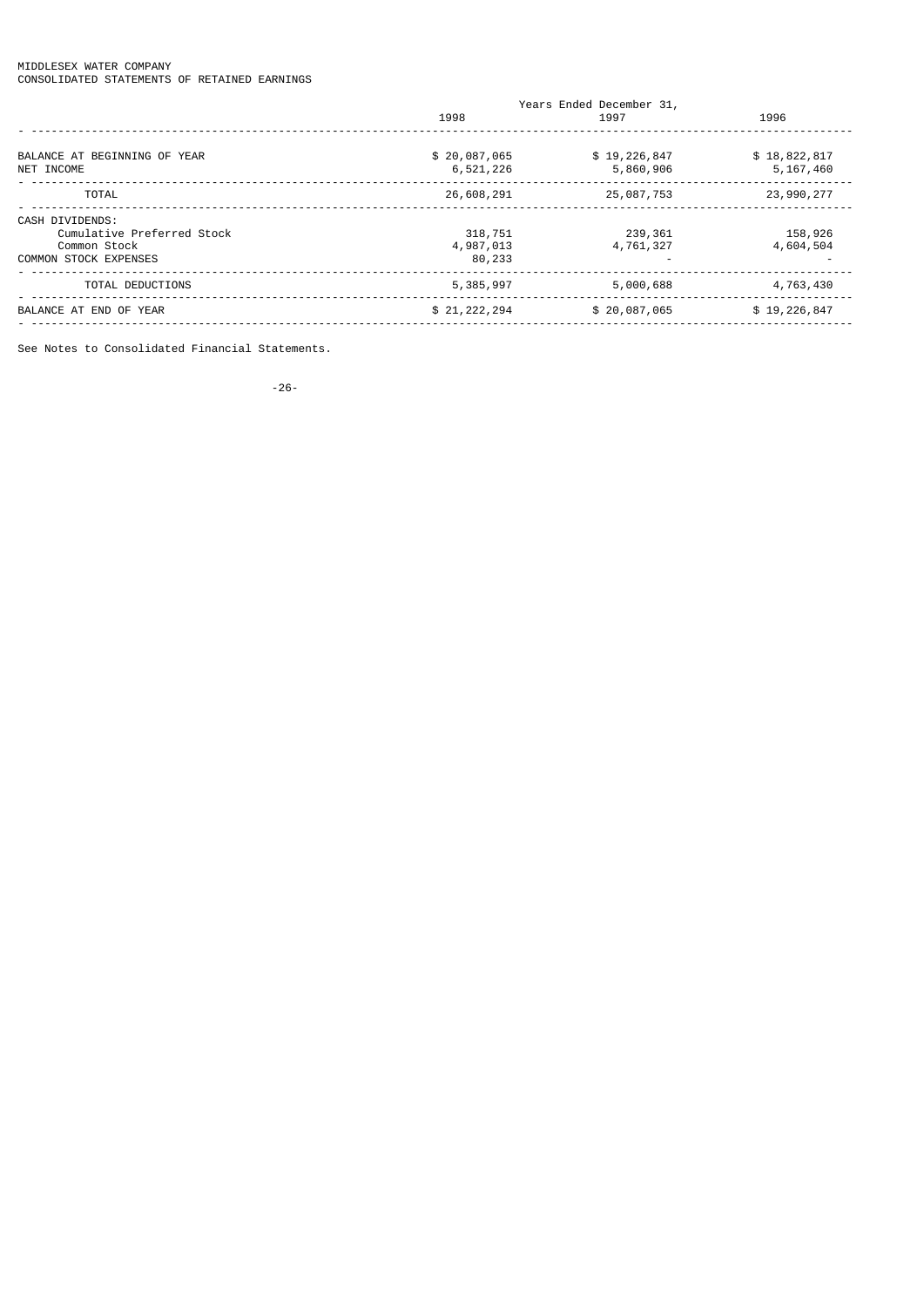MIDDLESEX WATER COMPANY
CONSOLIDATED STATEMENTS OF RETAINED EARNINGS

| | Years Ended December 31, | | |
|---|---|---|---|
| | 1998 | 1997 | 1996 |
| BALANCE AT BEGINNING OF YEAR | $ 20,087,065 | $ 19,226,847 | $ 18,822,817 |
| NET INCOME | 6,521,226 | 5,860,906 | 5,167,460 |
| TOTAL | 26,608,291 | 25,087,753 | 23,990,277 |
| CASH DIVIDENDS: | | | |
| Cumulative Preferred Stock | 318,751 | 239,361 | 158,926 |
| Common Stock | 4,987,013 | 4,761,327 | 4,604,504 |
| COMMON STOCK EXPENSES | 80,233 | - | - |
| TOTAL DEDUCTIONS | 5,385,997 | 5,000,688 | 4,763,430 |
| BALANCE AT END OF YEAR | $ 21,222,294 | $ 20,087,065 | $ 19,226,847 |

See Notes to Consolidated Financial Statements.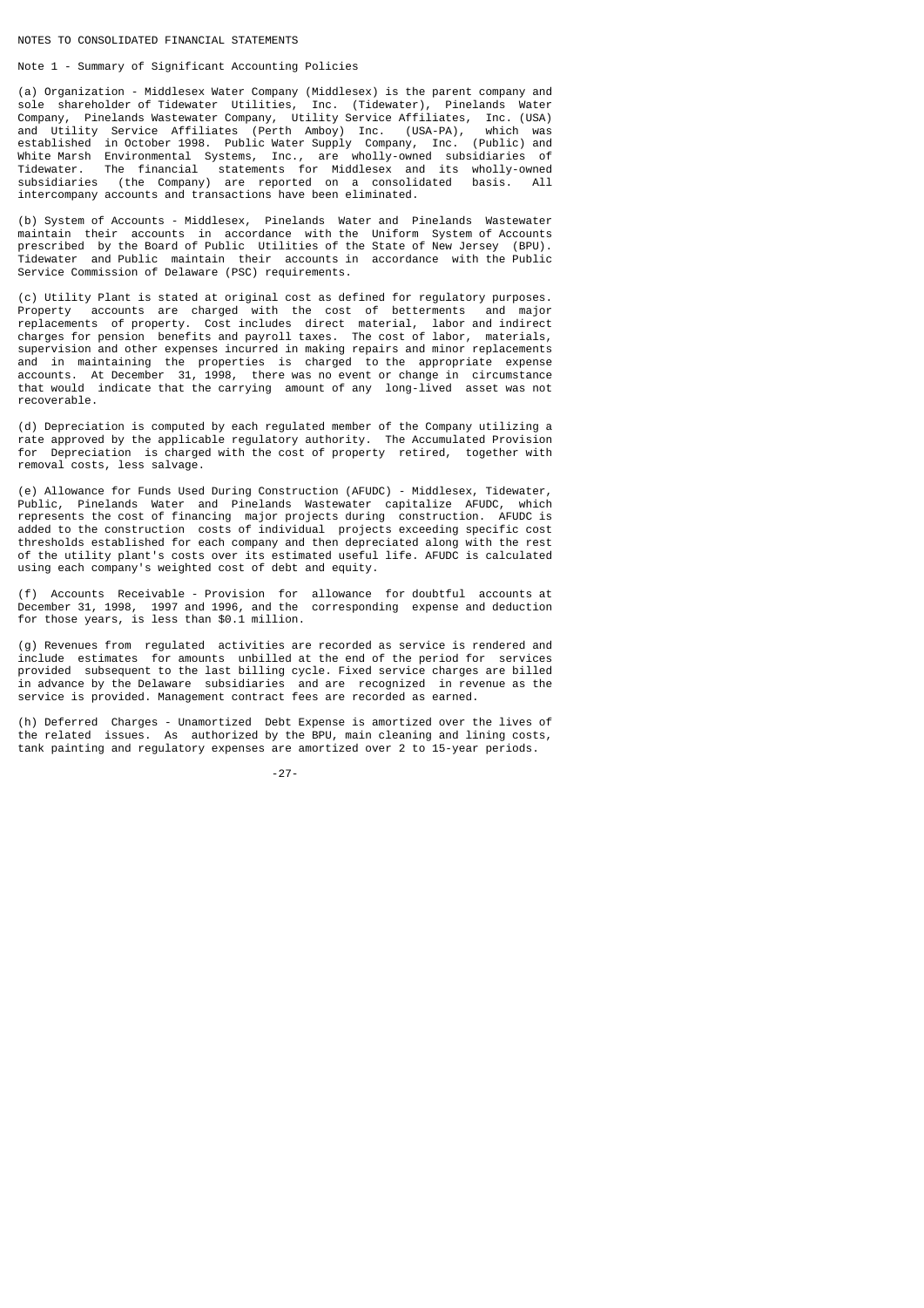# NOTES TO CONSOLIDATED FINANCIAL STATEMENTS

## Note 1 - Summary of Significant Accounting Policies

(a) Organization - Middlesex Water Company (Middlesex) is the parent company and sole shareholder of Tidewater Utilities, Inc. (Tidewater), Pinelands Water Company, Pinelands Wastewater Company, Utility Service Affiliates, Inc. (USA) and Utility Service Affiliates (Perth Amboy) Inc. (USA-PA), which was established in October 1998. Public Water Supply Company, Inc. (Public) and White Marsh Environmental Systems, Inc., are wholly-owned subsidiaries of Tidewater. The financial statements for Middlesex and its wholly-owned subsidiaries (the Company) are reported on a consolidated basis. All intercompany accounts and transactions have been eliminated.

(b) System of Accounts - Middlesex, Pinelands Water and Pinelands Wastewater maintain their accounts in accordance with the Uniform System of Accounts prescribed by the Board of Public Utilities of the State of New Jersey (BPU). Tidewater and Public maintain their accounts in accordance with the Public Service Commission of Delaware (PSC) requirements.

(c) Utility Plant is stated at original cost as defined for regulatory purposes. Property accounts are charged with the cost of betterments and major replacements of property. Cost includes direct material, labor and indirect charges for pension benefits and payroll taxes. The cost of labor, materials, supervision and other expenses incurred in making repairs and minor replacements and in maintaining the properties is charged to the appropriate expense accounts. At December 31, 1998, there was no event or change in circumstance that would indicate that the carrying amount of any long-lived asset was not recoverable.

(d) Depreciation is computed by each regulated member of the Company utilizing a rate approved by the applicable regulatory authority. The Accumulated Provision for Depreciation is charged with the cost of property retired, together with removal costs, less salvage.

(e) Allowance for Funds Used During Construction (AFUDC) - Middlesex, Tidewater, Public, Pinelands Water and Pinelands Wastewater capitalize AFUDC, which represents the cost of financing major projects during construction. AFUDC is added to the construction costs of individual projects exceeding specific cost thresholds established for each company and then depreciated along with the rest of the utility plant's costs over its estimated useful life. AFUDC is calculated using each company's weighted cost of debt and equity.

(f) Accounts Receivable - Provision for allowance for doubtful accounts at December 31, 1998, 1997 and 1996, and the corresponding expense and deduction for those years, is less than $0.1 million.

(g) Revenues from regulated activities are recorded as service is rendered and include estimates for amounts unbilled at the end of the period for services provided subsequent to the last billing cycle. Fixed service charges are billed in advance by the Delaware subsidiaries and are recognized in revenue as the service is provided. Management contract fees are recorded as earned.

(h) Deferred Charges - Unamortized Debt Expense is amortized over the lives of the related issues. As authorized by the BPU, main cleaning and lining costs, tank painting and regulatory expenses are amortized over 2 to 15-year periods.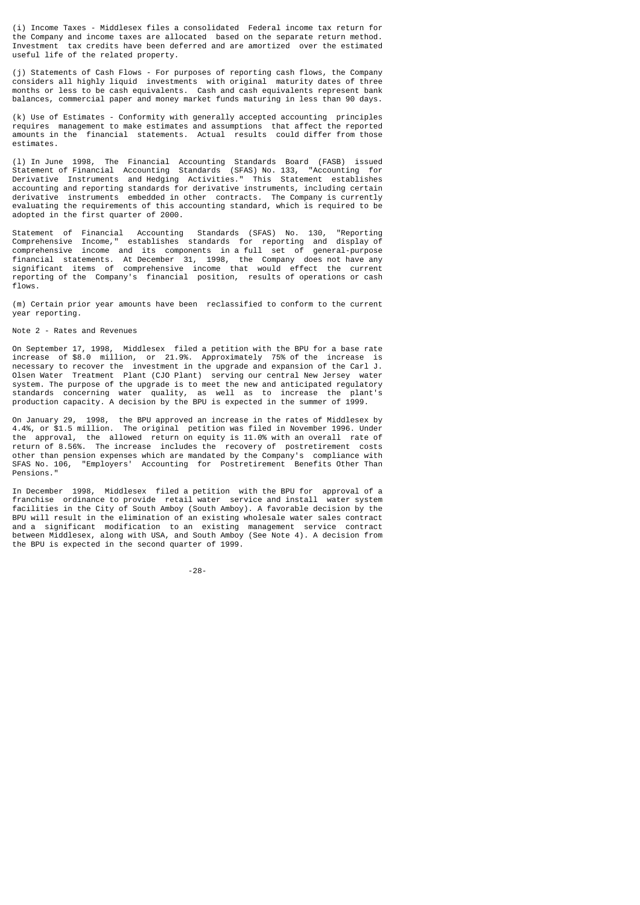(i) Income Taxes - Middlesex files a consolidated Federal income tax return for the Company and income taxes are allocated based on the separate return method. Investment tax credits have been deferred and are amortized over the estimated useful life of the related property.

(j) Statements of Cash Flows - For purposes of reporting cash flows, the Company considers all highly liquid investments with original maturity dates of three months or less to be cash equivalents. Cash and cash equivalents represent bank balances, commercial paper and money market funds maturing in less than 90 days.

(k) Use of Estimates - Conformity with generally accepted accounting principles requires management to make estimates and assumptions that affect the reported amounts in the financial statements. Actual results could differ from those estimates.

(l) In June 1998, The Financial Accounting Standards Board (FASB) issued Statement of Financial Accounting Standards (SFAS) No. 133, "Accounting for Derivative Instruments and Hedging Activities." This Statement establishes accounting and reporting standards for derivative instruments, including certain derivative instruments embedded in other contracts. The Company is currently evaluating the requirements of this accounting standard, which is required to be adopted in the first quarter of 2000.

Statement of Financial Accounting Standards (SFAS) No. 130, "Reporting Comprehensive Income," establishes standards for reporting and display of comprehensive income and its components in a full set of general-purpose financial statements. At December 31, 1998, the Company does not have any significant items of comprehensive income that would effect the current reporting of the Company's financial position, results of operations or cash flows.

(m) Certain prior year amounts have been reclassified to conform to the current year reporting.

## Note 2 - Rates and Revenues

On September 17, 1998, Middlesex filed a petition with the BPU for a base rate increase of $8.0 million, or 21.9%. Approximately 75% of the increase is necessary to recover the investment in the upgrade and expansion of the Carl J. Olsen Water Treatment Plant (CJO Plant) serving our central New Jersey water system. The purpose of the upgrade is to meet the new and anticipated regulatory standards concerning water quality, as well as to increase the plant's production capacity. A decision by the BPU is expected in the summer of 1999.

On January 29, 1998, the BPU approved an increase in the rates of Middlesex by 4.4%, or $1.5 million. The original petition was filed in November 1996. Under the approval, the allowed return on equity is 11.0% with an overall rate of return of 8.56%. The increase includes the recovery of postretirement costs other than pension expenses which are mandated by the Company's compliance with SFAS No. 106, "Employers' Accounting for Postretirement Benefits Other Than Pensions."

In December 1998, Middlesex filed a petition with the BPU for approval of a franchise ordinance to provide retail water service and install water system facilities in the City of South Amboy (South Amboy). A favorable decision by the BPU will result in the elimination of an existing wholesale water sales contract and a significant modification to an existing management service contract between Middlesex, along with USA, and South Amboy (See Note 4). A decision from the BPU is expected in the second quarter of 1999.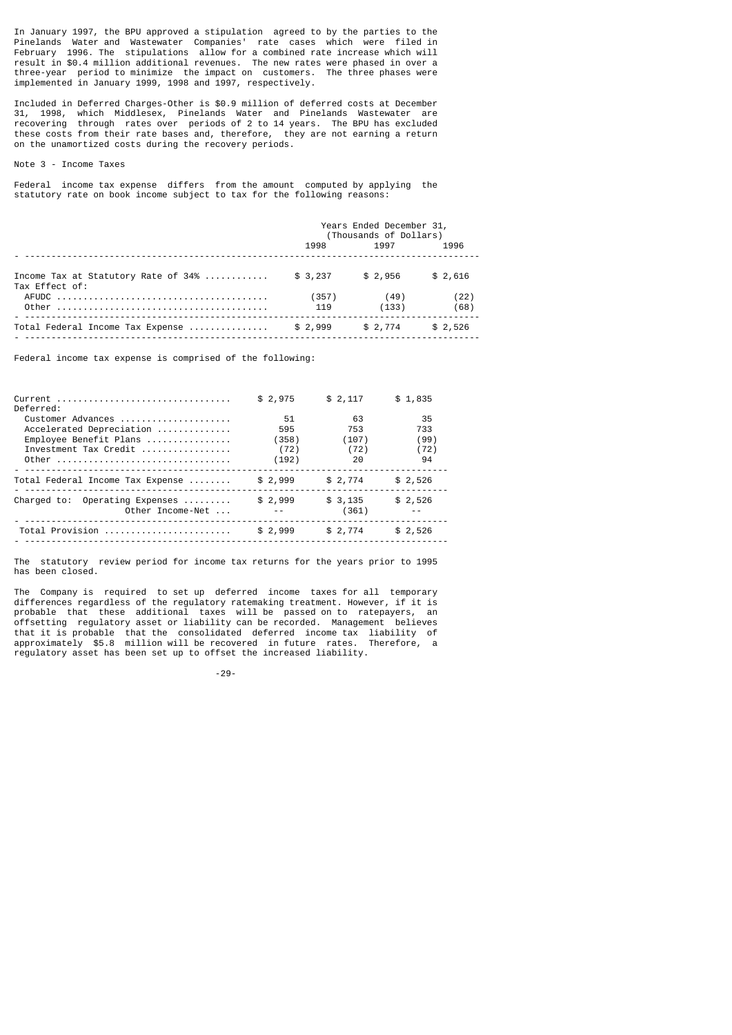In January 1997, the BPU approved a stipulation agreed to by the parties to the Pinelands Water and Wastewater Companies' rate cases which were filed in February 1996. The stipulations allow for a combined rate increase which will result in $0.4 million additional revenues. The new rates were phased in over a three-year period to minimize the impact on customers. The three phases were implemented in January 1999, 1998 and 1997, respectively.

Included in Deferred Charges-Other is $0.9 million of deferred costs at December 31, 1998, which Middlesex, Pinelands Water and Pinelands Wastewater are recovering through rates over periods of 2 to 14 years. The BPU has excluded these costs from their rate bases and, therefore, they are not earning a return on the unamortized costs during the recovery periods.

Note 3 - Income Taxes

Federal income tax expense differs from the amount computed by applying the statutory rate on book income subject to tax for the following reasons:

| | Years Ended December 31, (Thousands of Dollars) | | |
|---|---|---|---|
| | 1998 | 1997 | 1996 |
| Income Tax at Statutory Rate of 34% | $ 3,237 | $ 2,956 | $ 2,616 |
| Tax Effect of: | | | |
| AFUDC | (357) | (49) | (22) |
| Other | 119 | (133) | (68) |
| Total Federal Income Tax Expense | $ 2,999 | $ 2,774 | $ 2,526 |

Federal income tax expense is comprised of the following:

| | 1998 | 1997 | 1996 |
|---|---|---|---|
| Current | $ 2,975 | $ 2,117 | $ 1,835 |
| Deferred: | | | |
| Customer Advances | 51 | 63 | 35 |
| Accelerated Depreciation | 595 | 753 | 733 |
| Employee Benefit Plans | (358) | (107) | (99) |
| Investment Tax Credit | (72) | (72) | (72) |
| Other | (192) | 20 | 94 |
| Total Federal Income Tax Expense | $ 2,999 | $ 2,774 | $ 2,526 |
| Charged to: Operating Expenses | $ 2,999 | $ 3,135 | $ 2,526 |
| Other Income-Net | -- | (361) | -- |
| Total Provision | $ 2,999 | $ 2,774 | $ 2,526 |

The statutory review period for income tax returns for the years prior to 1995 has been closed.

The Company is required to set up deferred income taxes for all temporary differences regardless of the regulatory ratemaking treatment. However, if it is probable that these additional taxes will be passed on to ratepayers, an offsetting regulatory asset or liability can be recorded. Management believes that it is probable that the consolidated deferred income tax liability of approximately $5.8 million will be recovered in future rates. Therefore, a regulatory asset has been set up to offset the increased liability.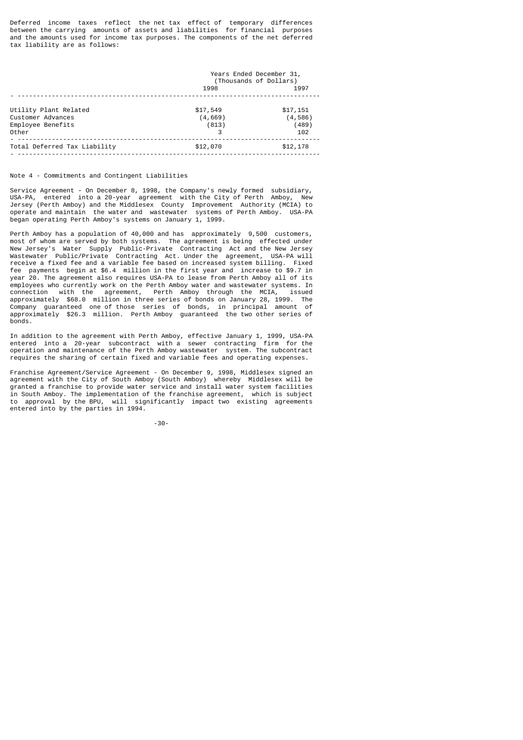Deferred income taxes reflect the net tax effect of temporary differences between the carrying amounts of assets and liabilities for financial purposes and the amounts used for income tax purposes. The components of the net deferred tax liability are as follows:

| | Years Ended December 31, (Thousands of Dollars) | |
|---|---|---|
| | 1998 | 1997 |
| Utility Plant Related | $17,549 | $17,151 |
| Customer Advances | (4,669) | (4,586) |
| Employee Benefits | (813) | (489) |
| Other | 3 | 102 |
| Total Deferred Tax Liability | $12,070 | $12,178 |

Note 4 - Commitments and Contingent Liabilities

Service Agreement - On December 8, 1998, the Company's newly formed subsidiary, USA-PA, entered into a 20-year agreement with the City of Perth Amboy, New Jersey (Perth Amboy) and the Middlesex County Improvement Authority (MCIA) to operate and maintain the water and wastewater systems of Perth Amboy. USA-PA began operating Perth Amboy's systems on January 1, 1999.

Perth Amboy has a population of 40,000 and has approximately 9,500 customers, most of whom are served by both systems. The agreement is being effected under New Jersey's Water Supply Public-Private Contracting Act and the New Jersey Wastewater Public/Private Contracting Act. Under the agreement, USA-PA will receive a fixed fee and a variable fee based on increased system billing. Fixed fee payments begin at $6.4 million in the first year and increase to $9.7 in year 20. The agreement also requires USA-PA to lease from Perth Amboy all of its employees who currently work on the Perth Amboy water and wastewater systems. In connection with the agreement, Perth Amboy through the MCIA, issued approximately $68.0 million in three series of bonds on January 28, 1999. The Company guaranteed one of those series of bonds, in principal amount of approximately $26.3 million. Perth Amboy guaranteed the two other series of bonds.

In addition to the agreement with Perth Amboy, effective January 1, 1999, USA-PA entered into a 20-year subcontract with a sewer contracting firm for the operation and maintenance of the Perth Amboy wastewater system. The subcontract requires the sharing of certain fixed and variable fees and operating expenses.

Franchise Agreement/Service Agreement - On December 9, 1998, Middlesex signed an agreement with the City of South Amboy (South Amboy) whereby Middlesex will be granted a franchise to provide water service and install water system facilities in South Amboy. The implementation of the franchise agreement, which is subject to approval by the BPU, will significantly impact two existing agreements entered into by the parties in 1994.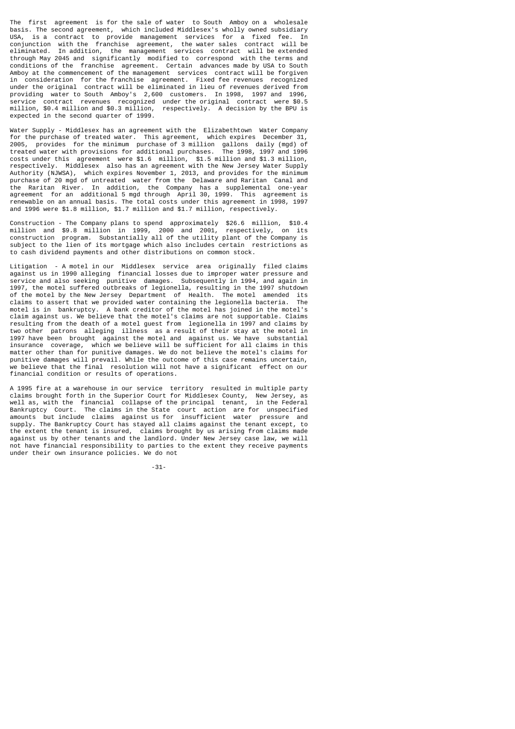The first agreement is for the sale of water to South Amboy on a wholesale basis. The second agreement, which included Middlesex's wholly owned subsidiary USA, is a contract to provide management services for a fixed fee. In conjunction with the franchise agreement, the water sales contract will be eliminated. In addition, the management services contract will be extended through May 2045 and significantly modified to correspond with the terms and conditions of the franchise agreement. Certain advances made by USA to South Amboy at the commencement of the management services contract will be forgiven in consideration for the franchise agreement. Fixed fee revenues recognized under the original contract will be eliminated in lieu of revenues derived from providing water to South Amboy's 2,600 customers. In 1998, 1997 and 1996, service contract revenues recognized under the original contract were $0.5 million, $0.4 million and $0.3 million, respectively. A decision by the BPU is expected in the second quarter of 1999.

Water Supply - Middlesex has an agreement with the Elizabethtown Water Company for the purchase of treated water. This agreement, which expires December 31, 2005, provides for the minimum purchase of 3 million gallons daily (mgd) of treated water with provisions for additional purchases. The 1998, 1997 and 1996 costs under this agreement were $1.6 million, $1.5 million and $1.3 million, respectively. Middlesex also has an agreement with the New Jersey Water Supply Authority (NJWSA), which expires November 1, 2013, and provides for the minimum purchase of 20 mgd of untreated water from the Delaware and Raritan Canal and the Raritan River. In addition, the Company has a supplemental one-year agreement for an additional 5 mgd through April 30, 1999. This agreement is renewable on an annual basis. The total costs under this agreement in 1998, 1997 and 1996 were $1.8 million, $1.7 million and $1.7 million, respectively.

Construction - The Company plans to spend approximately $26.6 million, $10.4 million and $9.8 million in 1999, 2000 and 2001, respectively, on its construction program. Substantially all of the utility plant of the Company is subject to the lien of its mortgage which also includes certain restrictions as to cash dividend payments and other distributions on common stock.

Litigation - A motel in our Middlesex service area originally filed claims against us in 1990 alleging financial losses due to improper water pressure and service and also seeking punitive damages. Subsequently in 1994, and again in 1997, the motel suffered outbreaks of legionella, resulting in the 1997 shutdown of the motel by the New Jersey Department of Health. The motel amended its claims to assert that we provided water containing the legionella bacteria. The motel is in bankruptcy. A bank creditor of the motel has joined in the motel's claim against us. We believe that the motel's claims are not supportable. Claims resulting from the death of a motel guest from legionella in 1997 and claims by two other patrons alleging illness as a result of their stay at the motel in 1997 have been brought against the motel and against us. We have substantial insurance coverage, which we believe will be sufficient for all claims in this matter other than for punitive damages. We do not believe the motel's claims for punitive damages will prevail. While the outcome of this case remains uncertain, we believe that the final resolution will not have a significant effect on our financial condition or results of operations.

A 1995 fire at a warehouse in our service territory resulted in multiple party claims brought forth in the Superior Court for Middlesex County, New Jersey, as well as, with the financial collapse of the principal tenant, in the Federal Bankruptcy Court. The claims in the State court action are for unspecified amounts but include claims against us for insufficient water pressure and supply. The Bankruptcy Court has stayed all claims against the tenant except, to the extent the tenant is insured, claims brought by us arising from claims made against us by other tenants and the landlord. Under New Jersey case law, we will not have financial responsibility to parties to the extent they receive payments under their own insurance policies. We do not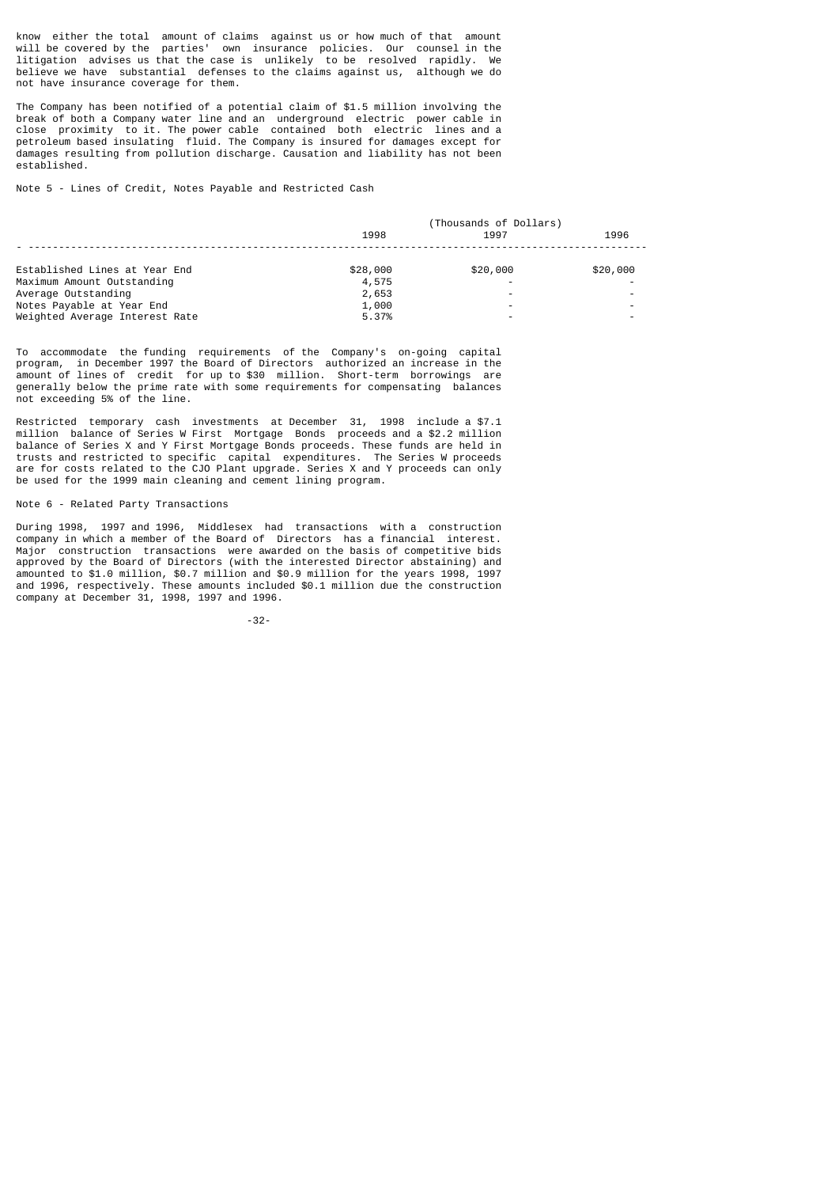know either the total amount of claims against us or how much of that amount will be covered by the parties' own insurance policies. Our counsel in the litigation advises us that the case is unlikely to be resolved rapidly. We believe we have substantial defenses to the claims against us, although we do not have insurance coverage for them.

The Company has been notified of a potential claim of $1.5 million involving the break of both a Company water line and an underground electric power cable in close proximity to it. The power cable contained both electric lines and a petroleum based insulating fluid. The Company is insured for damages except for damages resulting from pollution discharge. Causation and liability has not been established.

Note 5 - Lines of Credit, Notes Payable and Restricted Cash

| | (Thousands of Dollars) | | |
|---|---|---|---|
| | 1998 | 1997 | 1996 |
| Established Lines at Year End | $28,000 | $20,000 | $20,000 |
| Maximum Amount Outstanding | 4,575 | - | - |
| Average Outstanding | 2,653 | - | - |
| Notes Payable at Year End | 1,000 | - | - |
| Weighted Average Interest Rate | 5.37% | - | - |

To accommodate the funding requirements of the Company's on-going capital program, in December 1997 the Board of Directors authorized an increase in the amount of lines of credit for up to $30 million. Short-term borrowings are generally below the prime rate with some requirements for compensating balances not exceeding 5% of the line.

Restricted temporary cash investments at December 31, 1998 include a $7.1 million balance of Series W First Mortgage Bonds proceeds and a $2.2 million balance of Series X and Y First Mortgage Bonds proceeds. These funds are held in trusts and restricted to specific capital expenditures. The Series W proceeds are for costs related to the CJO Plant upgrade. Series X and Y proceeds can only be used for the 1999 main cleaning and cement lining program.

Note 6 - Related Party Transactions

During 1998, 1997 and 1996, Middlesex had transactions with a construction company in which a member of the Board of Directors has a financial interest. Major construction transactions were awarded on the basis of competitive bids approved by the Board of Directors (with the interested Director abstaining) and amounted to $1.0 million, $0.7 million and $0.9 million for the years 1998, 1997 and 1996, respectively. These amounts included $0.1 million due the construction company at December 31, 1998, 1997 and 1996.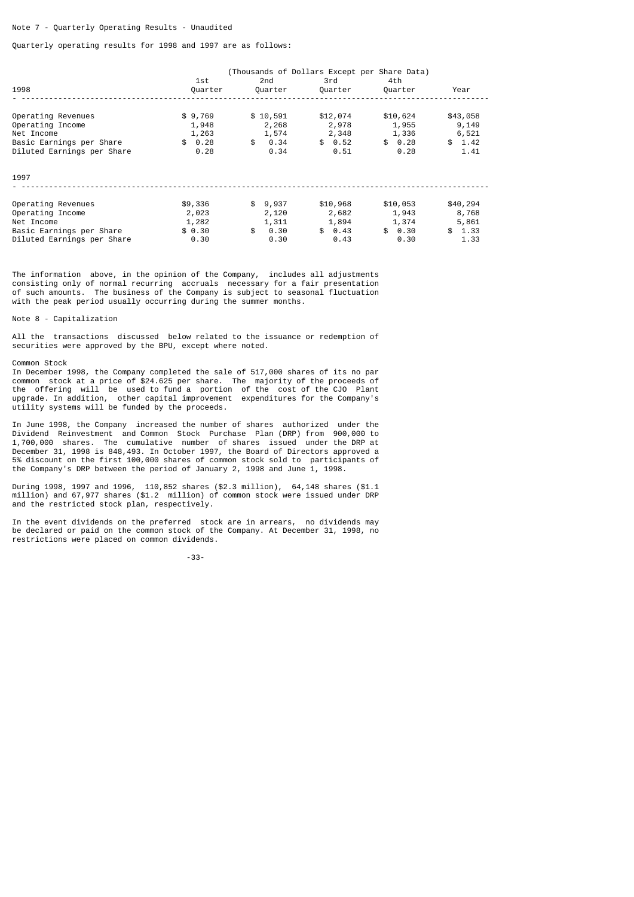Note 7 - Quarterly Operating Results - Unaudited

Quarterly operating results for 1998 and 1997 are as follows:

| | (Thousands of Dollars Except per Share Data) | | | | |
|---|---|---|---|---|---|
| 1998 | 1st Quarter | 2nd Quarter | 3rd Quarter | 4th Quarter | Year |
| Operating Revenues | $ 9,769 | $ 10,591 | $12,074 | $10,624 | $43,058 |
| Operating Income | 1,948 | 2,268 | 2,978 | 1,955 | 9,149 |
| Net Income | 1,263 | 1,574 | 2,348 | 1,336 | 6,521 |
| Basic Earnings per Share | $ 0.28 | $ 0.34 | $ 0.52 | $ 0.28 | $ 1.42 |
| Diluted Earnings per Share | 0.28 | 0.34 | 0.51 | 0.28 | 1.41 |
| 1997 | | | | | |
| Operating Revenues | $9,336 | $ 9,937 | $10,968 | $10,053 | $40,294 |
| Operating Income | 2,023 | 2,120 | 2,682 | 1,943 | 8,768 |
| Net Income | 1,282 | 1,311 | 1,894 | 1,374 | 5,861 |
| Basic Earnings per Share | $ 0.30 | $ 0.30 | $ 0.43 | $ 0.30 | $ 1.33 |
| Diluted Earnings per Share | 0.30 | 0.30 | 0.43 | 0.30 | 1.33 |

The information above, in the opinion of the Company, includes all adjustments consisting only of normal recurring accruals necessary for a fair presentation of such amounts. The business of the Company is subject to seasonal fluctuation with the peak period usually occurring during the summer months.

Note 8 - Capitalization

All the transactions discussed below related to the issuance or redemption of securities were approved by the BPU, except where noted.

Common Stock
In December 1998, the Company completed the sale of 517,000 shares of its no par common stock at a price of $24.625 per share. The majority of the proceeds of the offering will be used to fund a portion of the cost of the CJO Plant upgrade. In addition, other capital improvement expenditures for the Company's utility systems will be funded by the proceeds.

In June 1998, the Company increased the number of shares authorized under the Dividend Reinvestment and Common Stock Purchase Plan (DRP) from 900,000 to 1,700,000 shares. The cumulative number of shares issued under the DRP at December 31, 1998 is 848,493. In October 1997, the Board of Directors approved a 5% discount on the first 100,000 shares of common stock sold to participants of the Company's DRP between the period of January 2, 1998 and June 1, 1998.

During 1998, 1997 and 1996, 110,852 shares ($2.3 million), 64,148 shares ($1.1 million) and 67,977 shares ($1.2 million) of common stock were issued under DRP and the restricted stock plan, respectively.

In the event dividends on the preferred stock are in arrears, no dividends may be declared or paid on the common stock of the Company. At December 31, 1998, no restrictions were placed on common dividends.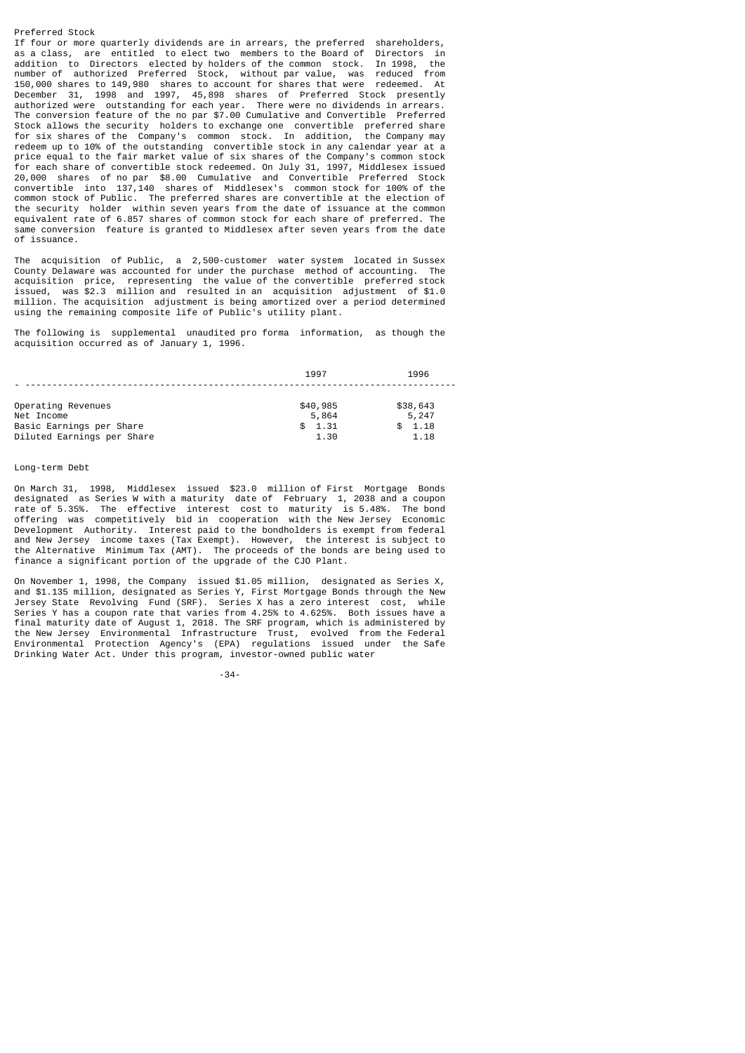## Preferred Stock

If four or more quarterly dividends are in arrears, the preferred shareholders, as a class, are entitled to elect two members to the Board of Directors in addition to Directors elected by holders of the common stock. In 1998, the number of authorized Preferred Stock, without par value, was reduced from 150,000 shares to 149,980 shares to account for shares that were redeemed. At December 31, 1998 and 1997, 45,898 shares of Preferred Stock presently authorized were outstanding for each year. There were no dividends in arrears. The conversion feature of the no par $7.00 Cumulative and Convertible Preferred Stock allows the security holders to exchange one convertible preferred share for six shares of the Company's common stock. In addition, the Company may redeem up to 10% of the outstanding convertible stock in any calendar year at a price equal to the fair market value of six shares of the Company's common stock for each share of convertible stock redeemed. On July 31, 1997, Middlesex issued 20,000 shares of no par $8.00 Cumulative and Convertible Preferred Stock convertible into 137,140 shares of Middlesex's common stock for 100% of the common stock of Public. The preferred shares are convertible at the election of the security holder within seven years from the date of issuance at the common equivalent rate of 6.857 shares of common stock for each share of preferred. The same conversion feature is granted to Middlesex after seven years from the date of issuance.

The acquisition of Public, a 2,500-customer water system located in Sussex County Delaware was accounted for under the purchase method of accounting. The acquisition price, representing the value of the convertible preferred stock issued, was $2.3 million and resulted in an acquisition adjustment of $1.0 million. The acquisition adjustment is being amortized over a period determined using the remaining composite life of Public's utility plant.

The following is supplemental unaudited pro forma information, as though the acquisition occurred as of January 1, 1996.

| | 1997 | 1996 |
|---|---|---|
| Operating Revenues | $40,985 | $38,643 |
| Net Income | 5,864 | 5,247 |
| Basic Earnings per Share | $ 1.31 | $ 1.18 |
| Diluted Earnings per Share | 1.30 | 1.18 |

## Long-term Debt

On March 31, 1998, Middlesex issued $23.0 million of First Mortgage Bonds designated as Series W with a maturity date of February 1, 2038 and a coupon rate of 5.35%. The effective interest cost to maturity is 5.48%. The bond offering was competitively bid in cooperation with the New Jersey Economic Development Authority. Interest paid to the bondholders is exempt from federal and New Jersey income taxes (Tax Exempt). However, the interest is subject to the Alternative Minimum Tax (AMT). The proceeds of the bonds are being used to finance a significant portion of the upgrade of the CJO Plant.

On November 1, 1998, the Company issued $1.05 million, designated as Series X, and $1.135 million, designated as Series Y, First Mortgage Bonds through the New Jersey State Revolving Fund (SRF). Series X has a zero interest cost, while Series Y has a coupon rate that varies from 4.25% to 4.625%. Both issues have a final maturity date of August 1, 2018. The SRF program, which is administered by the New Jersey Environmental Infrastructure Trust, evolved from the Federal Environmental Protection Agency's (EPA) regulations issued under the Safe Drinking Water Act. Under this program, investor-owned public water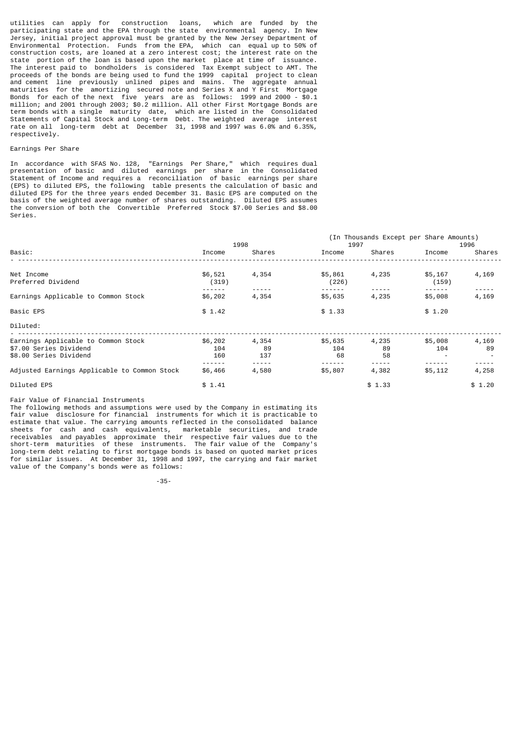utilities can apply for construction loans, which are funded by the participating state and the EPA through the state environmental agency. In New Jersey, initial project approval must be granted by the New Jersey Department of Environmental Protection. Funds from the EPA, which can equal up to 50% of construction costs, are loaned at a zero interest cost; the interest rate on the state portion of the loan is based upon the market place at time of issuance. The interest paid to bondholders is considered Tax Exempt subject to AMT. The proceeds of the bonds are being used to fund the 1999 capital project to clean and cement line previously unlined pipes and mains. The aggregate annual maturities for the amortizing secured note and Series X and Y First Mortgage Bonds for each of the next five years are as follows: 1999 and 2000 - $0.1 million; and 2001 through 2003; $0.2 million. All other First Mortgage Bonds are term bonds with a single maturity date, which are listed in the Consolidated Statements of Capital Stock and Long-term Debt. The weighted average interest rate on all long-term debt at December 31, 1998 and 1997 was 6.0% and 6.35%, respectively.

Earnings Per Share

In accordance with SFAS No. 128, "Earnings Per Share," which requires dual presentation of basic and diluted earnings per share in the Consolidated Statement of Income and requires a reconciliation of basic earnings per share (EPS) to diluted EPS, the following table presents the calculation of basic and diluted EPS for the three years ended December 31. Basic EPS are computed on the basis of the weighted average number of shares outstanding. Diluted EPS assumes the conversion of both the Convertible Preferred Stock $7.00 Series and $8.00 Series.

(In Thousands Except per Share Amounts)

| | 1998 | | 1997 | | 1996 | |
|---|---|---|---|---|---|---|
| Basic: | Income | Shares | Income | Shares | Income | Shares |
| Net Income | $6,521 | 4,354 | $5,861 | 4,235 | $5,167 | 4,169 |
| Preferred Dividend | (319) | | (226) | | (159) | |
| Earnings Applicable to Common Stock | $6,202 | 4,354 | $5,635 | 4,235 | $5,008 | 4,169 |
| Basic EPS | $ 1.42 | | $ 1.33 | | $ 1.20 | |
| Diluted: | | | | | | |
| Earnings Applicable to Common Stock | $6,202 | 4,354 | $5,635 | 4,235 | $5,008 | 4,169 |
| $7.00 Series Dividend | 104 | 89 | 104 | 89 | 104 | 89 |
| $8.00 Series Dividend | 160 | 137 | 68 | 58 | - | - |
| Adjusted Earnings Applicable to Common Stock | $6,466 | 4,580 | $5,807 | 4,382 | $5,112 | 4,258 |
| Diluted EPS | $ 1.41 | | | $ 1.33 | | $ 1.20 |

Fair Value of Financial Instruments

The following methods and assumptions were used by the Company in estimating its fair value disclosure for financial instruments for which it is practicable to estimate that value. The carrying amounts reflected in the consolidated balance sheets for cash and cash equivalents, marketable securities, and trade receivables and payables approximate their respective fair values due to the short-term maturities of these instruments. The fair value of the Company's long-term debt relating to first mortgage bonds is based on quoted market prices for similar issues. At December 31, 1998 and 1997, the carrying and fair market value of the Company's bonds were as follows: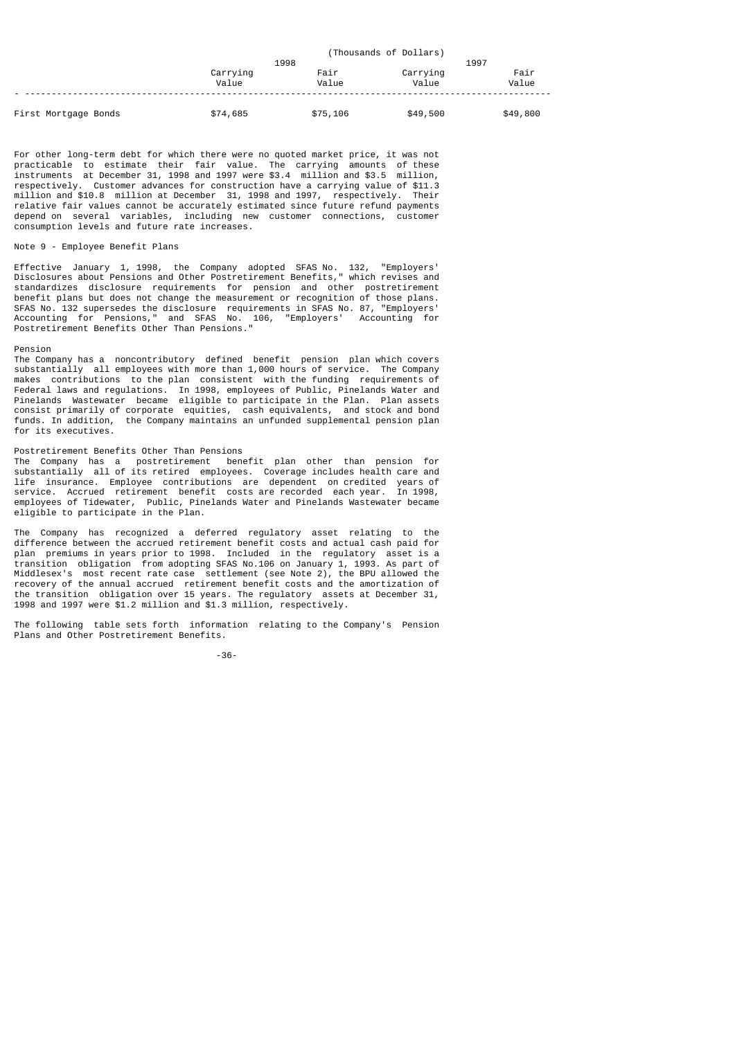| | (Thousands of Dollars) | | | |
|---|---|---|---|---|
| | 1998 | | 1997 | |
| | Carrying Value | Fair Value | Carrying Value | Fair Value |
| First Mortgage Bonds | $74,685 | $75,106 | $49,500 | $49,800 |

For other long-term debt for which there were no quoted market price, it was not practicable to estimate their fair value. The carrying amounts of these instruments at December 31, 1998 and 1997 were $3.4 million and $3.5 million, respectively. Customer advances for construction have a carrying value of $11.3 million and $10.8 million at December 31, 1998 and 1997, respectively. Their relative fair values cannot be accurately estimated since future refund payments depend on several variables, including new customer connections, customer consumption levels and future rate increases.

## Note 9 - Employee Benefit Plans

Effective January 1, 1998, the Company adopted SFAS No. 132, "Employers' Disclosures about Pensions and Other Postretirement Benefits," which revises and standardizes disclosure requirements for pension and other postretirement benefit plans but does not change the measurement or recognition of those plans. SFAS No. 132 supersedes the disclosure requirements in SFAS No. 87, "Employers' Accounting for Pensions," and SFAS No. 106, "Employers' Accounting for Postretirement Benefits Other Than Pensions."

### Pension

The Company has a noncontributory defined benefit pension plan which covers substantially all employees with more than 1,000 hours of service. The Company makes contributions to the plan consistent with the funding requirements of Federal laws and regulations. In 1998, employees of Public, Pinelands Water and Pinelands Wastewater became eligible to participate in the Plan. Plan assets consist primarily of corporate equities, cash equivalents, and stock and bond funds. In addition, the Company maintains an unfunded supplemental pension plan for its executives.

### Postretirement Benefits Other Than Pensions

The Company has a postretirement benefit plan other than pension for substantially all of its retired employees. Coverage includes health care and life insurance. Employee contributions are dependent on credited years of service. Accrued retirement benefit costs are recorded each year. In 1998, employees of Tidewater, Public, Pinelands Water and Pinelands Wastewater became eligible to participate in the Plan.

The Company has recognized a deferred regulatory asset relating to the difference between the accrued retirement benefit costs and actual cash paid for plan premiums in years prior to 1998. Included in the regulatory asset is a transition obligation from adopting SFAS No.106 on January 1, 1993. As part of Middlesex's most recent rate case settlement (see Note 2), the BPU allowed the recovery of the annual accrued retirement benefit costs and the amortization of the transition obligation over 15 years. The regulatory assets at December 31, 1998 and 1997 were $1.2 million and $1.3 million, respectively.

The following table sets forth information relating to the Company's Pension Plans and Other Postretirement Benefits.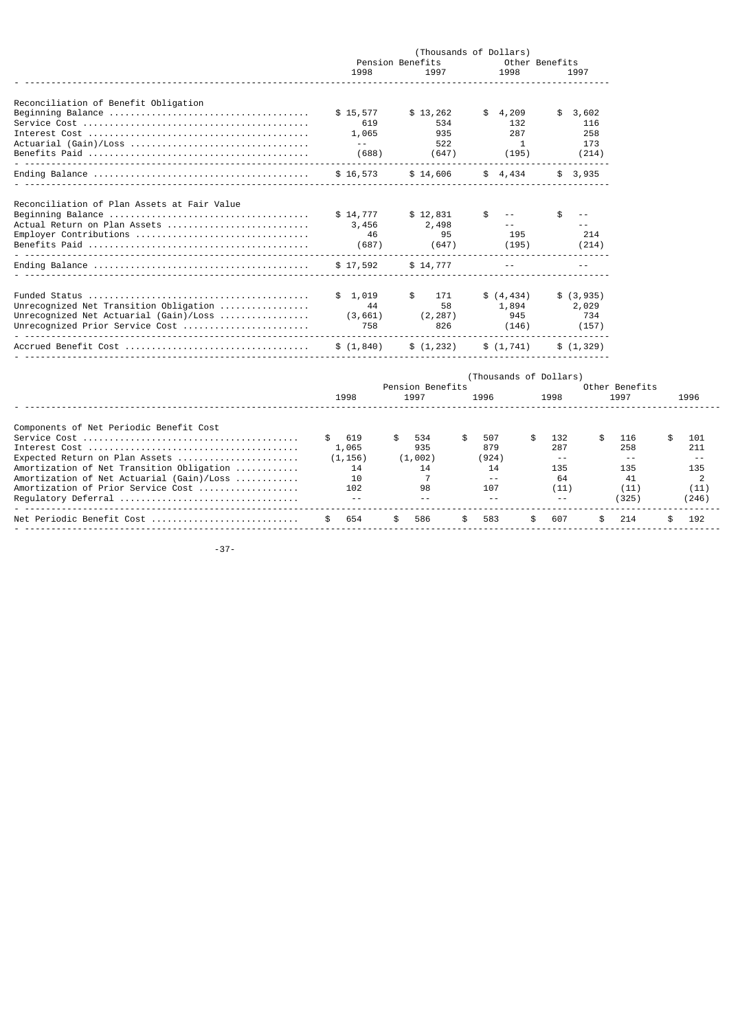| | (Thousands of Dollars) | | | |
|---|---|---|---|---|
| | Pension Benefits | | Other Benefits | |
| | 1998 | 1997 | 1998 | 1997 |
| **Reconciliation of Benefit Obligation** | | | | |
| Beginning Balance | $ 15,577 | $ 13,262 | $ 4,209 | $ 3,602 |
| Service Cost | 619 | 534 | 132 | 116 |
| Interest Cost | 1,065 | 935 | 287 | 258 |
| Actuarial (Gain)/Loss | -- | 522 | 1 | 173 |
| Benefits Paid | (688) | (647) | (195) | (214) |
| Ending Balance | $ 16,573 | $ 14,606 | $ 4,434 | $ 3,935 |
| **Reconciliation of Plan Assets at Fair Value** | | | | |
| Beginning Balance | $ 14,777 | $ 12,831 | $ -- | $ -- |
| Actual Return on Plan Assets | 3,456 | 2,498 | -- | -- |
| Employer Contributions | 46 | 95 | 195 | 214 |
| Benefits Paid | (687) | (647) | (195) | (214) |
| Ending Balance | $ 17,592 | $ 14,777 | -- | -- |
| Funded Status | $ 1,019 | $ 171 | $ (4,434) | $ (3,935) |
| Unrecognized Net Transition Obligation | 44 | 58 | 1,894 | 2,029 |
| Unrecognized Net Actuarial (Gain)/Loss | (3,661) | (2,287) | 945 | 734 |
| Unrecognized Prior Service Cost | 758 | 826 | (146) | (157) |
| Accrued Benefit Cost | $ (1,840) | $ (1,232) | $ (1,741) | $ (1,329) |

| | (Thousands of Dollars) | | | | | |
|---|---|---|---|---|---|---|
| | Pension Benefits | | | Other Benefits | | |
| | 1998 | 1997 | 1996 | 1998 | 1997 | 1996 |
| **Components of Net Periodic Benefit Cost** | | | | | | |
| Service Cost | $ 619 | $ 534 | $ 507 | $ 132 | $ 116 | $ 101 |
| Interest Cost | 1,065 | 935 | 879 | 287 | 258 | 211 |
| Expected Return on Plan Assets | (1,156) | (1,002) | (924) | -- | -- | -- |
| Amortization of Net Transition Obligation | 14 | 14 | 14 | 135 | 135 | 135 |
| Amortization of Net Actuarial (Gain)/Loss | 10 | 7 | -- | 64 | 41 | 2 |
| Amortization of Prior Service Cost | 102 | 98 | 107 | (11) | (11) | (11) |
| Regulatory Deferral | -- | -- | -- | -- | (325) | (246) |
| Net Periodic Benefit Cost | $ 654 | $ 586 | $ 583 | $ 607 | $ 214 | $ 192 |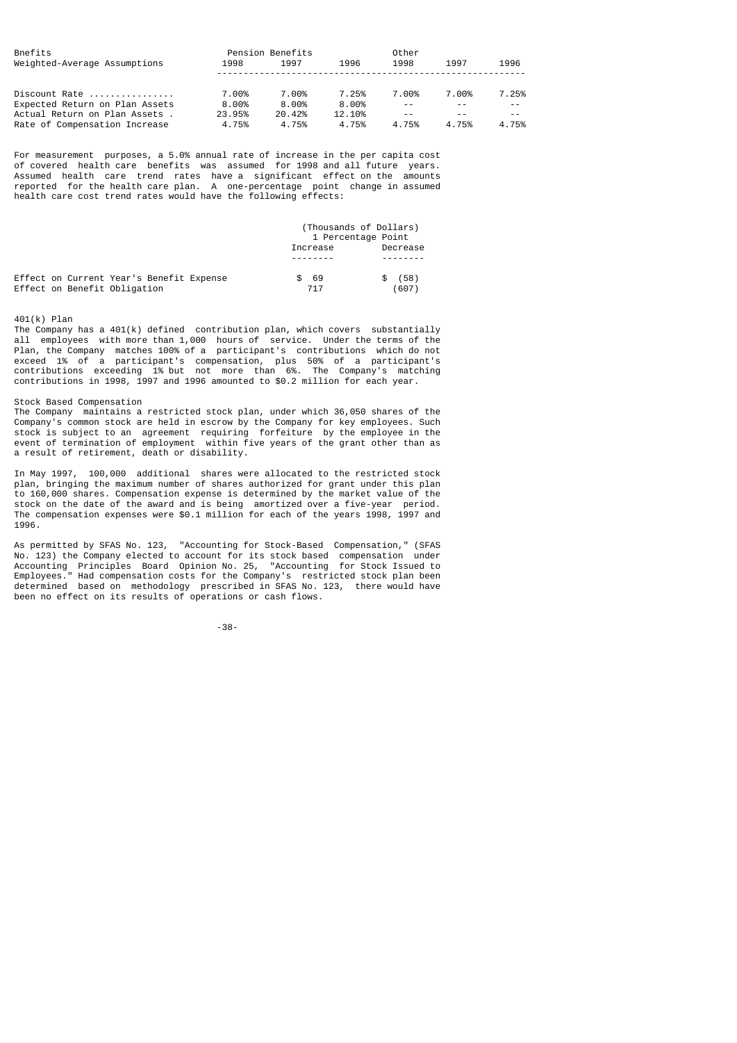| Bnefits Weighted-Average Assumptions | Pension Benefits 1998 | 1997 | 1996 | Other 1998 | 1997 | 1996 |
|---|---|---|---|---|---|---|
| Discount Rate ................ | 7.00% | 7.00% | 7.25% | 7.00% | 7.00% | 7.25% |
| Expected Return on Plan Assets | 8.00% | 8.00% | 8.00% | -- | -- | -- |
| Actual Return on Plan Assets . | 23.95% | 20.42% | 12.10% | -- | -- | -- |
| Rate of Compensation Increase | 4.75% | 4.75% | 4.75% | 4.75% | 4.75% | 4.75% |

For measurement purposes, a 5.0% annual rate of increase in the per capita cost of covered health care benefits was assumed for 1998 and all future years. Assumed health care trend rates have a significant effect on the amounts reported for the health care plan. A one-percentage point change in assumed health care cost trend rates would have the following effects:

| | (Thousands of Dollars) 1 Percentage Point Increase | Decrease |
|---|---|---|
| Effect on Current Year's Benefit Expense | $ 69 | $ (58) |
| Effect on Benefit Obligation | 717 | (607) |

401(k) Plan

The Company has a 401(k) defined contribution plan, which covers substantially all employees with more than 1,000 hours of service. Under the terms of the Plan, the Company matches 100% of a participant's contributions which do not exceed 1% of a participant's compensation, plus 50% of a participant's contributions exceeding 1% but not more than 6%. The Company's matching contributions in 1998, 1997 and 1996 amounted to $0.2 million for each year.

Stock Based Compensation

The Company maintains a restricted stock plan, under which 36,050 shares of the Company's common stock are held in escrow by the Company for key employees. Such stock is subject to an agreement requiring forfeiture by the employee in the event of termination of employment within five years of the grant other than as a result of retirement, death or disability.

In May 1997, 100,000 additional shares were allocated to the restricted stock plan, bringing the maximum number of shares authorized for grant under this plan to 160,000 shares. Compensation expense is determined by the market value of the stock on the date of the award and is being amortized over a five-year period. The compensation expenses were $0.1 million for each of the years 1998, 1997 and 1996.

As permitted by SFAS No. 123, "Accounting for Stock-Based Compensation," (SFAS No. 123) the Company elected to account for its stock based compensation under Accounting Principles Board Opinion No. 25, "Accounting for Stock Issued to Employees." Had compensation costs for the Company's restricted stock plan been determined based on methodology prescribed in SFAS No. 123, there would have been no effect on its results of operations or cash flows.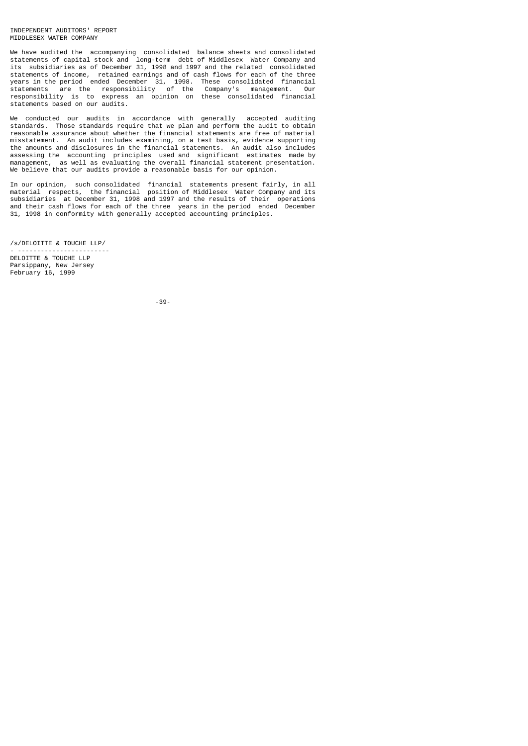INDEPENDENT AUDITORS' REPORT
MIDDLESEX WATER COMPANY

We have audited the accompanying consolidated balance sheets and consolidated statements of capital stock and long-term debt of Middlesex Water Company and its subsidiaries as of December 31, 1998 and 1997 and the related consolidated statements of income, retained earnings and of cash flows for each of the three years in the period ended December 31, 1998. These consolidated financial statements are the responsibility of the Company's management. Our responsibility is to express an opinion on these consolidated financial statements based on our audits.

We conducted our audits in accordance with generally accepted auditing standards. Those standards require that we plan and perform the audit to obtain reasonable assurance about whether the financial statements are free of material misstatement. An audit includes examining, on a test basis, evidence supporting the amounts and disclosures in the financial statements. An audit also includes assessing the accounting principles used and significant estimates made by management, as well as evaluating the overall financial statement presentation. We believe that our audits provide a reasonable basis for our opinion.

In our opinion, such consolidated financial statements present fairly, in all material respects, the financial position of Middlesex Water Company and its subsidiaries at December 31, 1998 and 1997 and the results of their operations and their cash flows for each of the three years in the period ended December 31, 1998 in conformity with generally accepted accounting principles.

/s/DELOITTE & TOUCHE LLP/

DELOITTE & TOUCHE LLP
Parsippany, New Jersey
February 16, 1999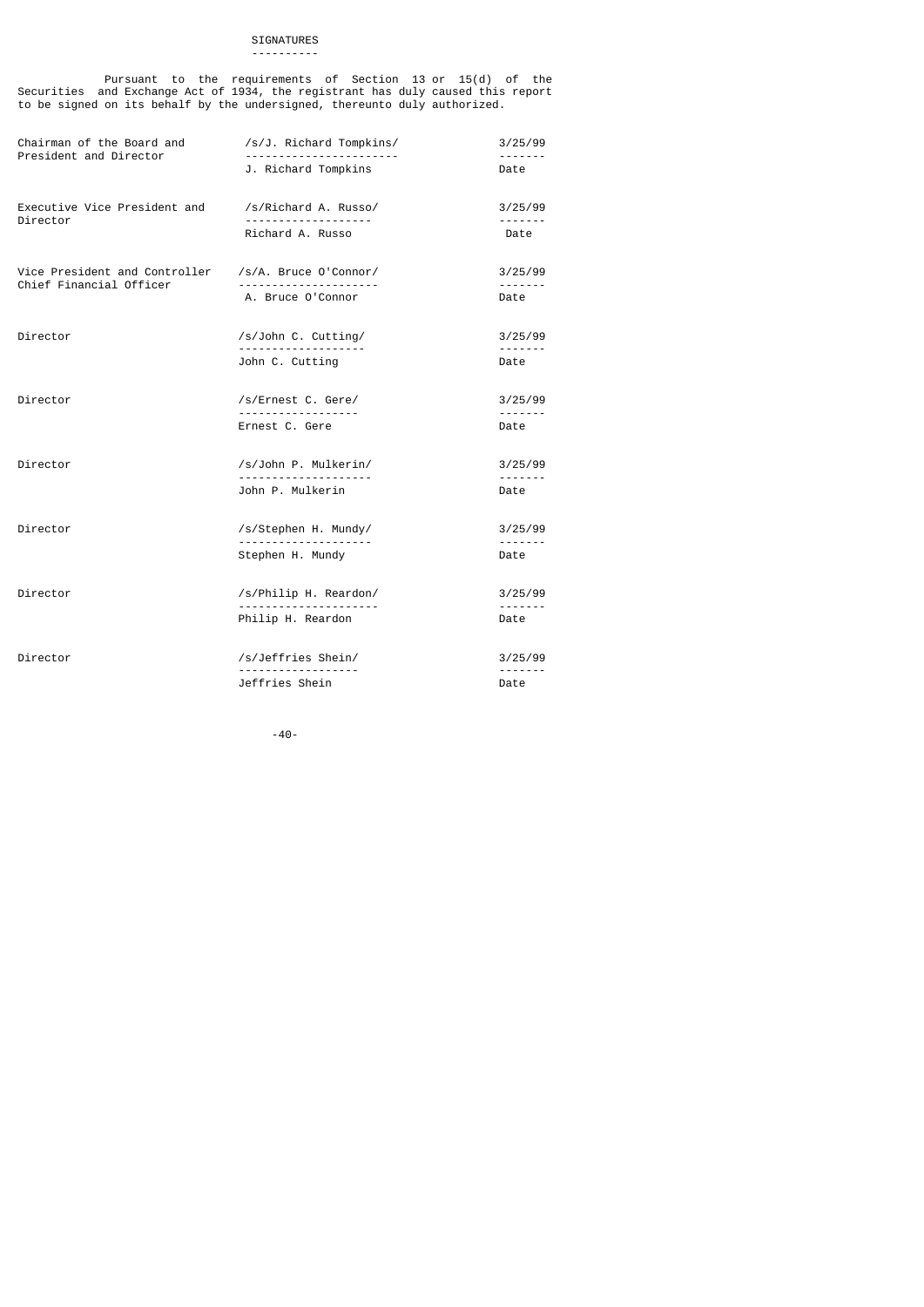# SIGNATURES

Pursuant to the requirements of Section 13 or 15(d) of the Securities and Exchange Act of 1934, the registrant has duly caused this report to be signed on its behalf by the undersigned, thereunto duly authorized.

| Title | Signature | Date |
|---|---|---|
| Chairman of the Board and President and Director | /s/J. Richard Tompkins/<br>J. Richard Tompkins | 3/25/99 |
| Executive Vice President and Director | /s/Richard A. Russo/<br>Richard A. Russo | 3/25/99 |
| Vice President and Controller Chief Financial Officer | /s/A. Bruce O'Connor/<br>A. Bruce O'Connor | 3/25/99 |
| Director | /s/John C. Cutting/<br>John C. Cutting | 3/25/99 |
| Director | /s/Ernest C. Gere/<br>Ernest C. Gere | 3/25/99 |
| Director | /s/John P. Mulkerin/<br>John P. Mulkerin | 3/25/99 |
| Director | /s/Stephen H. Mundy/<br>Stephen H. Mundy | 3/25/99 |
| Director | /s/Philip H. Reardon/<br>Philip H. Reardon | 3/25/99 |
| Director | /s/Jeffries Shein/<br>Jeffries Shein | 3/25/99 |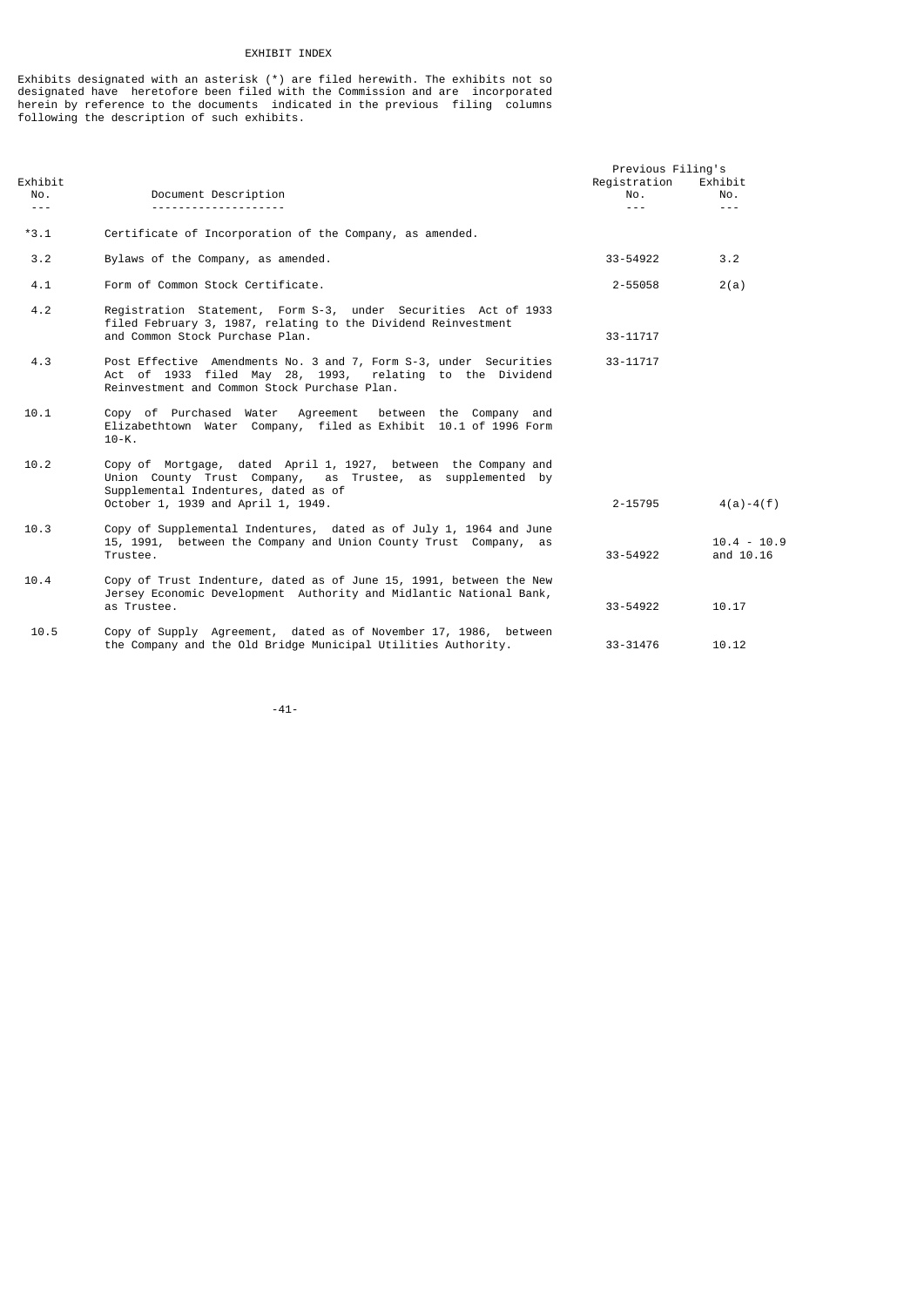# EXHIBIT INDEX

Exhibits designated with an asterisk (*) are filed herewith. The exhibits not so designated have heretofore been filed with the Commission and are incorporated herein by reference to the documents indicated in the previous filing columns following the description of such exhibits.

| Exhibit No. | Document Description | Previous Filing's Registration No. | Previous Filing's Exhibit No. |
|---|---|---|---|
| *3.1 | Certificate of Incorporation of the Company, as amended. | | |
| 3.2 | Bylaws of the Company, as amended. | 33-54922 | 3.2 |
| 4.1 | Form of Common Stock Certificate. | 2-55058 | 2(a) |
| 4.2 | Registration Statement, Form S-3, under Securities Act of 1933 filed February 3, 1987, relating to the Dividend Reinvestment and Common Stock Purchase Plan. | 33-11717 | |
| 4.3 | Post Effective Amendments No. 3 and 7, Form S-3, under Securities Act of 1933 filed May 28, 1993, relating to the Dividend Reinvestment and Common Stock Purchase Plan. | 33-11717 | |
| 10.1 | Copy of Purchased Water Agreement between the Company and Elizabethtown Water Company, filed as Exhibit 10.1 of 1996 Form 10-K. | | |
| 10.2 | Copy of Mortgage, dated April 1, 1927, between the Company and Union County Trust Company, as Trustee, as supplemented by Supplemental Indentures, dated as of October 1, 1939 and April 1, 1949. | 2-15795 | 4(a)-4(f) |
| 10.3 | Copy of Supplemental Indentures, dated as of July 1, 1964 and June 15, 1991, between the Company and Union County Trust Company, as Trustee. | 33-54922 | 10.4 - 10.9 and 10.16 |
| 10.4 | Copy of Trust Indenture, dated as of June 15, 1991, between the New Jersey Economic Development Authority and Midlantic National Bank, as Trustee. | 33-54922 | 10.17 |
| 10.5 | Copy of Supply Agreement, dated as of November 17, 1986, between the Company and the Old Bridge Municipal Utilities Authority. | 33-31476 | 10.12 |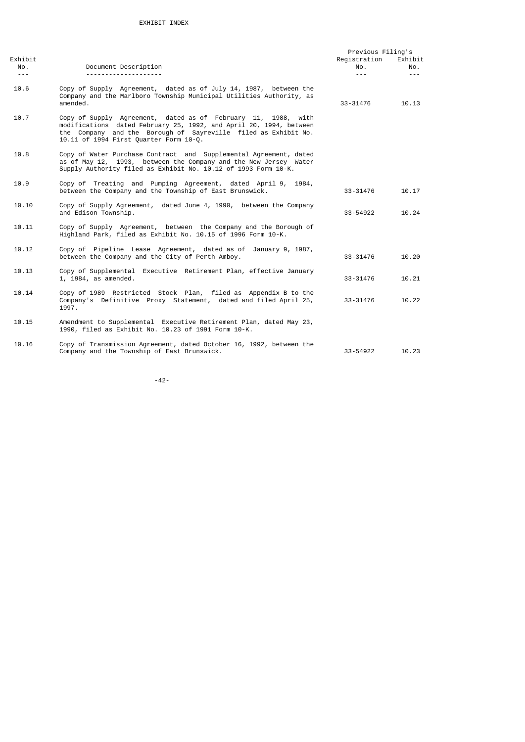EXHIBIT INDEX

| Exhibit No. | Document Description | Previous Filing's Registration No. | Previous Filing's Exhibit No. |
|---|---|---|---|
| 10.6 | Copy of Supply Agreement, dated as of July 14, 1987, between the Company and the Marlboro Township Municipal Utilities Authority, as amended. | 33-31476 | 10.13 |
| 10.7 | Copy of Supply Agreement, dated as of February 11, 1988, with modifications dated February 25, 1992, and April 20, 1994, between the Company and the Borough of Sayreville filed as Exhibit No. 10.11 of 1994 First Quarter Form 10-Q. | | |
| 10.8 | Copy of Water Purchase Contract and Supplemental Agreement, dated as of May 12, 1993, between the Company and the New Jersey Water Supply Authority filed as Exhibit No. 10.12 of 1993 Form 10-K. | | |
| 10.9 | Copy of Treating and Pumping Agreement, dated April 9, 1984, between the Company and the Township of East Brunswick. | 33-31476 | 10.17 |
| 10.10 | Copy of Supply Agreement, dated June 4, 1990, between the Company and Edison Township. | 33-54922 | 10.24 |
| 10.11 | Copy of Supply Agreement, between the Company and the Borough of Highland Park, filed as Exhibit No. 10.15 of 1996 Form 10-K. | | |
| 10.12 | Copy of Pipeline Lease Agreement, dated as of January 9, 1987, between the Company and the City of Perth Amboy. | 33-31476 | 10.20 |
| 10.13 | Copy of Supplemental Executive Retirement Plan, effective January 1, 1984, as amended. | 33-31476 | 10.21 |
| 10.14 | Copy of 1989 Restricted Stock Plan, filed as Appendix B to the Company's Definitive Proxy Statement, dated and filed April 25, 1997. | 33-31476 | 10.22 |
| 10.15 | Amendment to Supplemental Executive Retirement Plan, dated May 23, 1990, filed as Exhibit No. 10.23 of 1991 Form 10-K. | | |
| 10.16 | Copy of Transmission Agreement, dated October 16, 1992, between the Company and the Township of East Brunswick. | 33-54922 | 10.23 |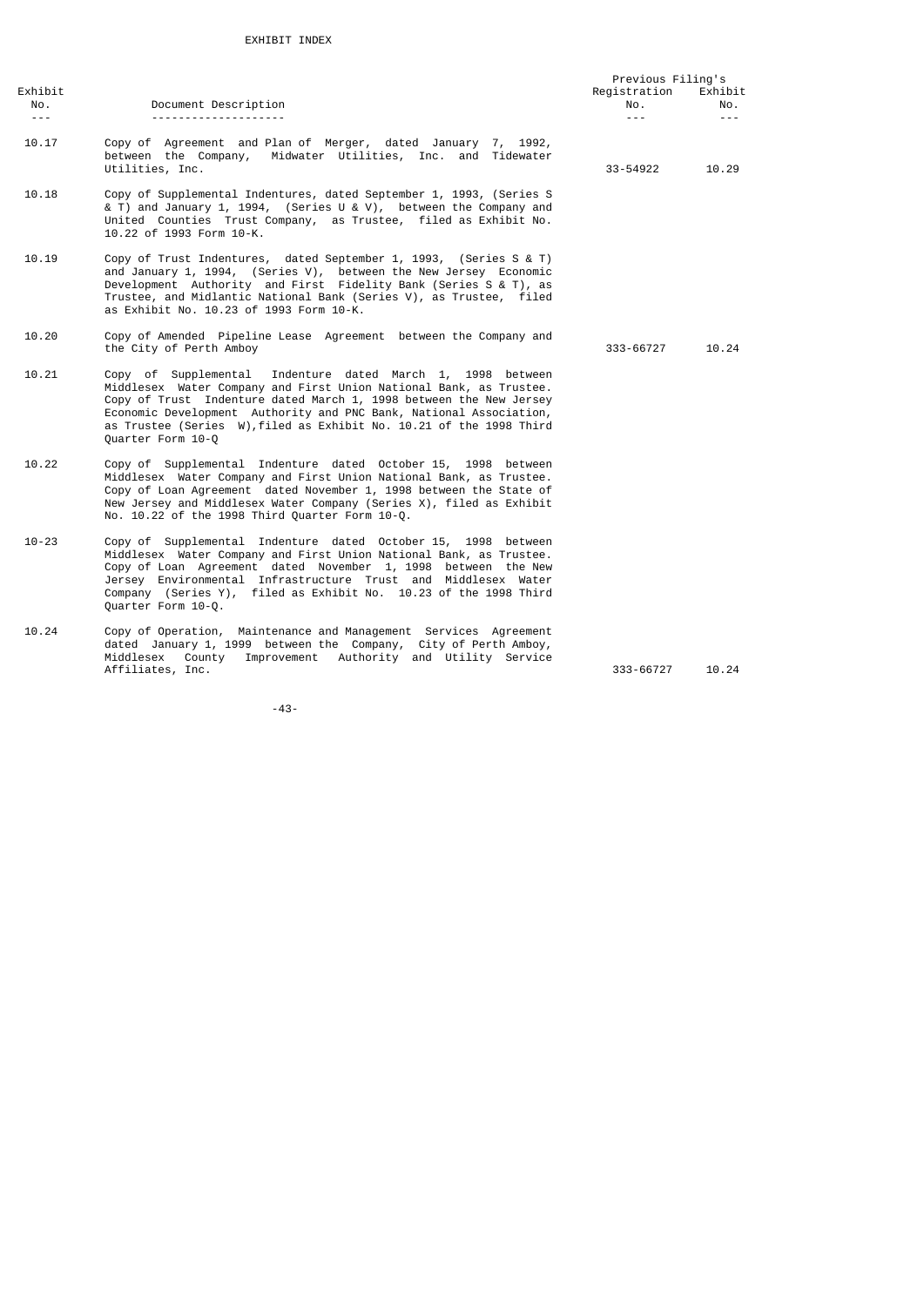EXHIBIT INDEX

| Exhibit No. | Document Description | Previous Filing's Registration No. | Previous Filing's Exhibit No. |
|---|---|---|---|
| 10.17 | Copy of Agreement and Plan of Merger, dated January 7, 1992, between the Company, Midwater Utilities, Inc. and Tidewater Utilities, Inc. | 33-54922 | 10.29 |
| 10.18 | Copy of Supplemental Indentures, dated September 1, 1993, (Series S & T) and January 1, 1994, (Series U & V), between the Company and United Counties Trust Company, as Trustee, filed as Exhibit No. 10.22 of 1993 Form 10-K. | | |
| 10.19 | Copy of Trust Indentures, dated September 1, 1993, (Series S & T) and January 1, 1994, (Series V), between the New Jersey Economic Development Authority and First Fidelity Bank (Series S & T), as Trustee, and Midlantic National Bank (Series V), as Trustee, filed as Exhibit No. 10.23 of 1993 Form 10-K. | | |
| 10.20 | Copy of Amended Pipeline Lease Agreement between the Company and the City of Perth Amboy | 333-66727 | 10.24 |
| 10.21 | Copy of Supplemental Indenture dated March 1, 1998 between Middlesex Water Company and First Union National Bank, as Trustee. Copy of Trust Indenture dated March 1, 1998 between the New Jersey Economic Development Authority and PNC Bank, National Association, as Trustee (Series W),filed as Exhibit No. 10.21 of the 1998 Third Quarter Form 10-Q | | |
| 10.22 | Copy of Supplemental Indenture dated October 15, 1998 between Middlesex Water Company and First Union National Bank, as Trustee. Copy of Loan Agreement dated November 1, 1998 between the State of New Jersey and Middlesex Water Company (Series X), filed as Exhibit No. 10.22 of the 1998 Third Quarter Form 10-Q. | | |
| 10-23 | Copy of Supplemental Indenture dated October 15, 1998 between Middlesex Water Company and First Union National Bank, as Trustee. Copy of Loan Agreement dated November 1, 1998 between the New Jersey Environmental Infrastructure Trust and Middlesex Water Company (Series Y), filed as Exhibit No. 10.23 of the 1998 Third Quarter Form 10-Q. | | |
| 10.24 | Copy of Operation, Maintenance and Management Services Agreement dated January 1, 1999 between the Company, City of Perth Amboy, Middlesex County Improvement Authority and Utility Service Affiliates, Inc. | 333-66727 | 10.24 |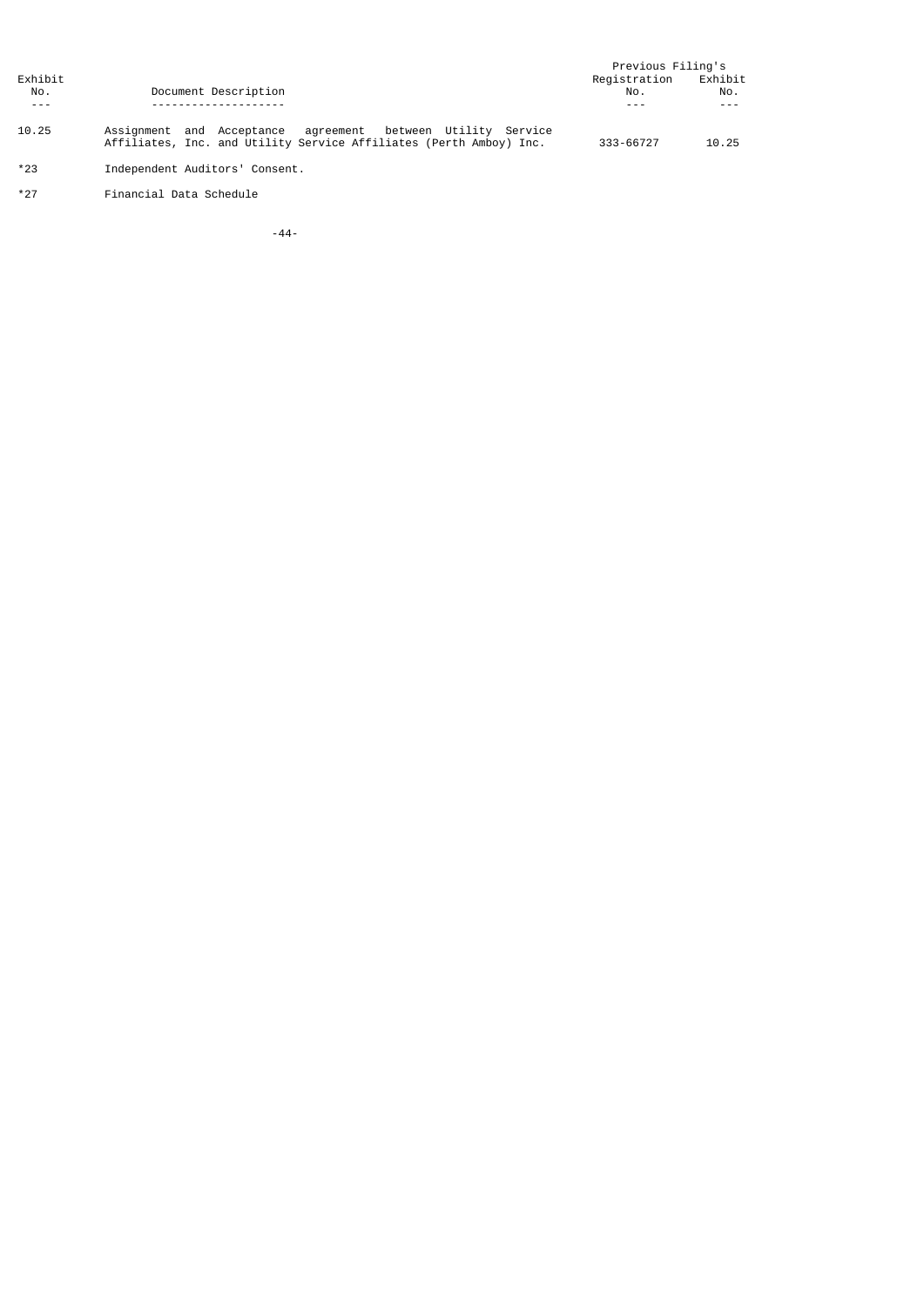| Exhibit No. | Document Description | Previous Filing's Registration No. | Exhibit No. |
|---|---|---|---|
| 10.25 | Assignment and Acceptance agreement between Utility Service Affiliates, Inc. and Utility Service Affiliates (Perth Amboy) Inc. | 333-66727 | 10.25 |
| *23 | Independent Auditors' Consent. | | |
| *27 | Financial Data Schedule | | |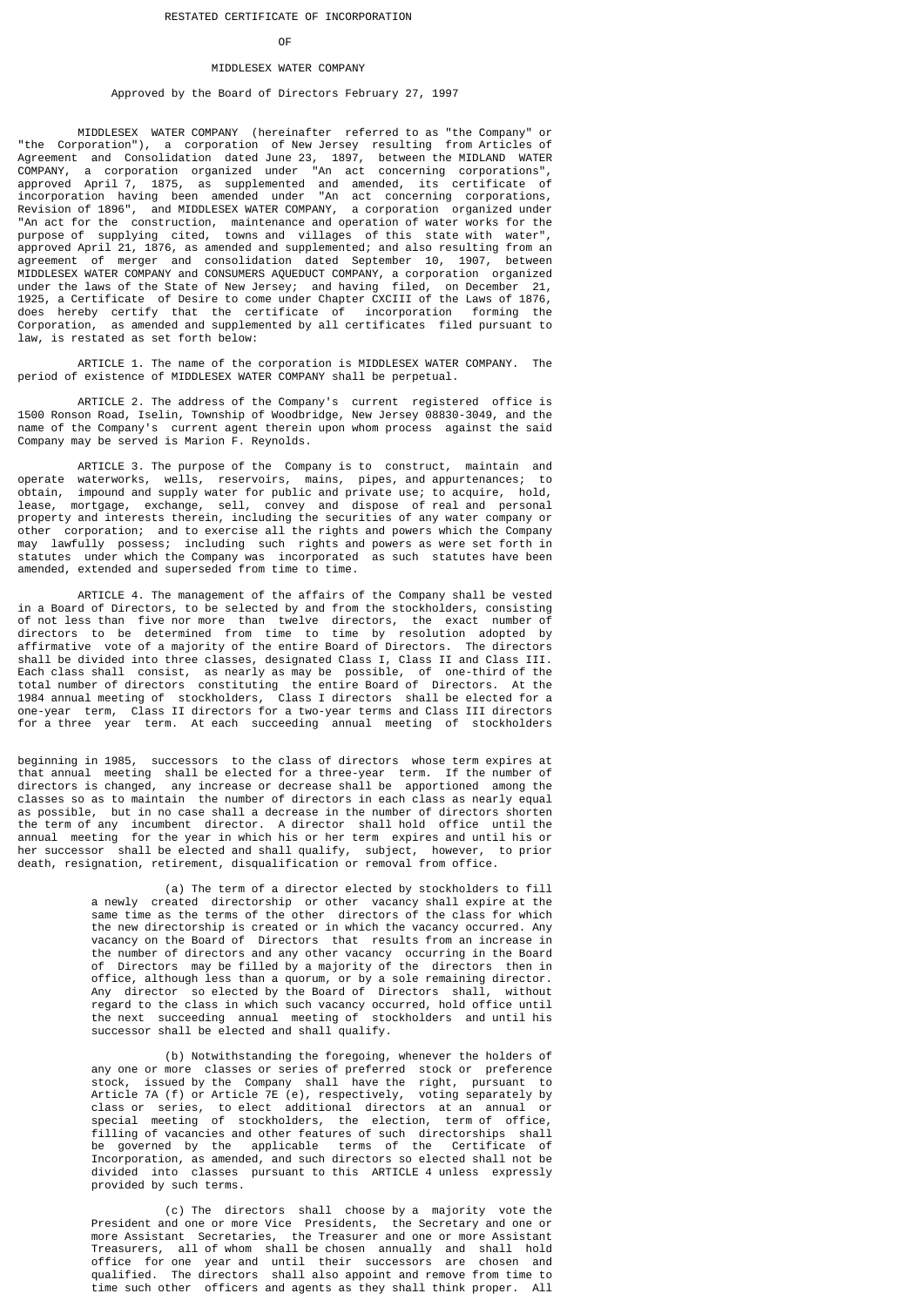RESTATED CERTIFICATE OF INCORPORATION

OF

MIDDLESEX WATER COMPANY

Approved by the Board of Directors February 27, 1997

MIDDLESEX WATER COMPANY (hereinafter referred to as "the Company" or "the Corporation"), a corporation of New Jersey resulting from Articles of Agreement and Consolidation dated June 23, 1897, between the MIDLAND WATER COMPANY, a corporation organized under "An act concerning corporations", approved April 7, 1875, as supplemented and amended, its certificate of incorporation having been amended under "An act concerning corporations, Revision of 1896", and MIDDLESEX WATER COMPANY, a corporation organized under "An act for the construction, maintenance and operation of water works for the purpose of supplying cited, towns and villages of this state with water", approved April 21, 1876, as amended and supplemented; and also resulting from an agreement of merger and consolidation dated September 10, 1907, between MIDDLESEX WATER COMPANY and CONSUMERS AQUEDUCT COMPANY, a corporation organized under the laws of the State of New Jersey; and having filed, on December 21, 1925, a Certificate of Desire to come under Chapter CXCIII of the Laws of 1876, does hereby certify that the certificate of incorporation forming the Corporation, as amended and supplemented by all certificates filed pursuant to law, is restated as set forth below:

ARTICLE 1. The name of the corporation is MIDDLESEX WATER COMPANY. The period of existence of MIDDLESEX WATER COMPANY shall be perpetual.

ARTICLE 2. The address of the Company's current registered office is 1500 Ronson Road, Iselin, Township of Woodbridge, New Jersey 08830-3049, and the name of the Company's current agent therein upon whom process against the said Company may be served is Marion F. Reynolds.

ARTICLE 3. The purpose of the Company is to construct, maintain and operate waterworks, wells, reservoirs, mains, pipes, and appurtenances; to obtain, impound and supply water for public and private use; to acquire, hold, lease, mortgage, exchange, sell, convey and dispose of real and personal property and interests therein, including the securities of any water company or other corporation; and to exercise all the rights and powers which the Company may lawfully possess; including such rights and powers as were set forth in statutes under which the Company was incorporated as such statutes have been amended, extended and superseded from time to time.

ARTICLE 4. The management of the affairs of the Company shall be vested in a Board of Directors, to be selected by and from the stockholders, consisting of not less than five nor more than twelve directors, the exact number of directors to be determined from time to time by resolution adopted by affirmative vote of a majority of the entire Board of Directors. The directors shall be divided into three classes, designated Class I, Class II and Class III. Each class shall consist, as nearly as may be possible, of one-third of the total number of directors constituting the entire Board of Directors. At the 1984 annual meeting of stockholders, Class I directors shall be elected for a one-year term, Class II directors for a two-year terms and Class III directors for a three year term. At each succeeding annual meeting of stockholders beginning in 1985, successors to the class of directors whose term expires at that annual meeting shall be elected for a three-year term. If the number of directors is changed, any increase or decrease shall be apportioned among the classes so as to maintain the number of directors in each class as nearly equal as possible, but in no case shall a decrease in the number of directors shorten the term of any incumbent director. A director shall hold office until the annual meeting for the year in which his or her term expires and until his or her successor shall be elected and shall qualify, subject, however, to prior death, resignation, retirement, disqualification or removal from office.

(a) The term of a director elected by stockholders to fill a newly created directorship or other vacancy shall expire at the same time as the terms of the other directors of the class for which the new directorship is created or in which the vacancy occurred. Any vacancy on the Board of Directors that results from an increase in the number of directors and any other vacancy occurring in the Board of Directors may be filled by a majority of the directors then in office, although less than a quorum, or by a sole remaining director. Any director so elected by the Board of Directors shall, without regard to the class in which such vacancy occurred, hold office until the next succeeding annual meeting of stockholders and until his successor shall be elected and shall qualify.

(b) Notwithstanding the foregoing, whenever the holders of any one or more classes or series of preferred stock or preference stock, issued by the Company shall have the right, pursuant to Article 7A (f) or Article 7E (e), respectively, voting separately by class or series, to elect additional directors at an annual or special meeting of stockholders, the election, term of office, filling of vacancies and other features of such directorships shall be governed by the applicable terms of the Certificate of Incorporation, as amended, and such directors so elected shall not be divided into classes pursuant to this ARTICLE 4 unless expressly provided by such terms.

(c) The directors shall choose by a majority vote the President and one or more Vice Presidents, the Secretary and one or more Assistant Secretaries, the Treasurer and one or more Assistant Treasurers, all of whom shall be chosen annually and shall hold office for one year and until their successors are chosen and qualified. The directors shall also appoint and remove from time to time such other officers and agents as they shall think proper. All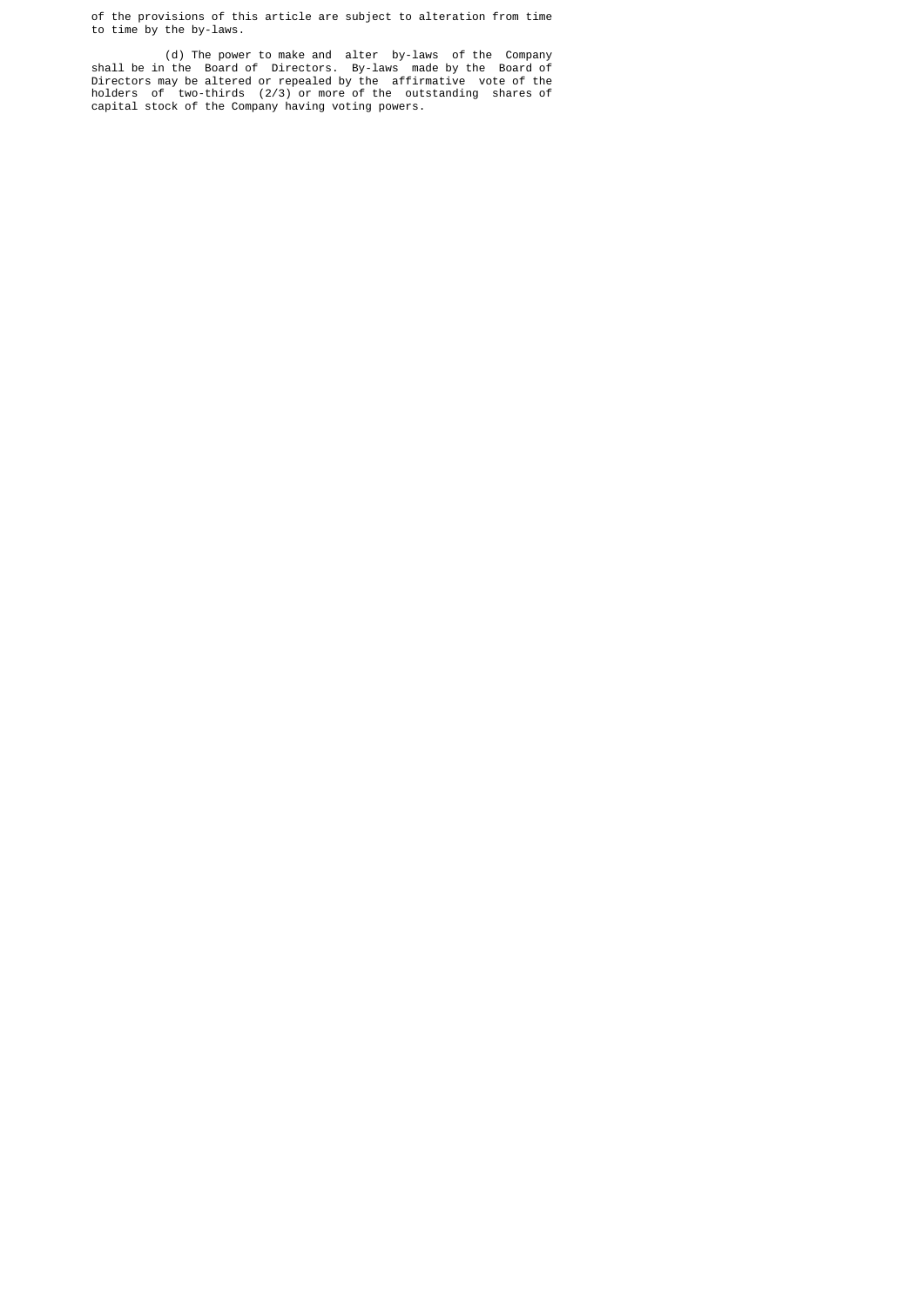of the provisions of this article are subject to alteration from time to time by the by-laws.

(d) The power to make and alter by-laws of the Company shall be in the Board of Directors. By-laws made by the Board of Directors may be altered or repealed by the affirmative vote of the holders of two-thirds (2/3) or more of the outstanding shares of capital stock of the Company having voting powers.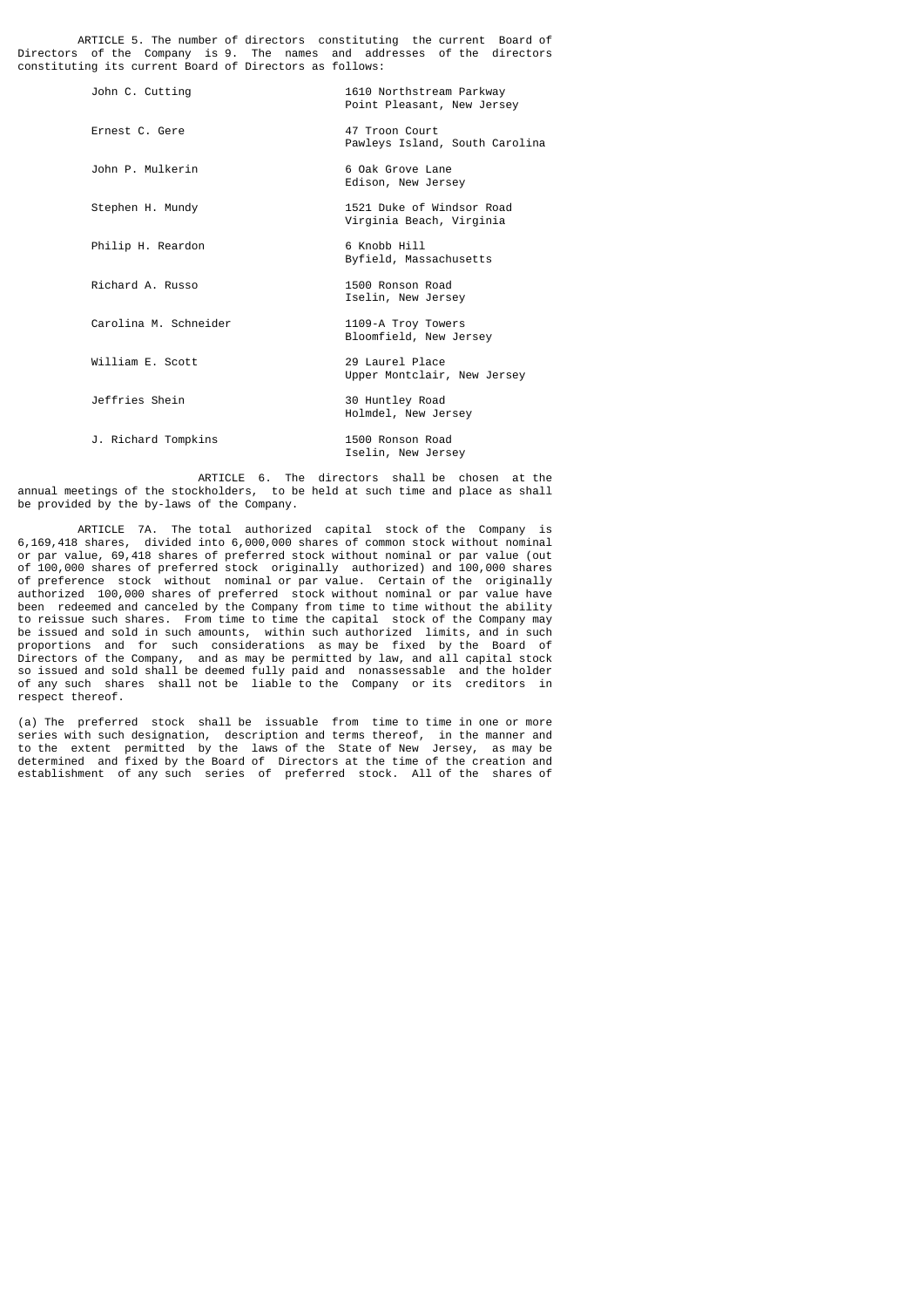ARTICLE 5. The number of directors constituting the current Board of Directors of the Company is 9. The names and addresses of the directors constituting its current Board of Directors as follows:

| | |
|---|---|
| John C. Cutting | 1610 Northstream Parkway<br>Point Pleasant, New Jersey |
| Ernest C. Gere | 47 Troon Court<br>Pawleys Island, South Carolina |
| John P. Mulkerin | 6 Oak Grove Lane<br>Edison, New Jersey |
| Stephen H. Mundy | 1521 Duke of Windsor Road<br>Virginia Beach, Virginia |
| Philip H. Reardon | 6 Knobb Hill<br>Byfield, Massachusetts |
| Richard A. Russo | 1500 Ronson Road<br>Iselin, New Jersey |
| Carolina M. Schneider | 1109-A Troy Towers<br>Bloomfield, New Jersey |
| William E. Scott | 29 Laurel Place<br>Upper Montclair, New Jersey |
| Jeffries Shein | 30 Huntley Road<br>Holmdel, New Jersey |
| J. Richard Tompkins | 1500 Ronson Road<br>Iselin, New Jersey |

ARTICLE 6. The directors shall be chosen at the annual meetings of the stockholders, to be held at such time and place as shall be provided by the by-laws of the Company.

ARTICLE 7A. The total authorized capital stock of the Company is 6,169,418 shares, divided into 6,000,000 shares of common stock without nominal or par value, 69,418 shares of preferred stock without nominal or par value (out of 100,000 shares of preferred stock originally authorized) and 100,000 shares of preference stock without nominal or par value. Certain of the originally authorized 100,000 shares of preferred stock without nominal or par value have been redeemed and canceled by the Company from time to time without the ability to reissue such shares. From time to time the capital stock of the Company may be issued and sold in such amounts, within such authorized limits, and in such proportions and for such considerations as may be fixed by the Board of Directors of the Company, and as may be permitted by law, and all capital stock so issued and sold shall be deemed fully paid and nonassessable and the holder of any such shares shall not be liable to the Company or its creditors in respect thereof.

(a) The preferred stock shall be issuable from time to time in one or more series with such designation, description and terms thereof, in the manner and to the extent permitted by the laws of the State of New Jersey, as may be determined and fixed by the Board of Directors at the time of the creation and establishment of any such series of preferred stock. All of the shares of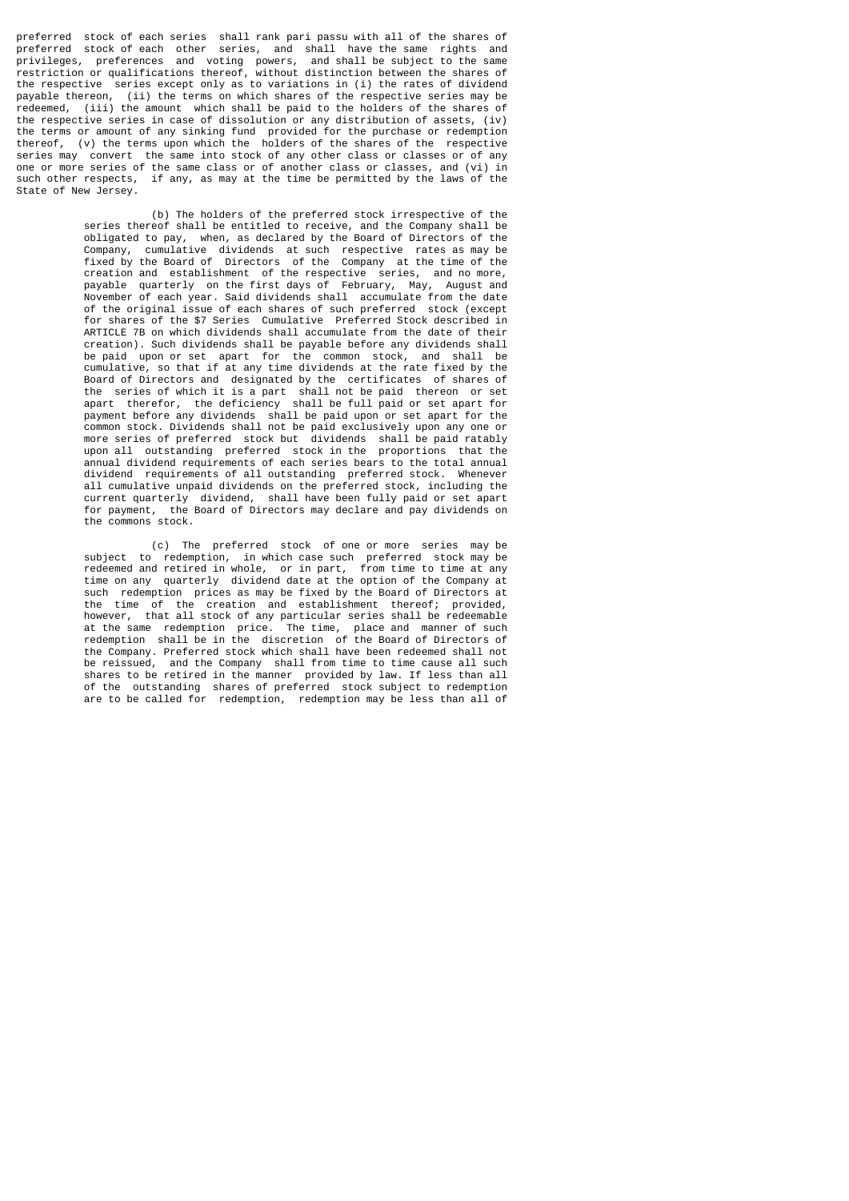preferred stock of each series shall rank pari passu with all of the shares of preferred stock of each other series, and shall have the same rights and privileges, preferences and voting powers, and shall be subject to the same restriction or qualifications thereof, without distinction between the shares of the respective series except only as to variations in (i) the rates of dividend payable thereon, (ii) the terms on which shares of the respective series may be redeemed, (iii) the amount which shall be paid to the holders of the shares of the respective series in case of dissolution or any distribution of assets, (iv) the terms or amount of any sinking fund provided for the purchase or redemption thereof, (v) the terms upon which the holders of the shares of the respective series may convert the same into stock of any other class or classes or of any one or more series of the same class or of another class or classes, and (vi) in such other respects, if any, as may at the time be permitted by the laws of the State of New Jersey.

(b) The holders of the preferred stock irrespective of the series thereof shall be entitled to receive, and the Company shall be obligated to pay, when, as declared by the Board of Directors of the Company, cumulative dividends at such respective rates as may be fixed by the Board of Directors of the Company at the time of the creation and establishment of the respective series, and no more, payable quarterly on the first days of February, May, August and November of each year. Said dividends shall accumulate from the date of the original issue of each shares of such preferred stock (except for shares of the $7 Series Cumulative Preferred Stock described in ARTICLE 7B on which dividends shall accumulate from the date of their creation). Such dividends shall be payable before any dividends shall be paid upon or set apart for the common stock, and shall be cumulative, so that if at any time dividends at the rate fixed by the Board of Directors and designated by the certificates of shares of the series of which it is a part shall not be paid thereon or set apart therefor, the deficiency shall be full paid or set apart for payment before any dividends shall be paid upon or set apart for the common stock. Dividends shall not be paid exclusively upon any one or more series of preferred stock but dividends shall be paid ratably upon all outstanding preferred stock in the proportions that the annual dividend requirements of each series bears to the total annual dividend requirements of all outstanding preferred stock. Whenever all cumulative unpaid dividends on the preferred stock, including the current quarterly dividend, shall have been fully paid or set apart for payment, the Board of Directors may declare and pay dividends on the commons stock.

(c) The preferred stock of one or more series may be subject to redemption, in which case such preferred stock may be redeemed and retired in whole, or in part, from time to time at any time on any quarterly dividend date at the option of the Company at such redemption prices as may be fixed by the Board of Directors at the time of the creation and establishment thereof; provided, however, that all stock of any particular series shall be redeemable at the same redemption price. The time, place and manner of such redemption shall be in the discretion of the Board of Directors of the Company. Preferred stock which shall have been redeemed shall not be reissued, and the Company shall from time to time cause all such shares to be retired in the manner provided by law. If less than all of the outstanding shares of preferred stock subject to redemption are to be called for redemption, redemption may be less than all of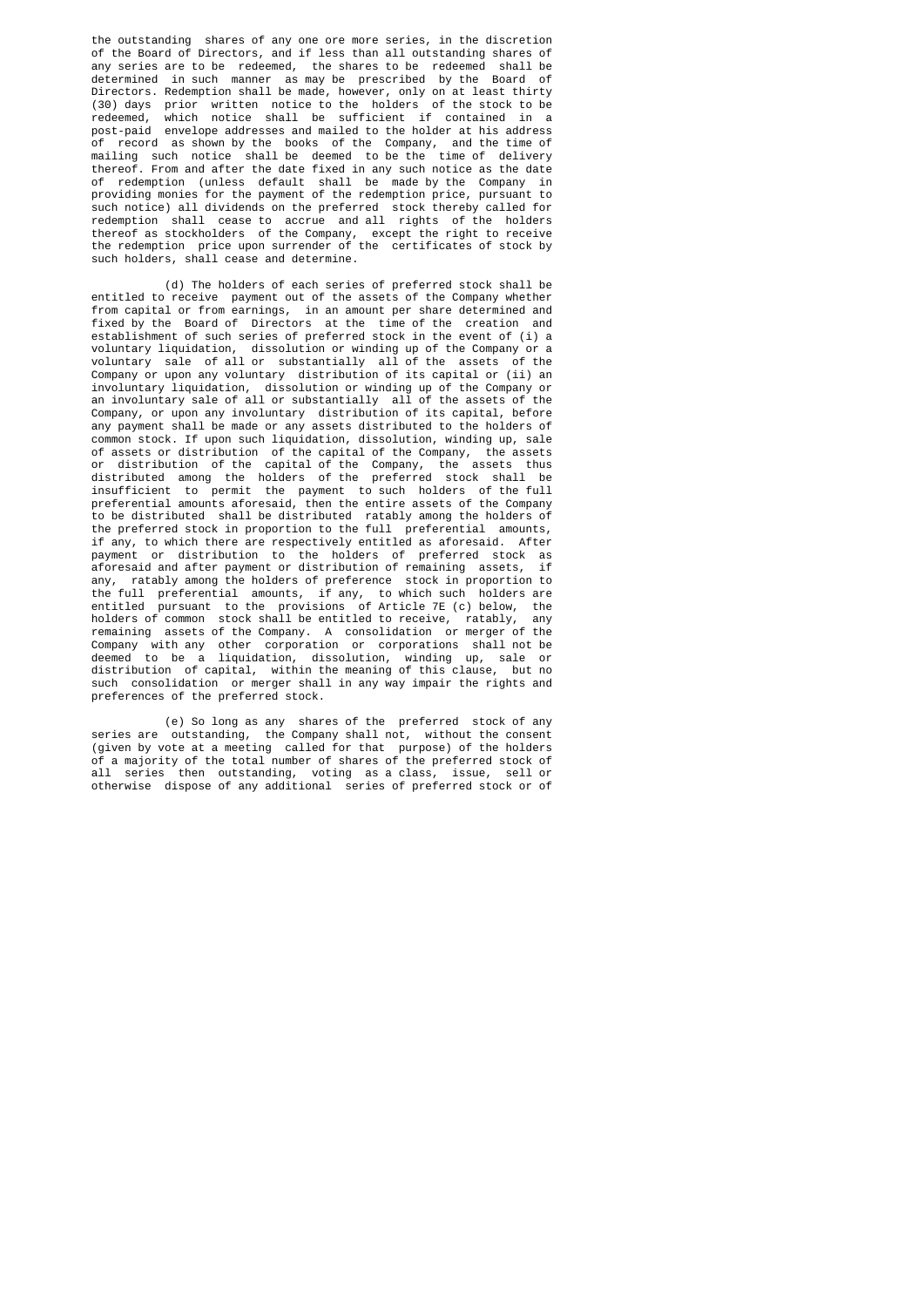the outstanding shares of any one ore more series, in the discretion of the Board of Directors, and if less than all outstanding shares of any series are to be redeemed, the shares to be redeemed shall be determined in such manner as may be prescribed by the Board of Directors. Redemption shall be made, however, only on at least thirty (30) days prior written notice to the holders of the stock to be redeemed, which notice shall be sufficient if contained in a post-paid envelope addresses and mailed to the holder at his address of record as shown by the books of the Company, and the time of mailing such notice shall be deemed to be the time of delivery thereof. From and after the date fixed in any such notice as the date of redemption (unless default shall be made by the Company in providing monies for the payment of the redemption price, pursuant to such notice) all dividends on the preferred stock thereby called for redemption shall cease to accrue and all rights of the holders thereof as stockholders of the Company, except the right to receive the redemption price upon surrender of the certificates of stock by such holders, shall cease and determine.

(d) The holders of each series of preferred stock shall be entitled to receive payment out of the assets of the Company whether from capital or from earnings, in an amount per share determined and fixed by the Board of Directors at the time of the creation and establishment of such series of preferred stock in the event of (i) a voluntary liquidation, dissolution or winding up of the Company or a voluntary sale of all or substantially all of the assets of the Company or upon any voluntary distribution of its capital or (ii) an involuntary liquidation, dissolution or winding up of the Company or an involuntary sale of all or substantially all of the assets of the Company, or upon any involuntary distribution of its capital, before any payment shall be made or any assets distributed to the holders of common stock. If upon such liquidation, dissolution, winding up, sale of assets or distribution of the capital of the Company, the assets or distribution of the capital of the Company, the assets thus distributed among the holders of the preferred stock shall be insufficient to permit the payment to such holders of the full preferential amounts aforesaid, then the entire assets of the Company to be distributed shall be distributed ratably among the holders of the preferred stock in proportion to the full preferential amounts, if any, to which there are respectively entitled as aforesaid. After payment or distribution to the holders of preferred stock as aforesaid and after payment or distribution of remaining assets, if any, ratably among the holders of preference stock in proportion to the full preferential amounts, if any, to which such holders are entitled pursuant to the provisions of Article 7E (c) below, the holders of common stock shall be entitled to receive, ratably, any remaining assets of the Company. A consolidation or merger of the Company with any other corporation or corporations shall not be deemed to be a liquidation, dissolution, winding up, sale or distribution of capital, within the meaning of this clause, but no such consolidation or merger shall in any way impair the rights and preferences of the preferred stock.

(e) So long as any shares of the preferred stock of any series are outstanding, the Company shall not, without the consent (given by vote at a meeting called for that purpose) of the holders of a majority of the total number of shares of the preferred stock of all series then outstanding, voting as a class, issue, sell or otherwise dispose of any additional series of preferred stock or of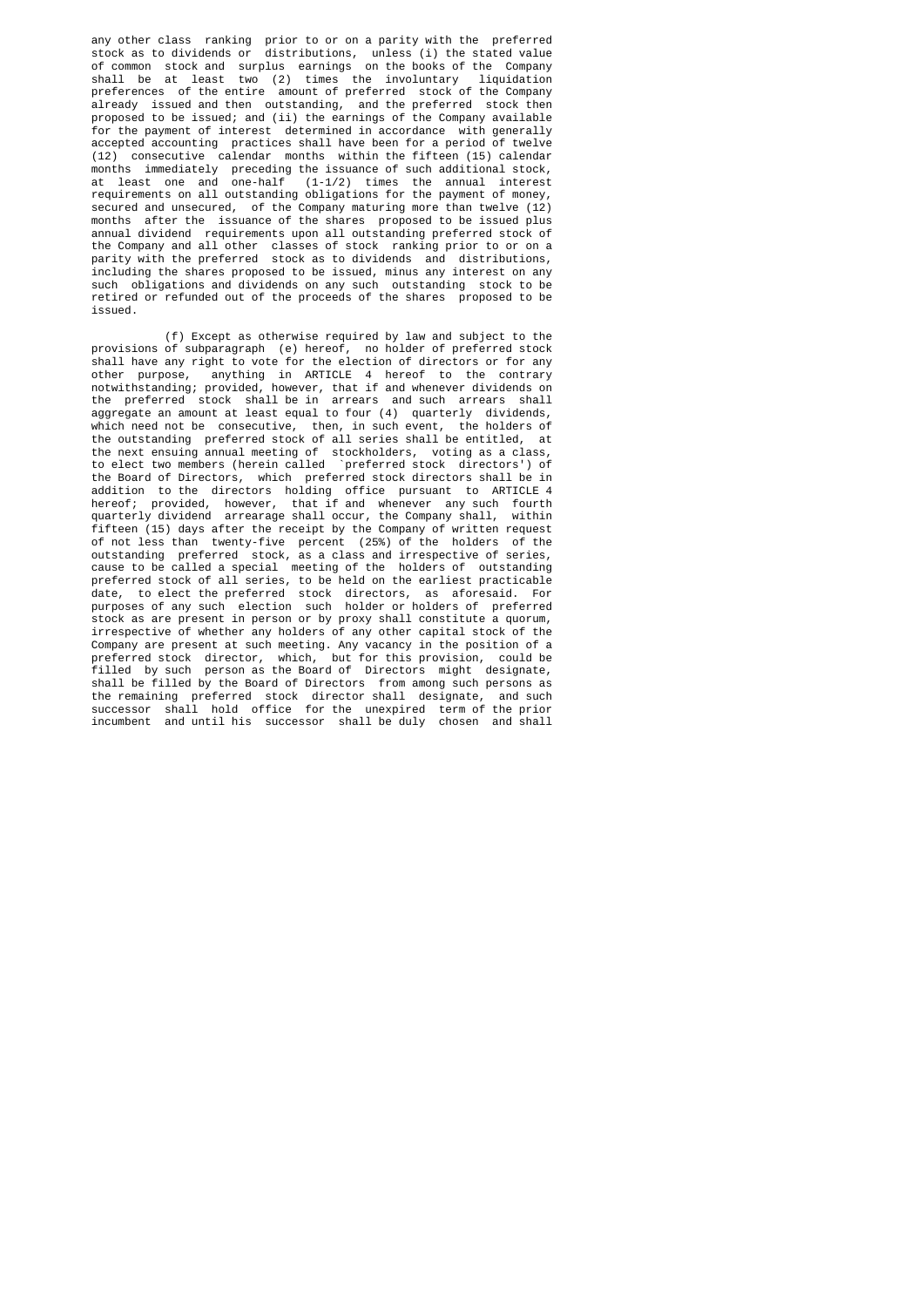any other class ranking prior to or on a parity with the preferred stock as to dividends or distributions, unless (i) the stated value of common stock and surplus earnings on the books of the Company shall be at least two (2) times the involuntary liquidation preferences of the entire amount of preferred stock of the Company already issued and then outstanding, and the preferred stock then proposed to be issued; and (ii) the earnings of the Company available for the payment of interest determined in accordance with generally accepted accounting practices shall have been for a period of twelve (12) consecutive calendar months within the fifteen (15) calendar months immediately preceding the issuance of such additional stock, at least one and one-half (1-1/2) times the annual interest requirements on all outstanding obligations for the payment of money, secured and unsecured, of the Company maturing more than twelve (12) months after the issuance of the shares proposed to be issued plus annual dividend requirements upon all outstanding preferred stock of the Company and all other classes of stock ranking prior to or on a parity with the preferred stock as to dividends and distributions, including the shares proposed to be issued, minus any interest on any such obligations and dividends on any such outstanding stock to be retired or refunded out of the proceeds of the shares proposed to be issued.

(f) Except as otherwise required by law and subject to the provisions of subparagraph (e) hereof, no holder of preferred stock shall have any right to vote for the election of directors or for any other purpose, anything in ARTICLE 4 hereof to the contrary notwithstanding; provided, however, that if and whenever dividends on the preferred stock shall be in arrears and such arrears shall aggregate an amount at least equal to four (4) quarterly dividends, which need not be consecutive, then, in such event, the holders of the outstanding preferred stock of all series shall be entitled, at the next ensuing annual meeting of stockholders, voting as a class, to elect two members (herein called `preferred stock directors') of the Board of Directors, which preferred stock directors shall be in addition to the directors holding office pursuant to ARTICLE 4 hereof; provided, however, that if and whenever any such fourth quarterly dividend arrearage shall occur, the Company shall, within fifteen (15) days after the receipt by the Company of written request of not less than twenty-five percent (25%) of the holders of the outstanding preferred stock, as a class and irrespective of series, cause to be called a special meeting of the holders of outstanding preferred stock of all series, to be held on the earliest practicable date, to elect the preferred stock directors, as aforesaid. For purposes of any such election such holder or holders of preferred stock as are present in person or by proxy shall constitute a quorum, irrespective of whether any holders of any other capital stock of the Company are present at such meeting. Any vacancy in the position of a preferred stock director, which, but for this provision, could be filled by such person as the Board of Directors might designate, shall be filled by the Board of Directors from among such persons as the remaining preferred stock director shall designate, and such successor shall hold office for the unexpired term of the prior incumbent and until his successor shall be duly chosen and shall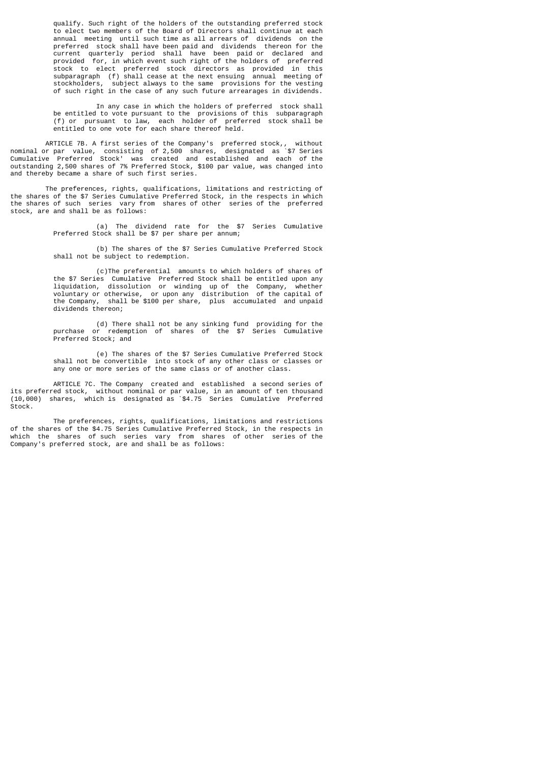qualify. Such right of the holders of the outstanding preferred stock to elect two members of the Board of Directors shall continue at each annual meeting until such time as all arrears of dividends on the preferred stock shall have been paid and dividends thereon for the current quarterly period shall have been paid or declared and provided for, in which event such right of the holders of preferred stock to elect preferred stock directors as provided in this subparagraph (f) shall cease at the next ensuing annual meeting of stockholders, subject always to the same provisions for the vesting of such right in the case of any such future arrearages in dividends.

In any case in which the holders of preferred stock shall be entitled to vote pursuant to the provisions of this subparagraph (f) or pursuant to law, each holder of preferred stock shall be entitled to one vote for each share thereof held.

ARTICLE 7B. A first series of the Company's preferred stock,, without nominal or par value, consisting of 2,500 shares, designated as `$7 Series Cumulative Preferred Stock' was created and established and each of the outstanding 2,500 shares of 7% Preferred Stock, $100 par value, was changed into and thereby became a share of such first series.

The preferences, rights, qualifications, limitations and restricting of the shares of the $7 Series Cumulative Preferred Stock, in the respects in which the shares of such series vary from shares of other series of the preferred stock, are and shall be as follows:

(a) The dividend rate for the $7 Series Cumulative Preferred Stock shall be $7 per share per annum;

(b) The shares of the $7 Series Cumulative Preferred Stock shall not be subject to redemption.

(c)The preferential amounts to which holders of shares of the $7 Series Cumulative Preferred Stock shall be entitled upon any liquidation, dissolution or winding up of the Company, whether voluntary or otherwise, or upon any distribution of the capital of the Company, shall be $100 per share, plus accumulated and unpaid dividends thereon;

(d) There shall not be any sinking fund providing for the purchase or redemption of shares of the $7 Series Cumulative Preferred Stock; and

(e) The shares of the $7 Series Cumulative Preferred Stock shall not be convertible into stock of any other class or classes or any one or more series of the same class or of another class.

ARTICLE 7C. The Company created and established a second series of its preferred stock, without nominal or par value, in an amount of ten thousand (10,000) shares, which is designated as `$4.75 Series Cumulative Preferred Stock.

The preferences, rights, qualifications, limitations and restrictions of the shares of the $4.75 Series Cumulative Preferred Stock, in the respects in which the shares of such series vary from shares of other series of the Company's preferred stock, are and shall be as follows: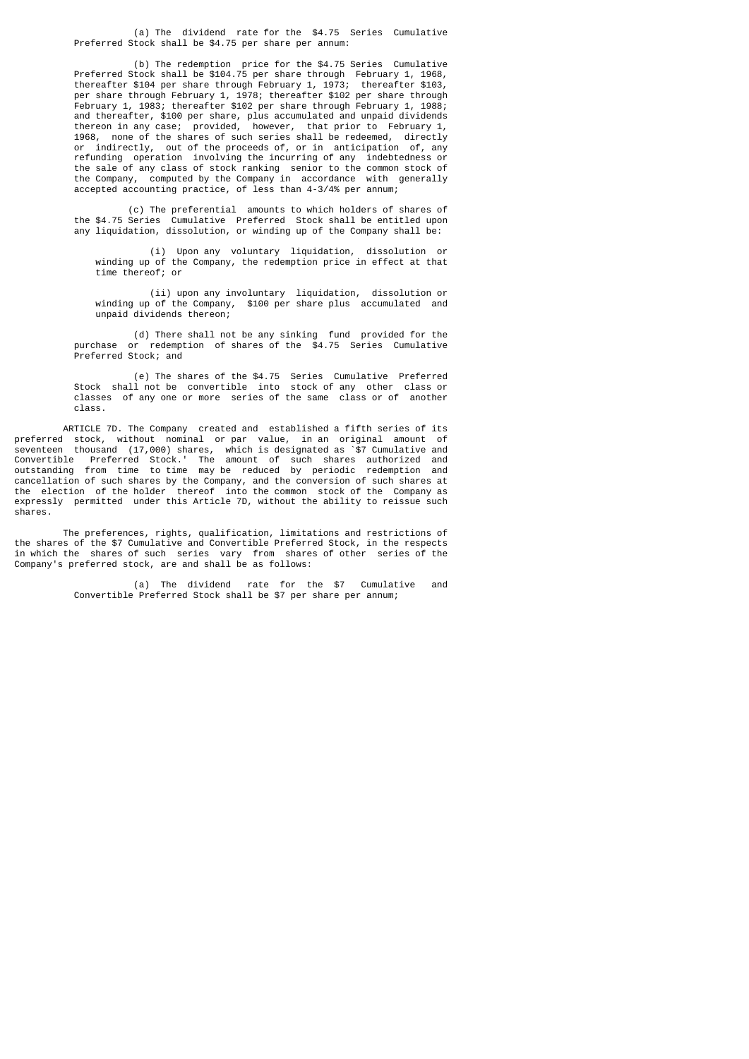(a) The dividend rate for the $4.75 Series Cumulative Preferred Stock shall be $4.75 per share per annum:

(b) The redemption price for the $4.75 Series Cumulative Preferred Stock shall be $104.75 per share through February 1, 1968, thereafter $104 per share through February 1, 1973; thereafter $103, per share through February 1, 1978; thereafter $102 per share through February 1, 1983; thereafter $102 per share through February 1, 1988; and thereafter, $100 per share, plus accumulated and unpaid dividends thereon in any case; provided, however, that prior to February 1, 1968, none of the shares of such series shall be redeemed, directly or indirectly, out of the proceeds of, or in anticipation of, any refunding operation involving the incurring of any indebtedness or the sale of any class of stock ranking senior to the common stock of the Company, computed by the Company in accordance with generally accepted accounting practice, of less than 4-3/4% per annum;

(c) The preferential amounts to which holders of shares of the $4.75 Series Cumulative Preferred Stock shall be entitled upon any liquidation, dissolution, or winding up of the Company shall be:

(i) Upon any voluntary liquidation, dissolution or winding up of the Company, the redemption price in effect at that time thereof; or

(ii) upon any involuntary liquidation, dissolution or winding up of the Company, $100 per share plus accumulated and unpaid dividends thereon;

(d) There shall not be any sinking fund provided for the purchase or redemption of shares of the $4.75 Series Cumulative Preferred Stock; and

(e) The shares of the $4.75 Series Cumulative Preferred Stock shall not be convertible into stock of any other class or classes of any one or more series of the same class or of another class.

ARTICLE 7D. The Company created and established a fifth series of its preferred stock, without nominal or par value, in an original amount of seventeen thousand (17,000) shares, which is designated as `$7 Cumulative and Convertible Preferred Stock.' The amount of such shares authorized and outstanding from time to time may be reduced by periodic redemption and cancellation of such shares by the Company, and the conversion of such shares at the election of the holder thereof into the common stock of the Company as expressly permitted under this Article 7D, without the ability to reissue such shares.

The preferences, rights, qualification, limitations and restrictions of the shares of the $7 Cumulative and Convertible Preferred Stock, in the respects in which the shares of such series vary from shares of other series of the Company's preferred stock, are and shall be as follows:

(a) The dividend rate for the $7 Cumulative and Convertible Preferred Stock shall be $7 per share per annum;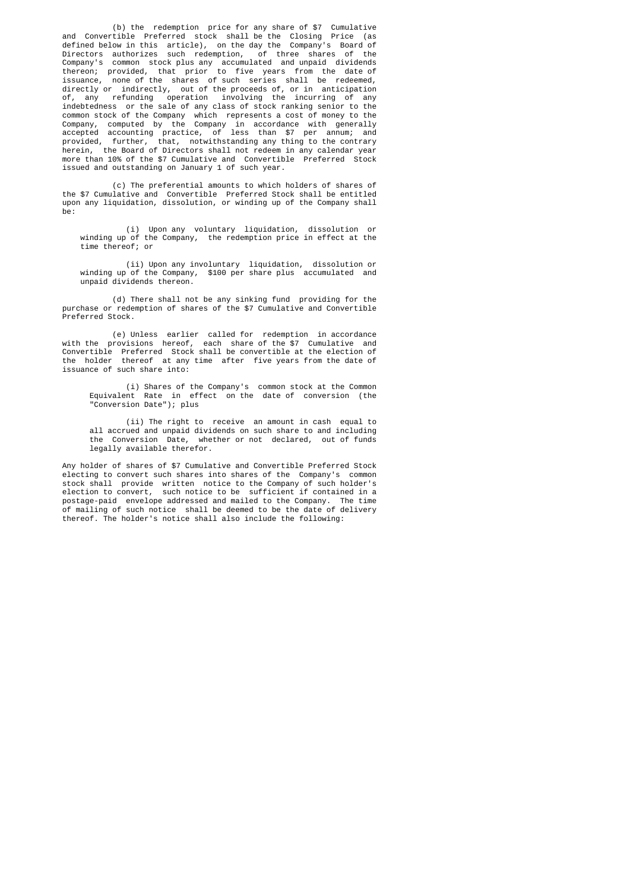(b) the redemption price for any share of $7 Cumulative and Convertible Preferred stock shall be the Closing Price (as defined below in this article), on the day the Company's Board of Directors authorizes such redemption, of three shares of the Company's common stock plus any accumulated and unpaid dividends thereon; provided, that prior to five years from the date of issuance, none of the shares of such series shall be redeemed, directly or indirectly, out of the proceeds of, or in anticipation of, any refunding operation involving the incurring of any indebtedness or the sale of any class of stock ranking senior to the common stock of the Company which represents a cost of money to the Company, computed by the Company in accordance with generally accepted accounting practice, of less than $7 per annum; and provided, further, that, notwithstanding any thing to the contrary herein, the Board of Directors shall not redeem in any calendar year more than 10% of the $7 Cumulative and Convertible Preferred Stock issued and outstanding on January 1 of such year.

(c) The preferential amounts to which holders of shares of the $7 Cumulative and Convertible Preferred Stock shall be entitled upon any liquidation, dissolution, or winding up of the Company shall be:

(i) Upon any voluntary liquidation, dissolution or winding up of the Company, the redemption price in effect at the time thereof; or

(ii) Upon any involuntary liquidation, dissolution or winding up of the Company, $100 per share plus accumulated and unpaid dividends thereon.

(d) There shall not be any sinking fund providing for the purchase or redemption of shares of the $7 Cumulative and Convertible Preferred Stock.

(e) Unless earlier called for redemption in accordance with the provisions hereof, each share of the $7 Cumulative and Convertible Preferred Stock shall be convertible at the election of the holder thereof at any time after five years from the date of issuance of such share into:

(i) Shares of the Company's common stock at the Common Equivalent Rate in effect on the date of conversion (the "Conversion Date"); plus

(ii) The right to receive an amount in cash equal to all accrued and unpaid dividends on such share to and including the Conversion Date, whether or not declared, out of funds legally available therefor.

Any holder of shares of $7 Cumulative and Convertible Preferred Stock electing to convert such shares into shares of the Company's common stock shall provide written notice to the Company of such holder's election to convert, such notice to be sufficient if contained in a postage-paid envelope addressed and mailed to the Company. The time of mailing of such notice shall be deemed to be the date of delivery thereof. The holder's notice shall also include the following: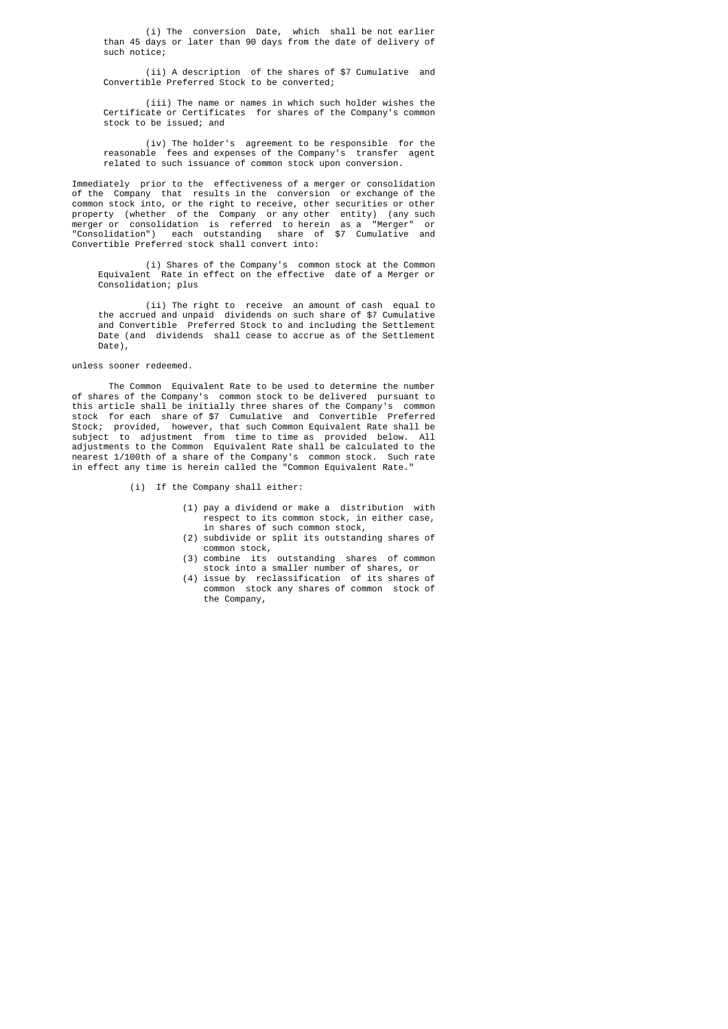(i) The conversion Date, which shall be not earlier than 45 days or later than 90 days from the date of delivery of such notice;

(ii) A description of the shares of $7 Cumulative and Convertible Preferred Stock to be converted;

(iii) The name or names in which such holder wishes the Certificate or Certificates for shares of the Company's common stock to be issued; and

(iv) The holder's agreement to be responsible for the reasonable fees and expenses of the Company's transfer agent related to such issuance of common stock upon conversion.

Immediately prior to the effectiveness of a merger or consolidation of the Company that results in the conversion or exchange of the common stock into, or the right to receive, other securities or other property (whether of the Company or any other entity) (any such merger or consolidation is referred to herein as a "Merger" or "Consolidation") each outstanding share of $7 Cumulative and Convertible Preferred stock shall convert into:

(i) Shares of the Company's common stock at the Common Equivalent Rate in effect on the effective date of a Merger or Consolidation; plus

(ii) The right to receive an amount of cash equal to the accrued and unpaid dividends on such share of $7 Cumulative and Convertible Preferred Stock to and including the Settlement Date (and dividends shall cease to accrue as of the Settlement Date),

unless sooner redeemed.

The Common Equivalent Rate to be used to determine the number of shares of the Company's common stock to be delivered pursuant to this article shall be initially three shares of the Company's common stock for each share of $7 Cumulative and Convertible Preferred Stock; provided, however, that such Common Equivalent Rate shall be subject to adjustment from time to time as provided below. All adjustments to the Common Equivalent Rate shall be calculated to the nearest 1/100th of a share of the Company's common stock. Such rate in effect any time is herein called the "Common Equivalent Rate."

(i) If the Company shall either:

(1) pay a dividend or make a distribution with respect to its common stock, in either case, in shares of such common stock,
(2) subdivide or split its outstanding shares of common stock,
(3) combine its outstanding shares of common stock into a smaller number of shares, or
(4) issue by reclassification of its shares of common stock any shares of common stock of the Company,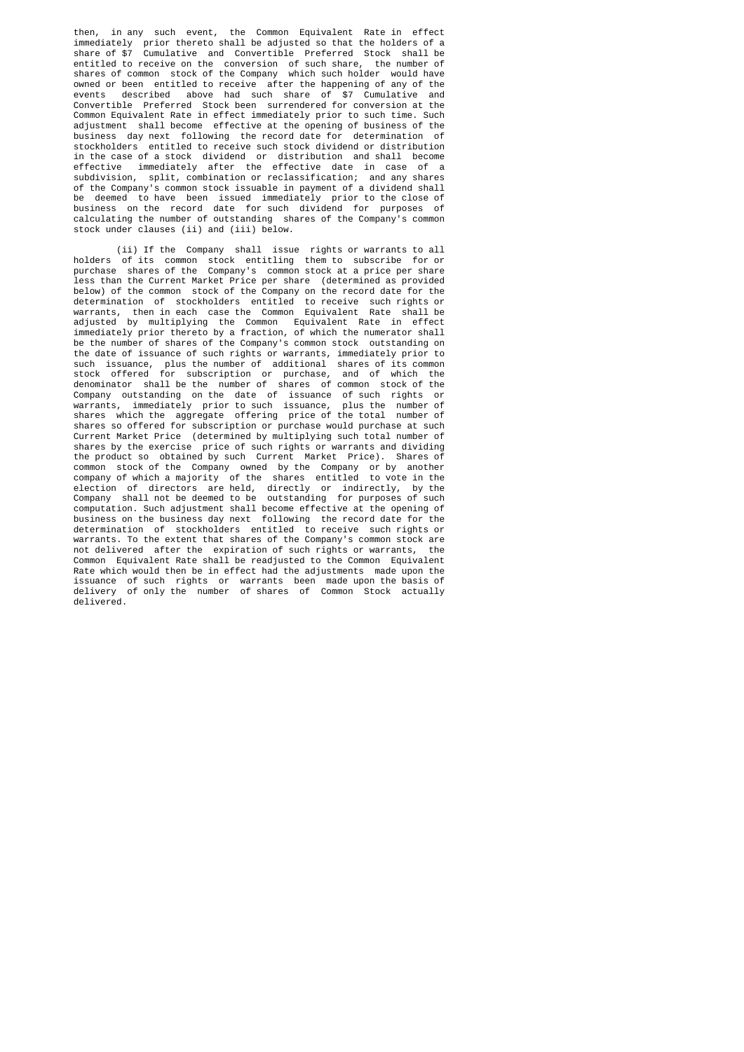then, in any such event, the Common Equivalent Rate in effect immediately prior thereto shall be adjusted so that the holders of a share of $7 Cumulative and Convertible Preferred Stock shall be entitled to receive on the conversion of such share, the number of shares of common stock of the Company which such holder would have owned or been entitled to receive after the happening of any of the events described above had such share of $7 Cumulative and Convertible Preferred Stock been surrendered for conversion at the Common Equivalent Rate in effect immediately prior to such time. Such adjustment shall become effective at the opening of business of the business day next following the record date for determination of stockholders entitled to receive such stock dividend or distribution in the case of a stock dividend or distribution and shall become effective immediately after the effective date in case of a subdivision, split, combination or reclassification; and any shares of the Company's common stock issuable in payment of a dividend shall be deemed to have been issued immediately prior to the close of business on the record date for such dividend for purposes of calculating the number of outstanding shares of the Company's common stock under clauses (ii) and (iii) below.

(ii) If the Company shall issue rights or warrants to all holders of its common stock entitling them to subscribe for or purchase shares of the Company's common stock at a price per share less than the Current Market Price per share (determined as provided below) of the common stock of the Company on the record date for the determination of stockholders entitled to receive such rights or warrants, then in each case the Common Equivalent Rate shall be adjusted by multiplying the Common Equivalent Rate in effect immediately prior thereto by a fraction, of which the numerator shall be the number of shares of the Company's common stock outstanding on the date of issuance of such rights or warrants, immediately prior to such issuance, plus the number of additional shares of its common stock offered for subscription or purchase, and of which the denominator shall be the number of shares of common stock of the Company outstanding on the date of issuance of such rights or warrants, immediately prior to such issuance, plus the number of shares which the aggregate offering price of the total number of shares so offered for subscription or purchase would purchase at such Current Market Price (determined by multiplying such total number of shares by the exercise price of such rights or warrants and dividing the product so obtained by such Current Market Price). Shares of common stock of the Company owned by the Company or by another company of which a majority of the shares entitled to vote in the election of directors are held, directly or indirectly, by the Company shall not be deemed to be outstanding for purposes of such computation. Such adjustment shall become effective at the opening of business on the business day next following the record date for the determination of stockholders entitled to receive such rights or warrants. To the extent that shares of the Company's common stock are not delivered after the expiration of such rights or warrants, the Common Equivalent Rate shall be readjusted to the Common Equivalent Rate which would then be in effect had the adjustments made upon the issuance of such rights or warrants been made upon the basis of delivery of only the number of shares of Common Stock actually delivered.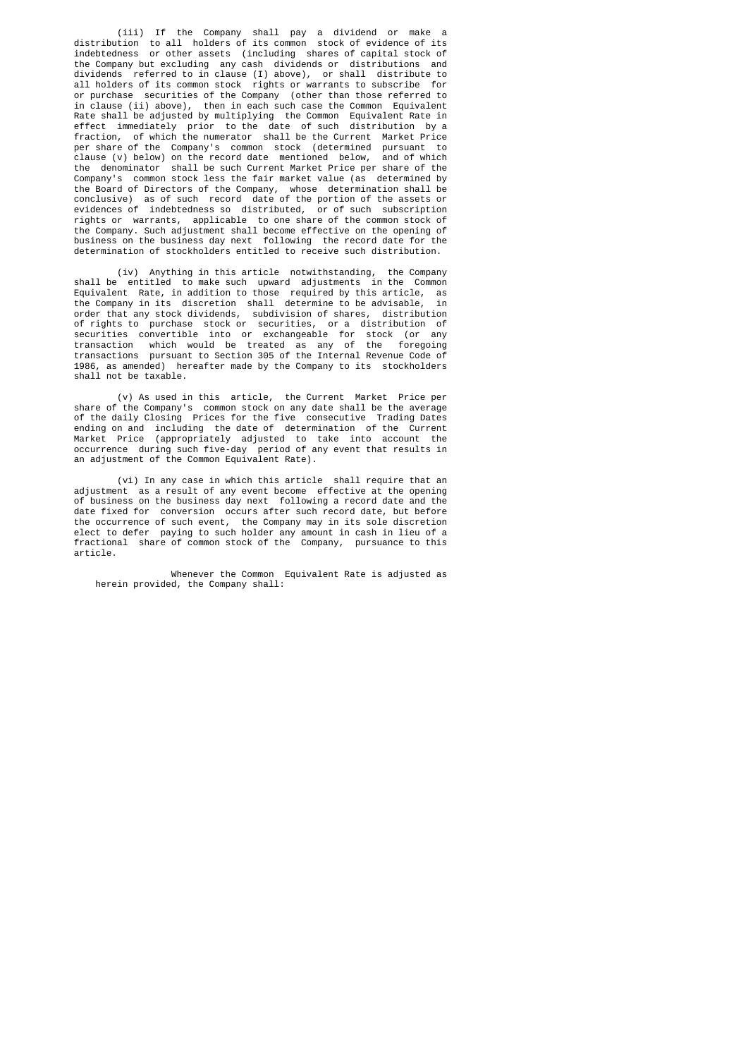(iii) If the Company shall pay a dividend or make a distribution to all holders of its common stock of evidence of its indebtedness or other assets (including shares of capital stock of the Company but excluding any cash dividends or distributions and dividends referred to in clause (I) above), or shall distribute to all holders of its common stock rights or warrants to subscribe for or purchase securities of the Company (other than those referred to in clause (ii) above), then in each such case the Common Equivalent Rate shall be adjusted by multiplying the Common Equivalent Rate in effect immediately prior to the date of such distribution by a fraction, of which the numerator shall be the Current Market Price per share of the Company's common stock (determined pursuant to clause (v) below) on the record date mentioned below, and of which the denominator shall be such Current Market Price per share of the Company's common stock less the fair market value (as determined by the Board of Directors of the Company, whose determination shall be conclusive) as of such record date of the portion of the assets or evidences of indebtedness so distributed, or of such subscription rights or warrants, applicable to one share of the common stock of the Company. Such adjustment shall become effective on the opening of business on the business day next following the record date for the determination of stockholders entitled to receive such distribution.

(iv) Anything in this article notwithstanding, the Company shall be entitled to make such upward adjustments in the Common Equivalent Rate, in addition to those required by this article, as the Company in its discretion shall determine to be advisable, in order that any stock dividends, subdivision of shares, distribution of rights to purchase stock or securities, or a distribution of securities convertible into or exchangeable for stock (or any transaction which would be treated as any of the foregoing transactions pursuant to Section 305 of the Internal Revenue Code of 1986, as amended) hereafter made by the Company to its stockholders shall not be taxable.

(v) As used in this article, the Current Market Price per share of the Company's common stock on any date shall be the average of the daily Closing Prices for the five consecutive Trading Dates ending on and including the date of determination of the Current Market Price (appropriately adjusted to take into account the occurrence during such five-day period of any event that results in an adjustment of the Common Equivalent Rate).

(vi) In any case in which this article shall require that an adjustment as a result of any event become effective at the opening of business on the business day next following a record date and the date fixed for conversion occurs after such record date, but before the occurrence of such event, the Company may in its sole discretion elect to defer paying to such holder any amount in cash in lieu of a fractional share of common stock of the Company, pursuance to this article.

Whenever the Common Equivalent Rate is adjusted as herein provided, the Company shall: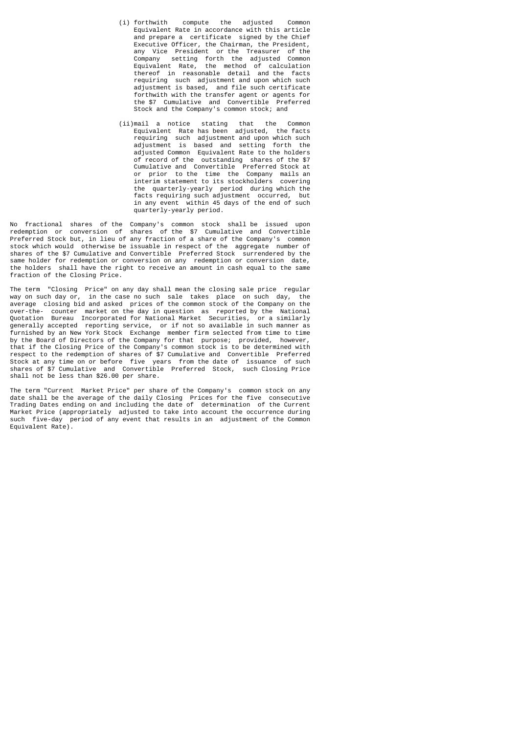(i) forthwith compute the adjusted Common Equivalent Rate in accordance with this article and prepare a certificate signed by the Chief Executive Officer, the Chairman, the President, any Vice President or the Treasurer of the Company setting forth the adjusted Common Equivalent Rate, the method of calculation thereof in reasonable detail and the facts requiring such adjustment and upon which such adjustment is based, and file such certificate forthwith with the transfer agent or agents for the $7 Cumulative and Convertible Preferred Stock and the Company's common stock; and

(ii) mail a notice stating that the Common Equivalent Rate has been adjusted, the facts requiring such adjustment and upon which such adjustment is based and setting forth the adjusted Common Equivalent Rate to the holders of record of the outstanding shares of the $7 Cumulative and Convertible Preferred Stock at or prior to the time the Company mails an interim statement to its stockholders covering the quarterly-yearly period during which the facts requiring such adjustment occurred, but in any event within 45 days of the end of such quarterly-yearly period.

No fractional shares of the Company's common stock shall be issued upon redemption or conversion of shares of the $7 Cumulative and Convertible Preferred Stock but, in lieu of any fraction of a share of the Company's common stock which would otherwise be issuable in respect of the aggregate number of shares of the $7 Cumulative and Convertible Preferred Stock surrendered by the same holder for redemption or conversion on any redemption or conversion date, the holders shall have the right to receive an amount in cash equal to the same fraction of the Closing Price.

The term "Closing Price" on any day shall mean the closing sale price regular way on such day or, in the case no such sale takes place on such day, the average closing bid and asked prices of the common stock of the Company on the over-the- counter market on the day in question as reported by the National Quotation Bureau Incorporated for National Market Securities, or a similarly generally accepted reporting service, or if not so available in such manner as furnished by an New York Stock Exchange member firm selected from time to time by the Board of Directors of the Company for that purpose; provided, however, that if the Closing Price of the Company's common stock is to be determined with respect to the redemption of shares of $7 Cumulative and Convertible Preferred Stock at any time on or before five years from the date of issuance of such shares of $7 Cumulative and Convertible Preferred Stock, such Closing Price shall not be less than $26.00 per share.

The term "Current Market Price" per share of the Company's common stock on any date shall be the average of the daily Closing Prices for the five consecutive Trading Dates ending on and including the date of determination of the Current Market Price (appropriately adjusted to take into account the occurrence during such five-day period of any event that results in an adjustment of the Common Equivalent Rate).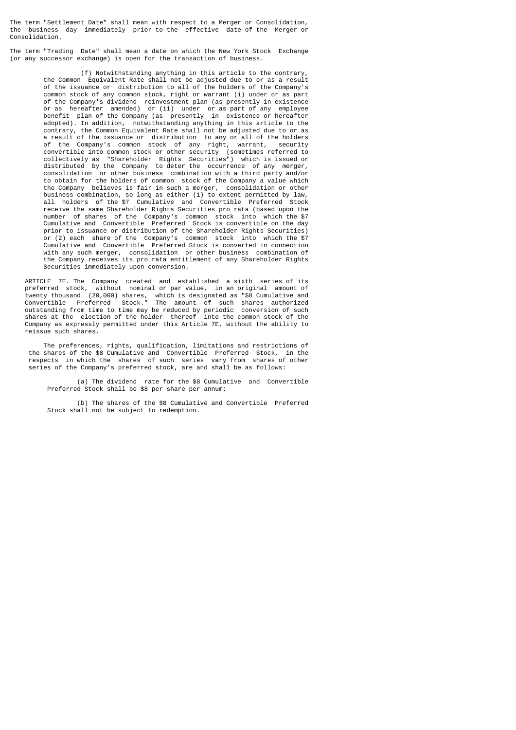The term "Settlement Date" shall mean with respect to a Merger or Consolidation, the business day immediately prior to the effective date of the Merger or Consolidation.

The term "Trading Date" shall mean a date on which the New York Stock Exchange (or any successor exchange) is open for the transaction of business.

(f) Notwithstanding anything in this article to the contrary, the Common Equivalent Rate shall not be adjusted due to or as a result of the issuance or distribution to all of the holders of the Company's common stock of any common stock, right or warrant (i) under or as part of the Company's dividend reinvestment plan (as presently in existence or as hereafter amended) or (ii) under or as part of any employee benefit plan of the Company (as presently in existence or hereafter adopted). In addition, notwithstanding anything in this article to the contrary, the Common Equivalent Rate shall not be adjusted due to or as a result of the issuance or distribution to any or all of the holders of the Company's common stock of any right, warrant, security convertible into common stock or other security (sometimes referred to collectively as "Shareholder Rights Securities") which is issued or distributed by the Company to deter the occurrence of any merger, consolidation or other business combination with a third party and/or to obtain for the holders of common stock of the Company a value which the Company believes is fair in such a merger, consolidation or other business combination, so long as either (1) to extent permitted by law, all holders of the $7 Cumulative and Convertible Preferred Stock receive the same Shareholder Rights Securities pro rata (based upon the number of shares of the Company's common stock into which the $7 Cumulative and Convertible Preferred Stock is convertible on the day prior to issuance or distribution of the Shareholder Rights Securities) or (2) each share of the Company's common stock into which the $7 Cumulative and Convertible Preferred Stock is converted in connection with any such merger, consolidation or other business combination of the Company receives its pro rata entitlement of any Shareholder Rights Securities immediately upon conversion.

ARTICLE 7E. The Company created and established a sixth series of its preferred stock, without nominal or par value, in an original amount of twenty thousand (20,000) shares, which is designated as "$8 Cumulative and Convertible Preferred Stock." The amount of such shares authorized outstanding from time to time may be reduced by periodic conversion of such shares at the election of the holder thereof into the common stock of the Company as expressly permitted under this Article 7E, without the ability to reissue such shares.

The preferences, rights, qualification, limitations and restrictions of the shares of the $8 Cumulative and Convertible Preferred Stock, in the respects in which the shares of such series vary from shares of other series of the Company's preferred stock, are and shall be as follows:

(a) The dividend rate for the $8 Cumulative and Convertible Preferred Stock shall be $8 per share per annum;

(b) The shares of the $8 Cumulative and Convertible Preferred Stock shall not be subject to redemption.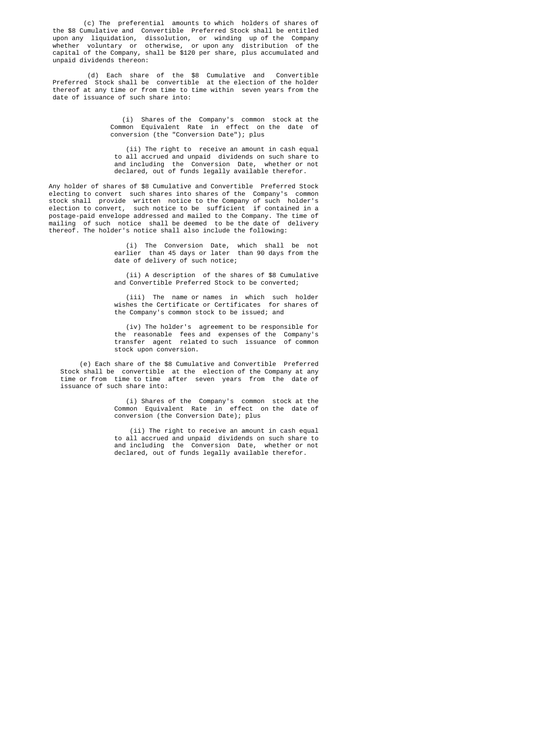(c) The preferential amounts to which holders of shares of the $8 Cumulative and Convertible Preferred Stock shall be entitled upon any liquidation, dissolution, or winding up of the Company whether voluntary or otherwise, or upon any distribution of the capital of the Company, shall be $120 per share, plus accumulated and unpaid dividends thereon:

(d) Each share of the $8 Cumulative and Convertible Preferred Stock shall be convertible at the election of the holder thereof at any time or from time to time within seven years from the date of issuance of such share into:

> (i) Shares of the Company's common stock at the Common Equivalent Rate in effect on the date of conversion (the "Conversion Date"); plus
>
> (ii) The right to receive an amount in cash equal to all accrued and unpaid dividends on such share to and including the Conversion Date, whether or not declared, out of funds legally available therefor.

Any holder of shares of $8 Cumulative and Convertible Preferred Stock electing to convert such shares into shares of the Company's common stock shall provide written notice to the Company of such holder's election to convert, such notice to be sufficient if contained in a postage-paid envelope addressed and mailed to the Company. The time of mailing of such notice shall be deemed to be the date of delivery thereof. The holder's notice shall also include the following:

> (i) The Conversion Date, which shall be not earlier than 45 days or later than 90 days from the date of delivery of such notice;
>
> (ii) A description of the shares of $8 Cumulative and Convertible Preferred Stock to be converted;
>
> (iii) The name or names in which such holder wishes the Certificate or Certificates for shares of the Company's common stock to be issued; and
>
> (iv) The holder's agreement to be responsible for the reasonable fees and expenses of the Company's transfer agent related to such issuance of common stock upon conversion.

(e) Each share of the $8 Cumulative and Convertible Preferred Stock shall be convertible at the election of the Company at any time or from time to time after seven years from the date of issuance of such share into:

> (i) Shares of the Company's common stock at the Common Equivalent Rate in effect on the date of conversion (the Conversion Date); plus
>
> (ii) The right to receive an amount in cash equal to all accrued and unpaid dividends on such share to and including the Conversion Date, whether or not declared, out of funds legally available therefor.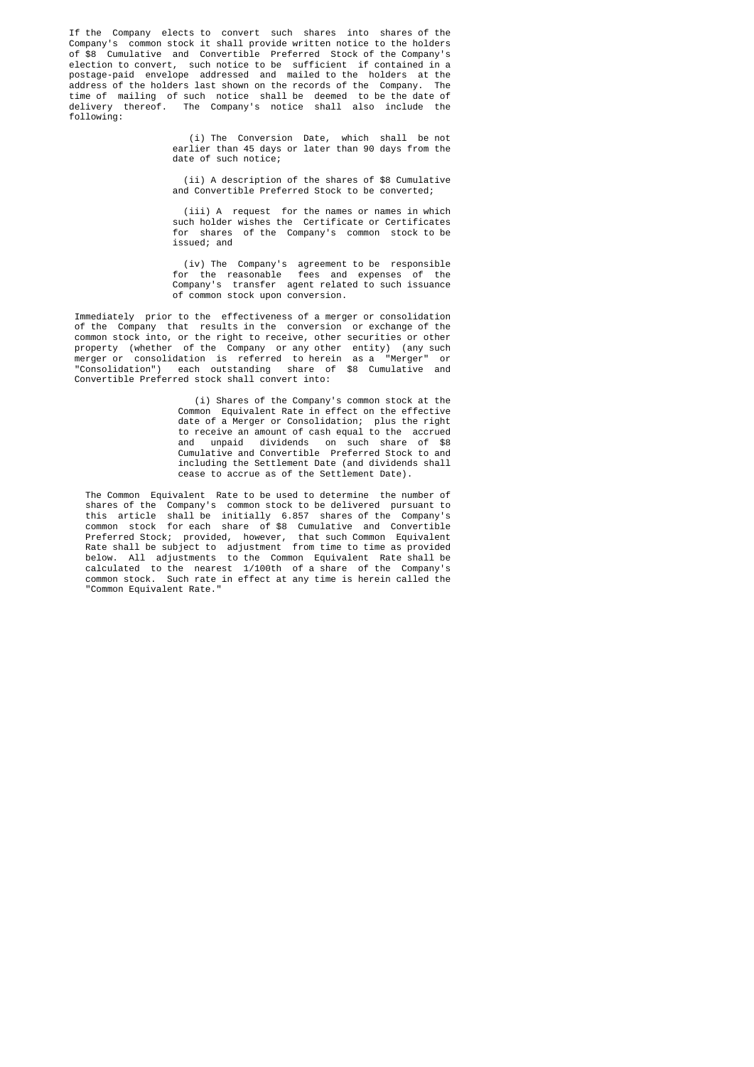If the Company elects to convert such shares into shares of the Company's common stock it shall provide written notice to the holders of $8 Cumulative and Convertible Preferred Stock of the Company's election to convert, such notice to be sufficient if contained in a postage-paid envelope addressed and mailed to the holders at the address of the holders last shown on the records of the Company. The time of mailing of such notice shall be deemed to be the date of delivery thereof. The Company's notice shall also include the following:

> (i) The Conversion Date, which shall be not earlier than 45 days or later than 90 days from the date of such notice;
>
> (ii) A description of the shares of $8 Cumulative and Convertible Preferred Stock to be converted;
>
> (iii) A request for the names or names in which such holder wishes the Certificate or Certificates for shares of the Company's common stock to be issued; and
>
> (iv) The Company's agreement to be responsible for the reasonable fees and expenses of the Company's transfer agent related to such issuance of common stock upon conversion.

Immediately prior to the effectiveness of a merger or consolidation of the Company that results in the conversion or exchange of the common stock into, or the right to receive, other securities or other property (whether of the Company or any other entity) (any such merger or consolidation is referred to herein as a "Merger" or "Consolidation") each outstanding share of $8 Cumulative and Convertible Preferred stock shall convert into:

> (i) Shares of the Company's common stock at the Common Equivalent Rate in effect on the effective date of a Merger or Consolidation; plus the right to receive an amount of cash equal to the accrued and unpaid dividends on such share of $8 Cumulative and Convertible Preferred Stock to and including the Settlement Date (and dividends shall cease to accrue as of the Settlement Date).

The Common Equivalent Rate to be used to determine the number of shares of the Company's common stock to be delivered pursuant to this article shall be initially 6.857 shares of the Company's common stock for each share of $8 Cumulative and Convertible Preferred Stock; provided, however, that such Common Equivalent Rate shall be subject to adjustment from time to time as provided below. All adjustments to the Common Equivalent Rate shall be calculated to the nearest 1/100th of a share of the Company's common stock. Such rate in effect at any time is herein called the "Common Equivalent Rate."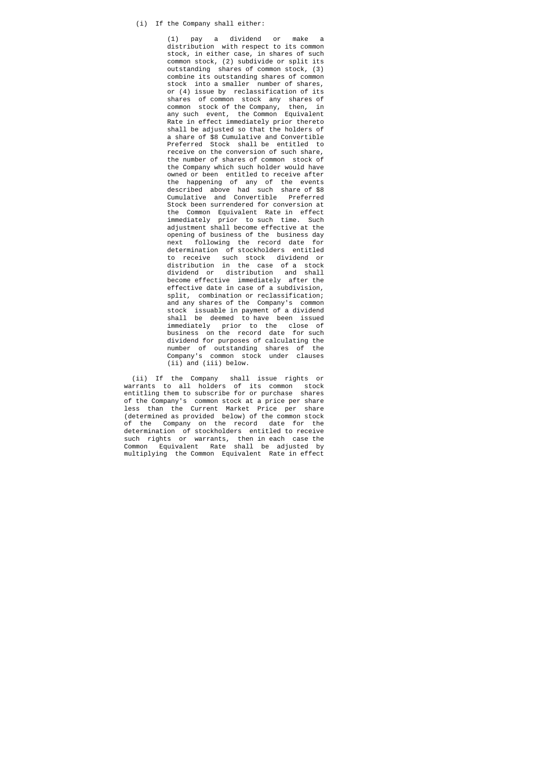(i) If the Company shall either:

(1) pay a dividend or make a distribution with respect to its common stock, in either case, in shares of such common stock, (2) subdivide or split its outstanding shares of common stock, (3) combine its outstanding shares of common stock into a smaller number of shares, or (4) issue by reclassification of its shares of common stock any shares of common stock of the Company, then, in any such event, the Common Equivalent Rate in effect immediately prior thereto shall be adjusted so that the holders of a share of $8 Cumulative and Convertible Preferred Stock shall be entitled to receive on the conversion of such share, the number of shares of common stock of the Company which such holder would have owned or been entitled to receive after the happening of any of the events described above had such share of $8 Cumulative and Convertible Preferred Stock been surrendered for conversion at the Common Equivalent Rate in effect immediately prior to such time. Such adjustment shall become effective at the opening of business of the business day next following the record date for determination of stockholders entitled to receive such stock dividend or distribution in the case of a stock dividend or distribution and shall become effective immediately after the effective date in case of a subdivision, split, combination or reclassification; and any shares of the Company's common stock issuable in payment of a dividend shall be deemed to have been issued immediately prior to the close of business on the record date for such dividend for purposes of calculating the number of outstanding shares of the Company's common stock under clauses (ii) and (iii) below.

(ii) If the Company shall issue rights or warrants to all holders of its common stock entitling them to subscribe for or purchase shares of the Company's common stock at a price per share less than the Current Market Price per share (determined as provided below) of the common stock of the Company on the record date for the determination of stockholders entitled to receive such rights or warrants, then in each case the Common Equivalent Rate shall be adjusted by multiplying the Common Equivalent Rate in effect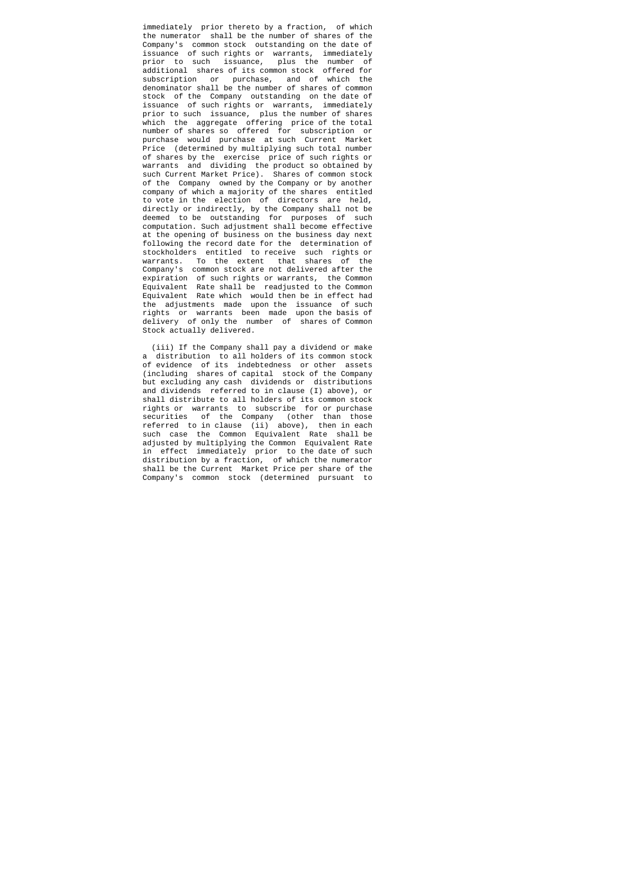immediately prior thereto by a fraction, of which the numerator shall be the number of shares of the Company's common stock outstanding on the date of issuance of such rights or warrants, immediately prior to such issuance, plus the number of additional shares of its common stock offered for subscription or purchase, and of which the denominator shall be the number of shares of common stock of the Company outstanding on the date of issuance of such rights or warrants, immediately prior to such issuance, plus the number of shares which the aggregate offering price of the total number of shares so offered for subscription or purchase would purchase at such Current Market Price (determined by multiplying such total number of shares by the exercise price of such rights or warrants and dividing the product so obtained by such Current Market Price). Shares of common stock of the Company owned by the Company or by another company of which a majority of the shares entitled to vote in the election of directors are held, directly or indirectly, by the Company shall not be deemed to be outstanding for purposes of such computation. Such adjustment shall become effective at the opening of business on the business day next following the record date for the determination of stockholders entitled to receive such rights or warrants. To the extent that shares of the Company's common stock are not delivered after the expiration of such rights or warrants, the Common Equivalent Rate shall be readjusted to the Common Equivalent Rate which would then be in effect had the adjustments made upon the issuance of such rights or warrants been made upon the basis of delivery of only the number of shares of Common Stock actually delivered.

(iii) If the Company shall pay a dividend or make a distribution to all holders of its common stock of evidence of its indebtedness or other assets (including shares of capital stock of the Company but excluding any cash dividends or distributions and dividends referred to in clause (I) above), or shall distribute to all holders of its common stock rights or warrants to subscribe for or purchase securities of the Company (other than those referred to in clause (ii) above), then in each such case the Common Equivalent Rate shall be adjusted by multiplying the Common Equivalent Rate in effect immediately prior to the date of such distribution by a fraction, of which the numerator shall be the Current Market Price per share of the Company's common stock (determined pursuant to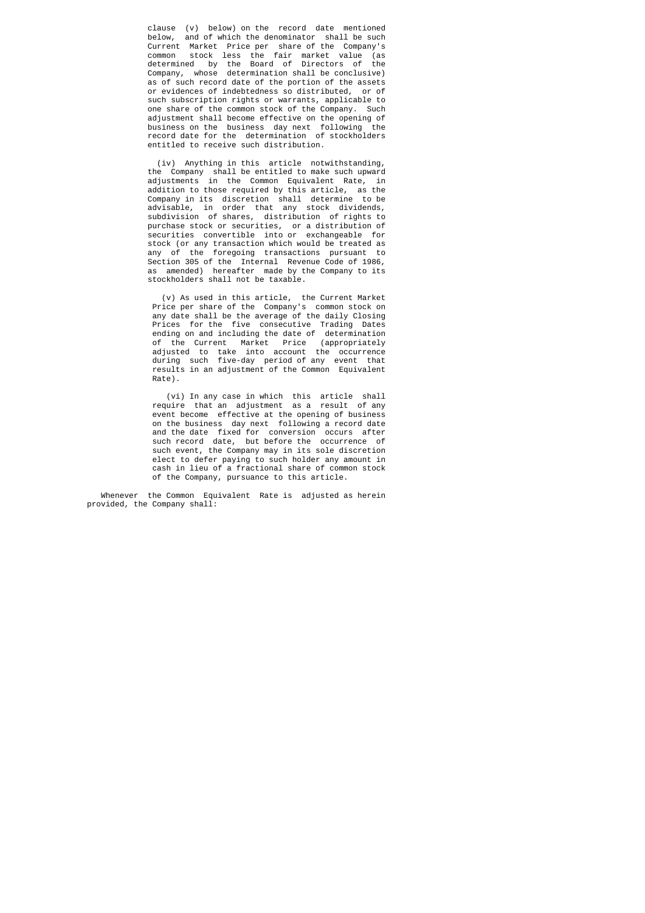clause (v) below) on the record date mentioned below, and of which the denominator shall be such Current Market Price per share of the Company's common stock less the fair market value (as determined by the Board of Directors of the Company, whose determination shall be conclusive) as of such record date of the portion of the assets or evidences of indebtedness so distributed, or of such subscription rights or warrants, applicable to one share of the common stock of the Company. Such adjustment shall become effective on the opening of business on the business day next following the record date for the determination of stockholders entitled to receive such distribution.

(iv) Anything in this article notwithstanding, the Company shall be entitled to make such upward adjustments in the Common Equivalent Rate, in addition to those required by this article, as the Company in its discretion shall determine to be advisable, in order that any stock dividends, subdivision of shares, distribution of rights to purchase stock or securities, or a distribution of securities convertible into or exchangeable for stock (or any transaction which would be treated as any of the foregoing transactions pursuant to Section 305 of the Internal Revenue Code of 1986, as amended) hereafter made by the Company to its stockholders shall not be taxable.

(v) As used in this article, the Current Market Price per share of the Company's common stock on any date shall be the average of the daily Closing Prices for the five consecutive Trading Dates ending on and including the date of determination of the Current Market Price (appropriately adjusted to take into account the occurrence during such five-day period of any event that results in an adjustment of the Common Equivalent Rate).

(vi) In any case in which this article shall require that an adjustment as a result of any event become effective at the opening of business on the business day next following a record date and the date fixed for conversion occurs after such record date, but before the occurrence of such event, the Company may in its sole discretion elect to defer paying to such holder any amount in cash in lieu of a fractional share of common stock of the Company, pursuance to this article.

Whenever the Common Equivalent Rate is adjusted as herein provided, the Company shall: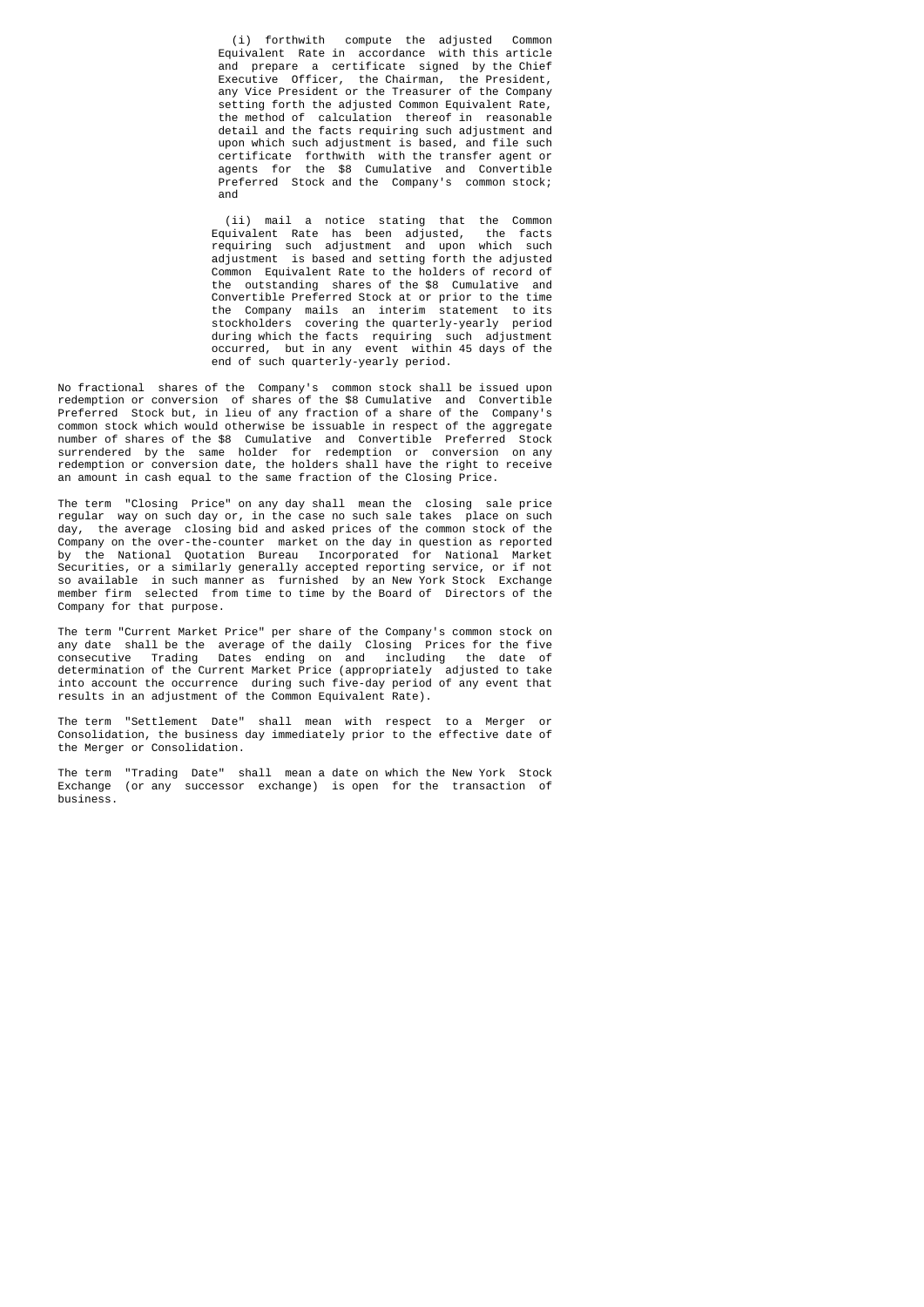(i) forthwith compute the adjusted Common Equivalent Rate in accordance with this article and prepare a certificate signed by the Chief Executive Officer, the Chairman, the President, any Vice President or the Treasurer of the Company setting forth the adjusted Common Equivalent Rate, the method of calculation thereof in reasonable detail and the facts requiring such adjustment and upon which such adjustment is based, and file such certificate forthwith with the transfer agent or agents for the $8 Cumulative and Convertible Preferred Stock and the Company's common stock; and

(ii) mail a notice stating that the Common Equivalent Rate has been adjusted, the facts requiring such adjustment and upon which such adjustment is based and setting forth the adjusted Common Equivalent Rate to the holders of record of the outstanding shares of the $8 Cumulative and Convertible Preferred Stock at or prior to the time the Company mails an interim statement to its stockholders covering the quarterly-yearly period during which the facts requiring such adjustment occurred, but in any event within 45 days of the end of such quarterly-yearly period.

No fractional shares of the Company's common stock shall be issued upon redemption or conversion of shares of the $8 Cumulative and Convertible Preferred Stock but, in lieu of any fraction of a share of the Company's common stock which would otherwise be issuable in respect of the aggregate number of shares of the $8 Cumulative and Convertible Preferred Stock surrendered by the same holder for redemption or conversion on any redemption or conversion date, the holders shall have the right to receive an amount in cash equal to the same fraction of the Closing Price.

The term "Closing Price" on any day shall mean the closing sale price regular way on such day or, in the case no such sale takes place on such day, the average closing bid and asked prices of the common stock of the Company on the over-the-counter market on the day in question as reported by the National Quotation Bureau Incorporated for National Market Securities, or a similarly generally accepted reporting service, or if not so available in such manner as furnished by an New York Stock Exchange member firm selected from time to time by the Board of Directors of the Company for that purpose.

The term "Current Market Price" per share of the Company's common stock on any date shall be the average of the daily Closing Prices for the five consecutive Trading Dates ending on and including the date of determination of the Current Market Price (appropriately adjusted to take into account the occurrence during such five-day period of any event that results in an adjustment of the Common Equivalent Rate).

The term "Settlement Date" shall mean with respect to a Merger or Consolidation, the business day immediately prior to the effective date of the Merger or Consolidation.

The term "Trading Date" shall mean a date on which the New York Stock Exchange (or any successor exchange) is open for the transaction of business.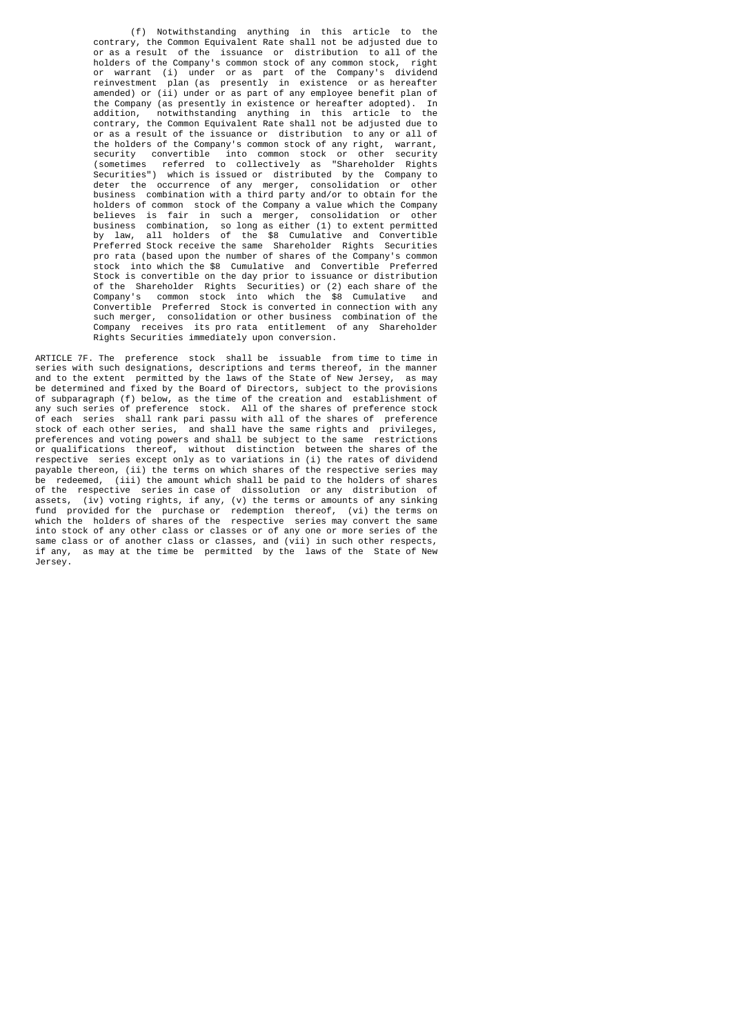(f) Notwithstanding anything in this article to the contrary, the Common Equivalent Rate shall not be adjusted due to or as a result of the issuance or distribution to all of the holders of the Company's common stock of any common stock, right or warrant (i) under or as part of the Company's dividend reinvestment plan (as presently in existence or as hereafter amended) or (ii) under or as part of any employee benefit plan of the Company (as presently in existence or hereafter adopted). In addition, notwithstanding anything in this article to the contrary, the Common Equivalent Rate shall not be adjusted due to or as a result of the issuance or distribution to any or all of the holders of the Company's common stock of any right, warrant, security convertible into common stock or other security (sometimes referred to collectively as "Shareholder Rights Securities") which is issued or distributed by the Company to deter the occurrence of any merger, consolidation or other business combination with a third party and/or to obtain for the holders of common stock of the Company a value which the Company believes is fair in such a merger, consolidation or other business combination, so long as either (1) to extent permitted by law, all holders of the $8 Cumulative and Convertible Preferred Stock receive the same Shareholder Rights Securities pro rata (based upon the number of shares of the Company's common stock into which the $8 Cumulative and Convertible Preferred Stock is convertible on the day prior to issuance or distribution of the Shareholder Rights Securities) or (2) each share of the Company's common stock into which the $8 Cumulative and Convertible Preferred Stock is converted in connection with any such merger, consolidation or other business combination of the Company receives its pro rata entitlement of any Shareholder Rights Securities immediately upon conversion.

ARTICLE 7F. The preference stock shall be issuable from time to time in series with such designations, descriptions and terms thereof, in the manner and to the extent permitted by the laws of the State of New Jersey, as may be determined and fixed by the Board of Directors, subject to the provisions of subparagraph (f) below, as the time of the creation and establishment of any such series of preference stock. All of the shares of preference stock of each series shall rank pari passu with all of the shares of preference stock of each other series, and shall have the same rights and privileges, preferences and voting powers and shall be subject to the same restrictions or qualifications thereof, without distinction between the shares of the respective series except only as to variations in (i) the rates of dividend payable thereon, (ii) the terms on which shares of the respective series may be redeemed, (iii) the amount which shall be paid to the holders of shares of the respective series in case of dissolution or any distribution of assets, (iv) voting rights, if any, (v) the terms or amounts of any sinking fund provided for the purchase or redemption thereof, (vi) the terms on which the holders of shares of the respective series may convert the same into stock of any other class or classes or of any one or more series of the same class or of another class or classes, and (vii) in such other respects, if any, as may at the time be permitted by the laws of the State of New Jersey.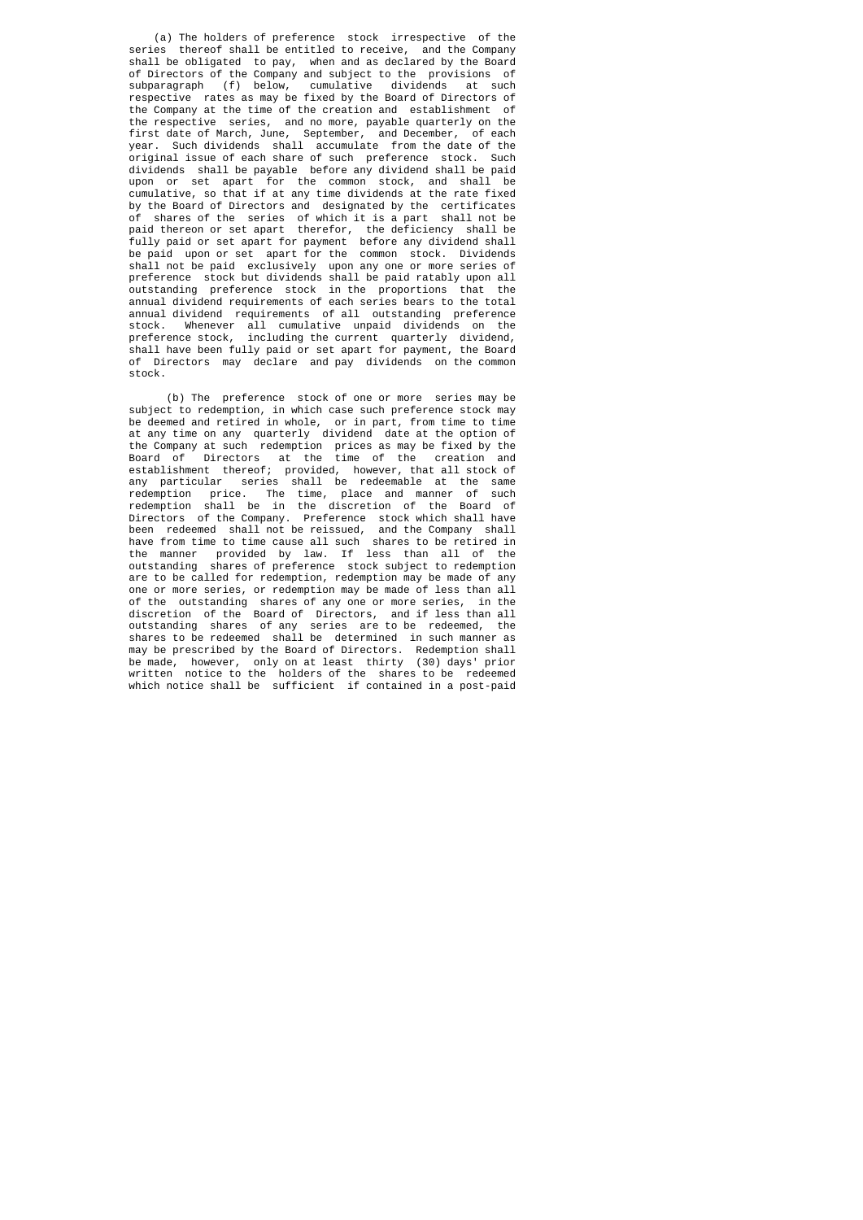(a) The holders of preference stock irrespective of the series thereof shall be entitled to receive, and the Company shall be obligated to pay, when and as declared by the Board of Directors of the Company and subject to the provisions of subparagraph (f) below, cumulative dividends at such respective rates as may be fixed by the Board of Directors of the Company at the time of the creation and establishment of the respective series, and no more, payable quarterly on the first date of March, June, September, and December, of each year. Such dividends shall accumulate from the date of the original issue of each share of such preference stock. Such dividends shall be payable before any dividend shall be paid upon or set apart for the common stock, and shall be cumulative, so that if at any time dividends at the rate fixed by the Board of Directors and designated by the certificates of shares of the series of which it is a part shall not be paid thereon or set apart therefor, the deficiency shall be fully paid or set apart for payment before any dividend shall be paid upon or set apart for the common stock. Dividends shall not be paid exclusively upon any one or more series of preference stock but dividends shall be paid ratably upon all outstanding preference stock in the proportions that the annual dividend requirements of each series bears to the total annual dividend requirements of all outstanding preference stock. Whenever all cumulative unpaid dividends on the preference stock, including the current quarterly dividend, shall have been fully paid or set apart for payment, the Board of Directors may declare and pay dividends on the common stock.

(b) The preference stock of one or more series may be subject to redemption, in which case such preference stock may be deemed and retired in whole, or in part, from time to time at any time on any quarterly dividend date at the option of the Company at such redemption prices as may be fixed by the Board of Directors at the time of the creation and establishment thereof; provided, however, that all stock of any particular series shall be redeemable at the same redemption price. The time, place and manner of such redemption shall be in the discretion of the Board of Directors of the Company. Preference stock which shall have been redeemed shall not be reissued, and the Company shall have from time to time cause all such shares to be retired in the manner provided by law. If less than all of the outstanding shares of preference stock subject to redemption are to be called for redemption, redemption may be made of any one or more series, or redemption may be made of less than all of the outstanding shares of any one or more series, in the discretion of the Board of Directors, and if less than all outstanding shares of any series are to be redeemed, the shares to be redeemed shall be determined in such manner as may be prescribed by the Board of Directors. Redemption shall be made, however, only on at least thirty (30) days' prior written notice to the holders of the shares to be redeemed which notice shall be sufficient if contained in a post-paid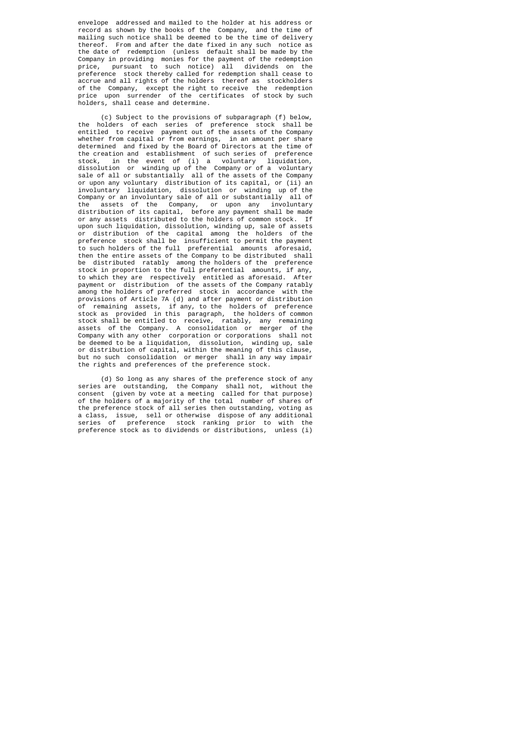envelope addressed and mailed to the holder at his address or record as shown by the books of the Company, and the time of mailing such notice shall be deemed to be the time of delivery thereof. From and after the date fixed in any such notice as the date of redemption (unless default shall be made by the Company in providing monies for the payment of the redemption price, pursuant to such notice) all dividends on the preference stock thereby called for redemption shall cease to accrue and all rights of the holders thereof as stockholders of the Company, except the right to receive the redemption price upon surrender of the certificates of stock by such holders, shall cease and determine.

(c) Subject to the provisions of subparagraph (f) below, the holders of each series of preference stock shall be entitled to receive payment out of the assets of the Company whether from capital or from earnings, in an amount per share determined and fixed by the Board of Directors at the time of the creation and establishment of such series of preference stock, in the event of (i) a voluntary liquidation, dissolution or winding up of the Company or of a voluntary sale of all or substantially all of the assets of the Company or upon any voluntary distribution of its capital, or (ii) an involuntary liquidation, dissolution or winding up of the Company or an involuntary sale of all or substantially all of the assets of the Company, or upon any involuntary distribution of its capital, before any payment shall be made or any assets distributed to the holders of common stock. If upon such liquidation, dissolution, winding up, sale of assets or distribution of the capital among the holders of the preference stock shall be insufficient to permit the payment to such holders of the full preferential amounts aforesaid, then the entire assets of the Company to be distributed shall be distributed ratably among the holders of the preference stock in proportion to the full preferential amounts, if any, to which they are respectively entitled as aforesaid. After payment or distribution of the assets of the Company ratably among the holders of preferred stock in accordance with the provisions of Article 7A (d) and after payment or distribution of remaining assets, if any, to the holders of preference stock as provided in this paragraph, the holders of common stock shall be entitled to receive, ratably, any remaining assets of the Company. A consolidation or merger of the Company with any other corporation or corporations shall not be deemed to be a liquidation, dissolution, winding up, sale or distribution of capital, within the meaning of this clause, but no such consolidation or merger shall in any way impair the rights and preferences of the preference stock.

(d) So long as any shares of the preference stock of any series are outstanding, the Company shall not, without the consent (given by vote at a meeting called for that purpose) of the holders of a majority of the total number of shares of the preference stock of all series then outstanding, voting as a class, issue, sell or otherwise dispose of any additional series of preference stock ranking prior to with the preference stock as to dividends or distributions, unless (i)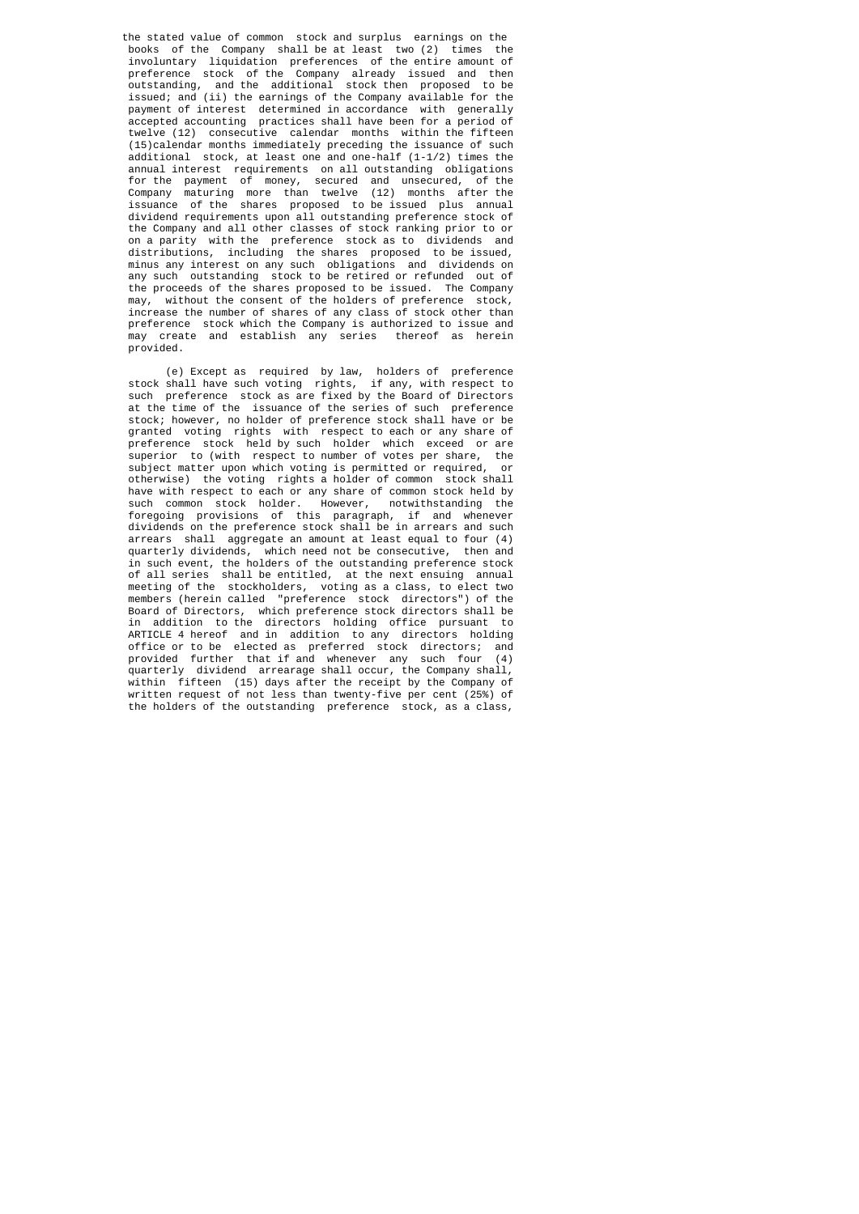the stated value of common stock and surplus earnings on the books of the Company shall be at least two (2) times the involuntary liquidation preferences of the entire amount of preference stock of the Company already issued and then outstanding, and the additional stock then proposed to be issued; and (ii) the earnings of the Company available for the payment of interest determined in accordance with generally accepted accounting practices shall have been for a period of twelve (12) consecutive calendar months within the fifteen (15)calendar months immediately preceding the issuance of such additional stock, at least one and one-half (1-1/2) times the annual interest requirements on all outstanding obligations for the payment of money, secured and unsecured, of the Company maturing more than twelve (12) months after the issuance of the shares proposed to be issued plus annual dividend requirements upon all outstanding preference stock of the Company and all other classes of stock ranking prior to or on a parity with the preference stock as to dividends and distributions, including the shares proposed to be issued, minus any interest on any such obligations and dividends on any such outstanding stock to be retired or refunded out of the proceeds of the shares proposed to be issued. The Company may, without the consent of the holders of preference stock, increase the number of shares of any class of stock other than preference stock which the Company is authorized to issue and may create and establish any series thereof as herein provided.

(e) Except as required by law, holders of preference stock shall have such voting rights, if any, with respect to such preference stock as are fixed by the Board of Directors at the time of the issuance of the series of such preference stock; however, no holder of preference stock shall have or be granted voting rights with respect to each or any share of preference stock held by such holder which exceed or are superior to (with respect to number of votes per share, the subject matter upon which voting is permitted or required, or otherwise) the voting rights a holder of common stock shall have with respect to each or any share of common stock held by such common stock holder. However, notwithstanding the foregoing provisions of this paragraph, if and whenever dividends on the preference stock shall be in arrears and such arrears shall aggregate an amount at least equal to four (4) quarterly dividends, which need not be consecutive, then and in such event, the holders of the outstanding preference stock of all series shall be entitled, at the next ensuing annual meeting of the stockholders, voting as a class, to elect two members (herein called "preference stock directors") of the Board of Directors, which preference stock directors shall be in addition to the directors holding office pursuant to ARTICLE 4 hereof and in addition to any directors holding office or to be elected as preferred stock directors; and provided further that if and whenever any such four (4) quarterly dividend arrearage shall occur, the Company shall, within fifteen (15) days after the receipt by the Company of written request of not less than twenty-five per cent (25%) of the holders of the outstanding preference stock, as a class,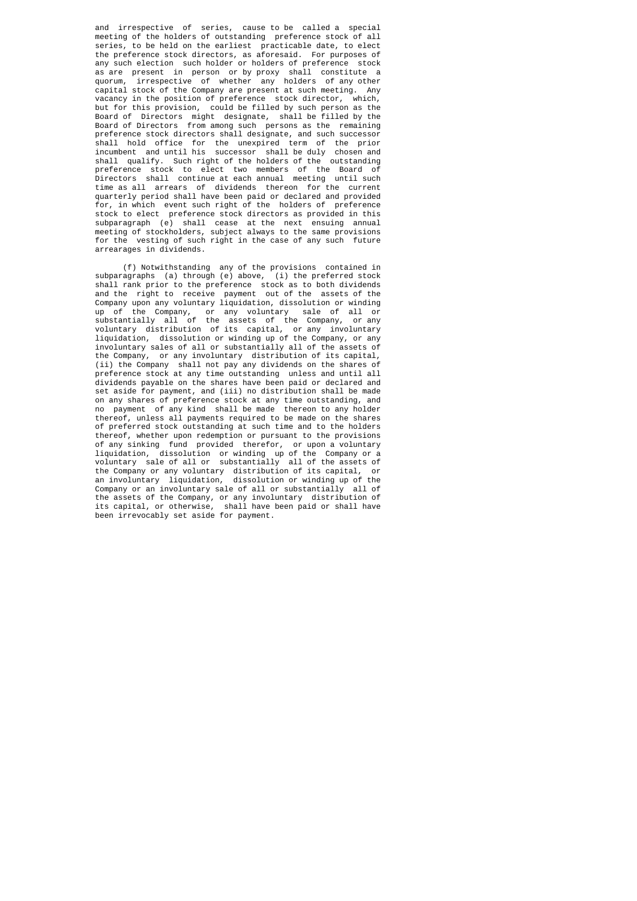and irrespective of series, cause to be called a special meeting of the holders of outstanding preference stock of all series, to be held on the earliest practicable date, to elect the preference stock directors, as aforesaid. For purposes of any such election such holder or holders of preference stock as are present in person or by proxy shall constitute a quorum, irrespective of whether any holders of any other capital stock of the Company are present at such meeting. Any vacancy in the position of preference stock director, which, but for this provision, could be filled by such person as the Board of Directors might designate, shall be filled by the Board of Directors from among such persons as the remaining preference stock directors shall designate, and such successor shall hold office for the unexpired term of the prior incumbent and until his successor shall be duly chosen and shall qualify. Such right of the holders of the outstanding preference stock to elect two members of the Board of Directors shall continue at each annual meeting until such time as all arrears of dividends thereon for the current quarterly period shall have been paid or declared and provided for, in which event such right of the holders of preference stock to elect preference stock directors as provided in this subparagraph (e) shall cease at the next ensuing annual meeting of stockholders, subject always to the same provisions for the vesting of such right in the case of any such future arrearages in dividends.

(f) Notwithstanding any of the provisions contained in subparagraphs (a) through (e) above, (i) the preferred stock shall rank prior to the preference stock as to both dividends and the right to receive payment out of the assets of the Company upon any voluntary liquidation, dissolution or winding up of the Company, or any voluntary sale of all or substantially all of the assets of the Company, or any voluntary distribution of its capital, or any involuntary liquidation, dissolution or winding up of the Company, or any involuntary sales of all or substantially all of the assets of the Company, or any involuntary distribution of its capital, (ii) the Company shall not pay any dividends on the shares of preference stock at any time outstanding unless and until all dividends payable on the shares have been paid or declared and set aside for payment, and (iii) no distribution shall be made on any shares of preference stock at any time outstanding, and no payment of any kind shall be made thereon to any holder thereof, unless all payments required to be made on the shares of preferred stock outstanding at such time and to the holders thereof, whether upon redemption or pursuant to the provisions of any sinking fund provided therefor, or upon a voluntary liquidation, dissolution or winding up of the Company or a voluntary sale of all or substantially all of the assets of the Company or any voluntary distribution of its capital, or an involuntary liquidation, dissolution or winding up of the Company or an involuntary sale of all or substantially all of the assets of the Company, or any involuntary distribution of its capital, or otherwise, shall have been paid or shall have been irrevocably set aside for payment.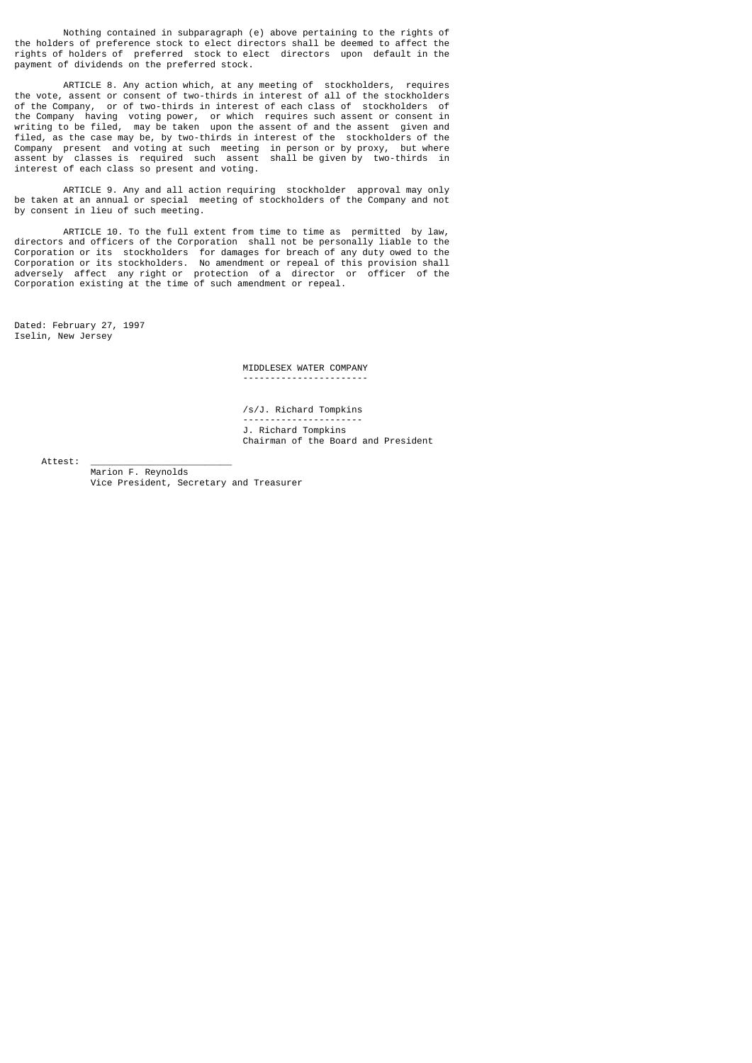Nothing contained in subparagraph (e) above pertaining to the rights of the holders of preference stock to elect directors shall be deemed to affect the rights of holders of preferred stock to elect directors upon default in the payment of dividends on the preferred stock.

ARTICLE 8. Any action which, at any meeting of stockholders, requires the vote, assent or consent of two-thirds in interest of all of the stockholders of the Company, or of two-thirds in interest of each class of stockholders of the Company having voting power, or which requires such assent or consent in writing to be filed, may be taken upon the assent of and the assent given and filed, as the case may be, by two-thirds in interest of the stockholders of the Company present and voting at such meeting in person or by proxy, but where assent by classes is required such assent shall be given by two-thirds in interest of each class so present and voting.

ARTICLE 9. Any and all action requiring stockholder approval may only be taken at an annual or special meeting of stockholders of the Company and not by consent in lieu of such meeting.

ARTICLE 10. To the full extent from time to time as permitted by law, directors and officers of the Corporation shall not be personally liable to the Corporation or its stockholders for damages for breach of any duty owed to the Corporation or its stockholders. No amendment or repeal of this provision shall adversely affect any right or protection of a director or officer of the Corporation existing at the time of such amendment or repeal.

Dated: February 27, 1997
Iselin, New Jersey

MIDDLESEX WATER COMPANY

/s/J. Richard Tompkins

J. Richard Tompkins
Chairman of the Board and President

Attest: \_\_\_\_\_\_\_\_\_\_\_\_\_\_\_\_\_\_\_\_\_\_\_\_\_

Marion F. Reynolds
Vice President, Secretary and Treasurer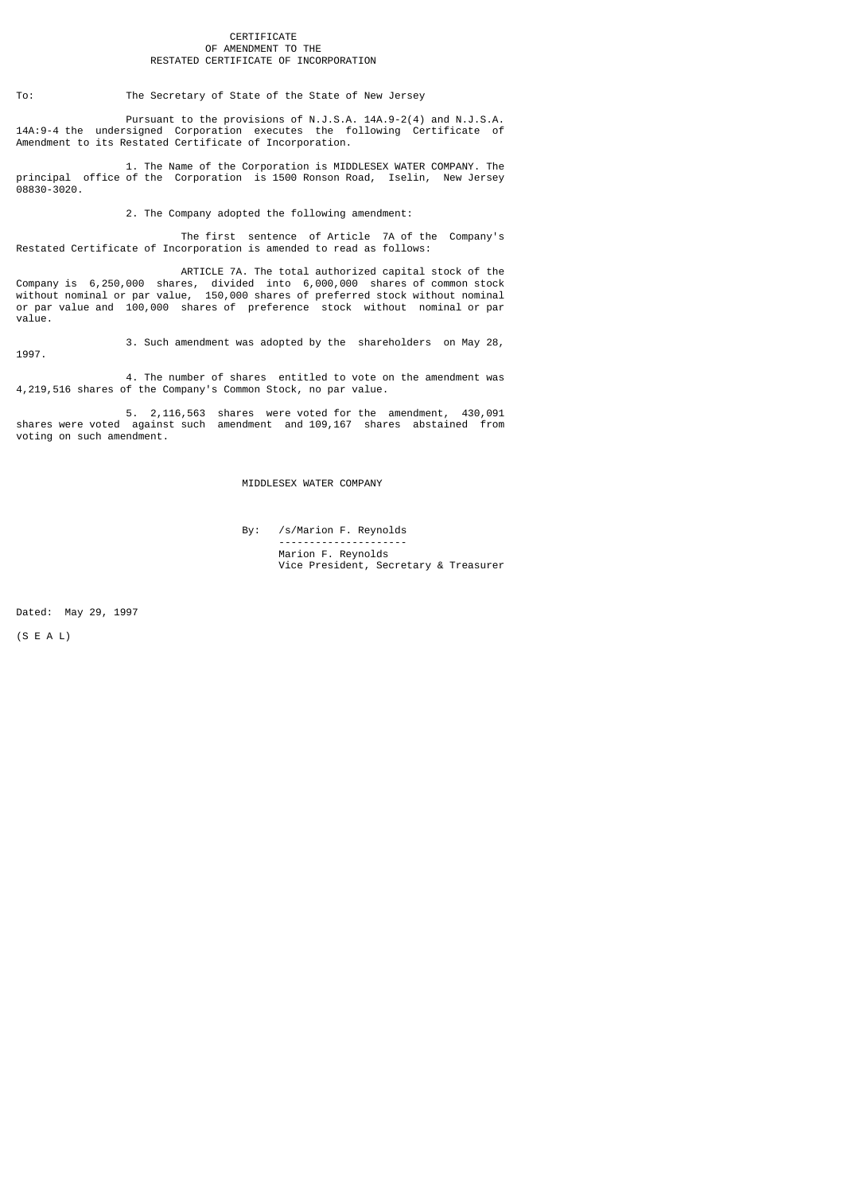# CERTIFICATE
## OF AMENDMENT TO THE
## RESTATED CERTIFICATE OF INCORPORATION

To: The Secretary of State of the State of New Jersey

Pursuant to the provisions of N.J.S.A. 14A.9-2(4) and N.J.S.A. 14A:9-4 the undersigned Corporation executes the following Certificate of Amendment to its Restated Certificate of Incorporation.

1. The Name of the Corporation is MIDDLESEX WATER COMPANY. The principal office of the Corporation is 1500 Ronson Road, Iselin, New Jersey 08830-3020.

2. The Company adopted the following amendment:

The first sentence of Article 7A of the Company's Restated Certificate of Incorporation is amended to read as follows:

ARTICLE 7A. The total authorized capital stock of the Company is 6,250,000 shares, divided into 6,000,000 shares of common stock without nominal or par value, 150,000 shares of preferred stock without nominal or par value and 100,000 shares of preference stock without nominal or par value.

3. Such amendment was adopted by the shareholders on May 28, 1997.

4. The number of shares entitled to vote on the amendment was 4,219,516 shares of the Company's Common Stock, no par value.

5. 2,116,563 shares were voted for the amendment, 430,091 shares were voted against such amendment and 109,167 shares abstained from voting on such amendment.

MIDDLESEX WATER COMPANY

By: /s/Marion F. Reynolds

Marion F. Reynolds
Vice President, Secretary & Treasurer

Dated: May 29, 1997

(S E A L)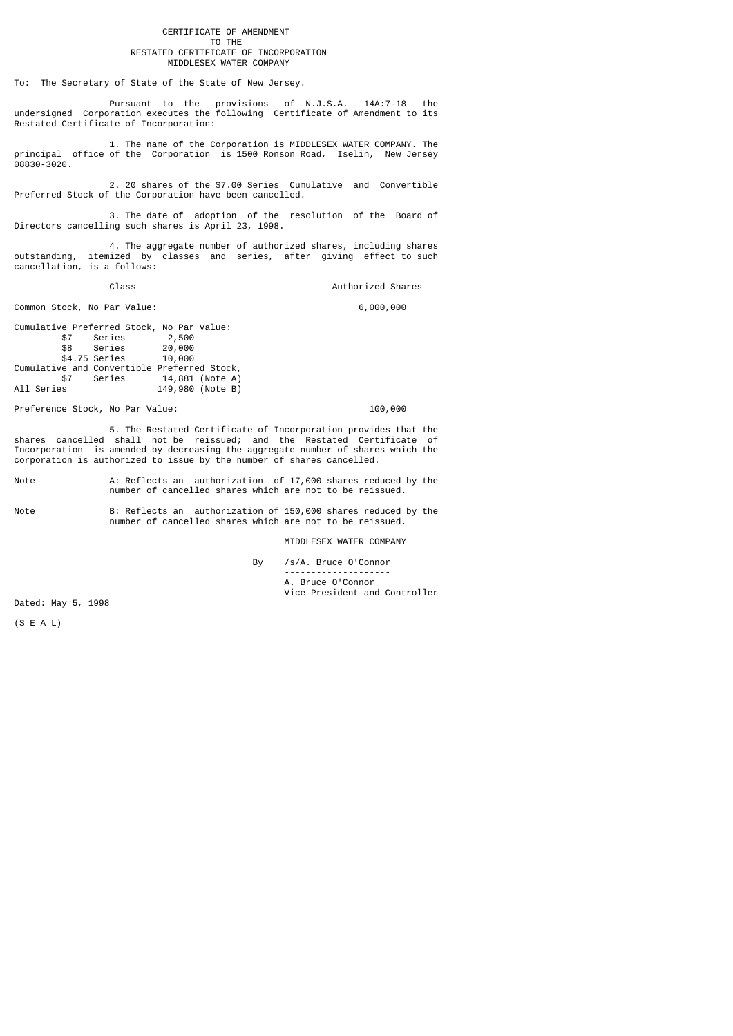# CERTIFICATE OF AMENDMENT
## TO THE
## RESTATED CERTIFICATE OF INCORPORATION
## MIDDLESEX WATER COMPANY

To: The Secretary of State of the State of New Jersey.

Pursuant to the provisions of N.J.S.A. 14A:7-18 the undersigned Corporation executes the following Certificate of Amendment to its Restated Certificate of Incorporation:

1. The name of the Corporation is MIDDLESEX WATER COMPANY. The principal office of the Corporation is 1500 Ronson Road, Iselin, New Jersey 08830-3020.

2. 20 shares of the $7.00 Series Cumulative and Convertible Preferred Stock of the Corporation have been cancelled.

3. The date of adoption of the resolution of the Board of Directors cancelling such shares is April 23, 1998.

4. The aggregate number of authorized shares, including shares outstanding, itemized by classes and series, after giving effect to such cancellation, is a follows:

| Class | | Authorized Shares |
|---|---|---|
| Common Stock, No Par Value: | | 6,000,000 |
| Cumulative Preferred Stock, No Par Value: | | |
| $7 Series | 2,500 | |
| $8 Series | 20,000 | |
| $4.75 Series | 10,000 | |
| Cumulative and Convertible Preferred Stock, | | |
| $7 Series | 14,881 (Note A) | |
| All Series | 149,980 (Note B) | |
| Preference Stock, No Par Value: | | 100,000 |

5. The Restated Certificate of Incorporation provides that the shares cancelled shall not be reissued; and the Restated Certificate of Incorporation is amended by decreasing the aggregate number of shares which the corporation is authorized to issue by the number of shares cancelled.

Note A: Reflects an authorization of 17,000 shares reduced by the number of cancelled shares which are not to be reissued.

Note B: Reflects an authorization of 150,000 shares reduced by the number of cancelled shares which are not to be reissued.

MIDDLESEX WATER COMPANY

By /s/A. Bruce O'Connor
--------------------
A. Bruce O'Connor
Vice President and Controller

Dated: May 5, 1998

(S E A L)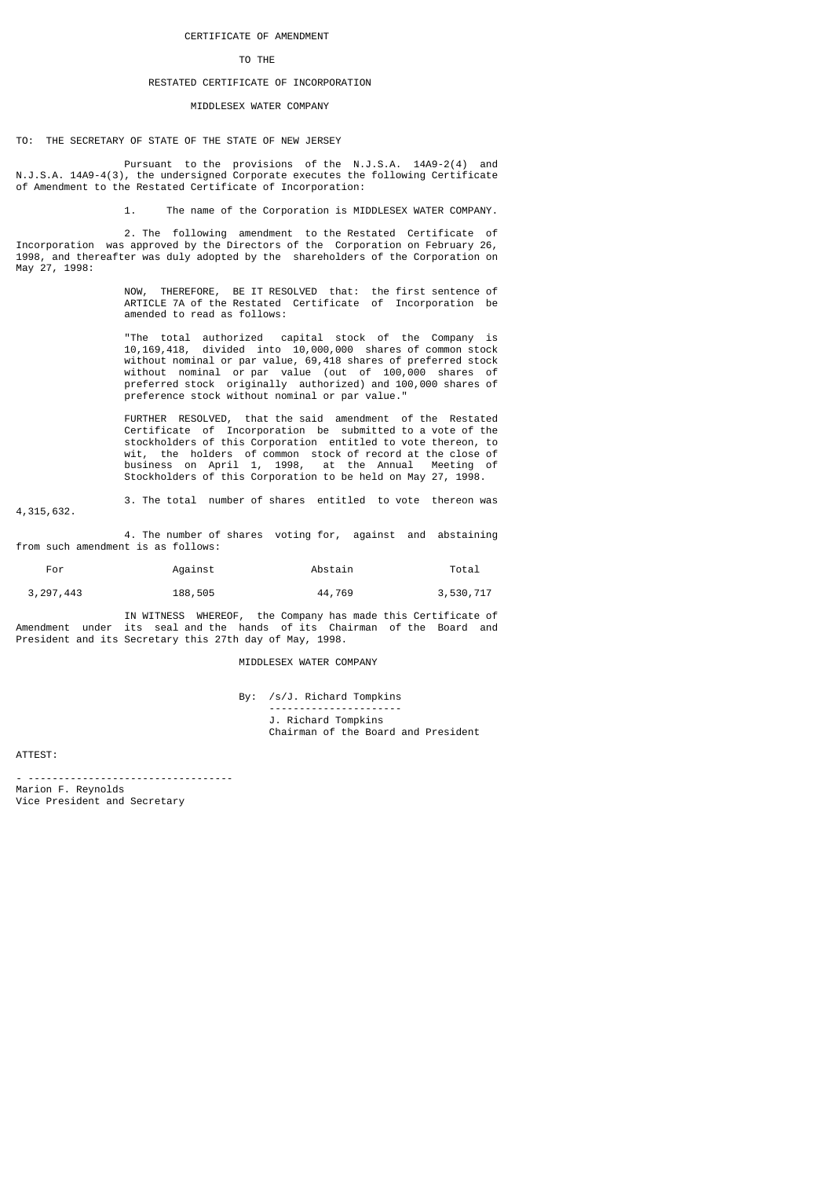# CERTIFICATE OF AMENDMENT

## TO THE

## RESTATED CERTIFICATE OF INCORPORATION

## MIDDLESEX WATER COMPANY

TO: THE SECRETARY OF STATE OF THE STATE OF NEW JERSEY

Pursuant to the provisions of the N.J.S.A. 14A9-2(4) and N.J.S.A. 14A9-4(3), the undersigned Corporate executes the following Certificate of Amendment to the Restated Certificate of Incorporation:

1. The name of the Corporation is MIDDLESEX WATER COMPANY.

2. The following amendment to the Restated Certificate of Incorporation was approved by the Directors of the Corporation on February 26, 1998, and thereafter was duly adopted by the shareholders of the Corporation on May 27, 1998:

> NOW, THEREFORE, BE IT RESOLVED that: the first sentence of ARTICLE 7A of the Restated Certificate of Incorporation be amended to read as follows:
>
> "The total authorized capital stock of the Company is 10,169,418, divided into 10,000,000 shares of common stock without nominal or par value, 69,418 shares of preferred stock without nominal or par value (out of 100,000 shares of preferred stock originally authorized) and 100,000 shares of preference stock without nominal or par value."
>
> FURTHER RESOLVED, that the said amendment of the Restated Certificate of Incorporation be submitted to a vote of the stockholders of this Corporation entitled to vote thereon, to wit, the holders of common stock of record at the close of business on April 1, 1998, at the Annual Meeting of Stockholders of this Corporation to be held on May 27, 1998.

3. The total number of shares entitled to vote thereon was 4,315,632.

4. The number of shares voting for, against and abstaining from such amendment is as follows:

| For | Against | Abstain | Total |
|---|---|---|---|
| 3,297,443 | 188,505 | 44,769 | 3,530,717 |

IN WITNESS WHEREOF, the Company has made this Certificate of Amendment under its seal and the hands of its Chairman of the Board and President and its Secretary this 27th day of May, 1998.

MIDDLESEX WATER COMPANY

By: /s/J. Richard Tompkins

---

J. Richard Tompkins
Chairman of the Board and President

ATTEST:

---

Marion F. Reynolds
Vice President and Secretary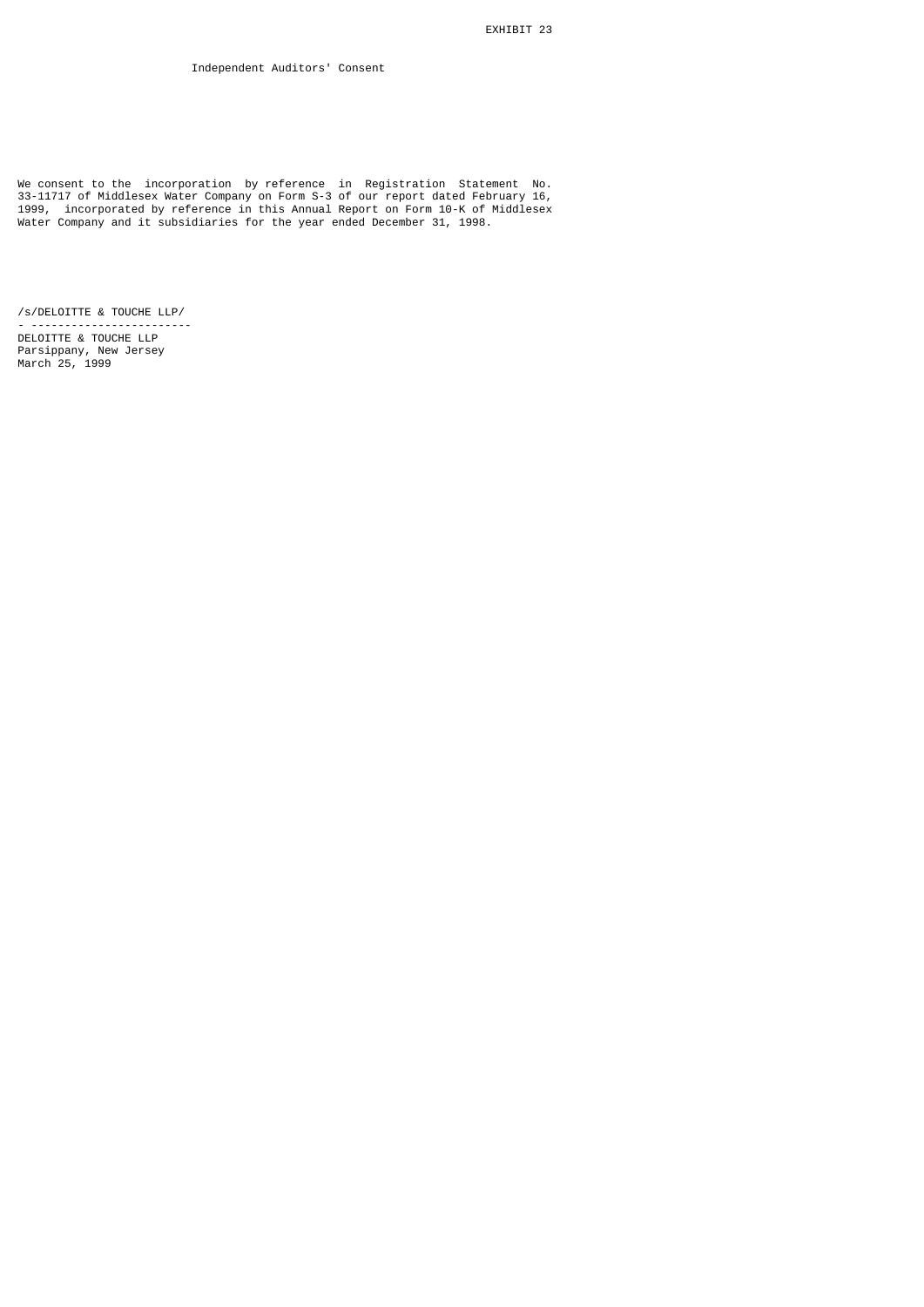EXHIBIT 23

# Independent Auditors' Consent

We consent to the incorporation by reference in Registration Statement No. 33-11717 of Middlesex Water Company on Form S-3 of our report dated February 16, 1999, incorporated by reference in this Annual Report on Form 10-K of Middlesex Water Company and it subsidiaries for the year ended December 31, 1998.

/s/DELOITTE & TOUCHE LLP/

DELOITTE & TOUCHE LLP
Parsippany, New Jersey
March 25, 1999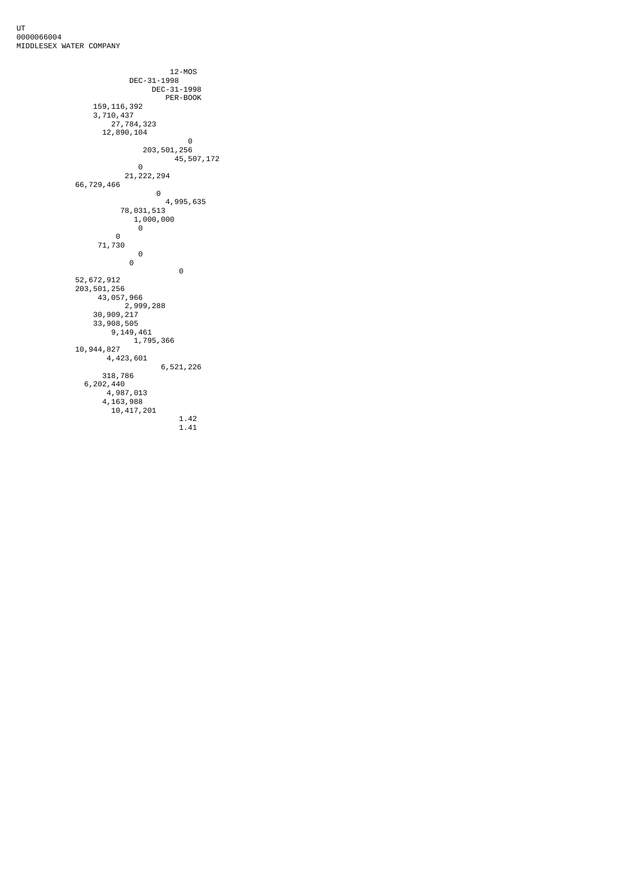UT
0000066004
MIDDLESEX WATER COMPANY

```
                              12-MOS
                     DEC-31-1998
                          DEC-31-1998
                             PER-BOOK
               159,116,392
               3,710,437
                   27,784,323
                 12,890,104
                                        0
                          203,501,256
                                 45,507,172
                              0
                         21,222,294
         66,729,466
                                  0
                                    4,995,635
                         78,031,513
                            1,000,000
                              0
                         0
                71,730
                              0
                            0
                                       0
         52,672,912
         203,501,256
                43,057,966
                        2,999,288
               30,909,217
               33,908,505
                     9,149,461
                        1,795,366
         10,944,827
                  4,423,601
                                  6,521,226
                 318,786
            6,202,440
                  4,987,013
                 4,163,988
                   10,417,201
                                        1.42
                                        1.41
```